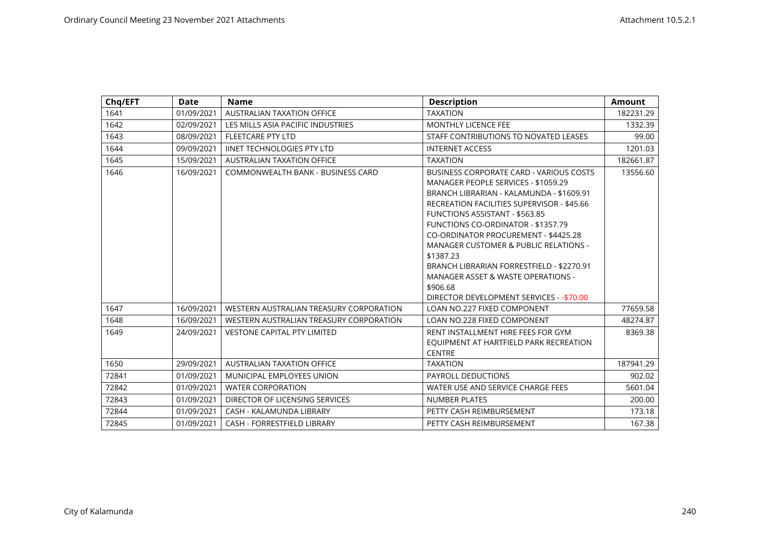| Chq/EFT | Date | Name | Description | Amount |
|---|---|---|---|---|
| 1641 | 01/09/2021 | AUSTRALIAN TAXATION OFFICE | TAXATION | 182231.29 |
| 1642 | 02/09/2021 | LES MILLS ASIA PACIFIC INDUSTRIES | MONTHLY LICENCE FEE | 1332.39 |
| 1643 | 08/09/2021 | FLEETCARE PTY LTD | STAFF CONTRIBUTIONS TO NOVATED LEASES | 99.00 |
| 1644 | 09/09/2021 | IINET TECHNOLOGIES PTY LTD | INTERNET ACCESS | 1201.03 |
| 1645 | 15/09/2021 | AUSTRALIAN TAXATION OFFICE | TAXATION | 182661.87 |
| 1646 | 16/09/2021 | COMMONWEALTH BANK - BUSINESS CARD | BUSINESS CORPORATE CARD - VARIOUS COSTS MANAGER PEOPLE SERVICES - $1059.29 BRANCH LIBRARIAN - KALAMUNDA - $1609.91 RECREATION FACILITIES SUPERVISOR - $45.66 FUNCTIONS ASSISTANT - $563.85 FUNCTIONS CO-ORDINATOR - $1357.79 CO-ORDINATOR PROCUREMENT - $4425.28 MANAGER CUSTOMER & PUBLIC RELATIONS - $1387.23 BRANCH LIBRARIAN FORRESTFIELD - $2270.91 MANAGER ASSET & WASTE OPERATIONS - $906.68 DIRECTOR DEVELOPMENT SERVICES - -$70.00 | 13556.60 |
| 1647 | 16/09/2021 | WESTERN AUSTRALIAN TREASURY CORPORATION | LOAN NO.227 FIXED COMPONENT | 77659.58 |
| 1648 | 16/09/2021 | WESTERN AUSTRALIAN TREASURY CORPORATION | LOAN NO.228 FIXED COMPONENT | 48274.87 |
| 1649 | 24/09/2021 | VESTONE CAPITAL PTY LIMITED | RENT INSTALLMENT HIRE FEES FOR GYM EQUIPMENT AT HARTFIELD PARK RECREATION CENTRE | 8369.38 |
| 1650 | 29/09/2021 | AUSTRALIAN TAXATION OFFICE | TAXATION | 187941.29 |
| 72841 | 01/09/2021 | MUNICIPAL EMPLOYEES UNION | PAYROLL DEDUCTIONS | 902.02 |
| 72842 | 01/09/2021 | WATER CORPORATION | WATER USE AND SERVICE CHARGE FEES | 5601.04 |
| 72843 | 01/09/2021 | DIRECTOR OF LICENSING SERVICES | NUMBER PLATES | 200.00 |
| 72844 | 01/09/2021 | CASH - KALAMUNDA LIBRARY | PETTY CASH REIMBURSEMENT | 173.18 |
| 72845 | 01/09/2021 | CASH - FORRESTFIELD LIBRARY | PETTY CASH REIMBURSEMENT | 167.38 |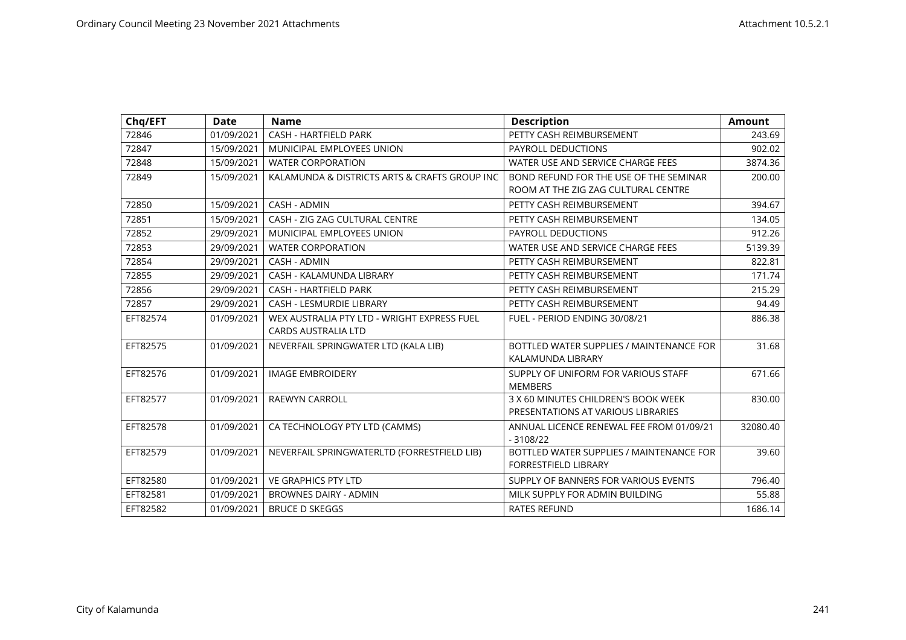| Chq/EFT | Date | Name | Description | Amount |
|---|---|---|---|---|
| 72846 | 01/09/2021 | CASH - HARTFIELD PARK | PETTY CASH REIMBURSEMENT | 243.69 |
| 72847 | 15/09/2021 | MUNICIPAL EMPLOYEES UNION | PAYROLL DEDUCTIONS | 902.02 |
| 72848 | 15/09/2021 | WATER CORPORATION | WATER USE AND SERVICE CHARGE FEES | 3874.36 |
| 72849 | 15/09/2021 | KALAMUNDA & DISTRICTS ARTS & CRAFTS GROUP INC | BOND REFUND FOR THE USE OF THE SEMINAR ROOM AT THE ZIG ZAG CULTURAL CENTRE | 200.00 |
| 72850 | 15/09/2021 | CASH - ADMIN | PETTY CASH REIMBURSEMENT | 394.67 |
| 72851 | 15/09/2021 | CASH - ZIG ZAG CULTURAL CENTRE | PETTY CASH REIMBURSEMENT | 134.05 |
| 72852 | 29/09/2021 | MUNICIPAL EMPLOYEES UNION | PAYROLL DEDUCTIONS | 912.26 |
| 72853 | 29/09/2021 | WATER CORPORATION | WATER USE AND SERVICE CHARGE FEES | 5139.39 |
| 72854 | 29/09/2021 | CASH - ADMIN | PETTY CASH REIMBURSEMENT | 822.81 |
| 72855 | 29/09/2021 | CASH - KALAMUNDA LIBRARY | PETTY CASH REIMBURSEMENT | 171.74 |
| 72856 | 29/09/2021 | CASH - HARTFIELD PARK | PETTY CASH REIMBURSEMENT | 215.29 |
| 72857 | 29/09/2021 | CASH - LESMURDIE LIBRARY | PETTY CASH REIMBURSEMENT | 94.49 |
| EFT82574 | 01/09/2021 | WEX AUSTRALIA PTY LTD - WRIGHT EXPRESS FUEL CARDS AUSTRALIA LTD | FUEL - PERIOD ENDING 30/08/21 | 886.38 |
| EFT82575 | 01/09/2021 | NEVERFAIL SPRINGWATER LTD (KALA LIB) | BOTTLED WATER SUPPLIES / MAINTENANCE FOR KALAMUNDA LIBRARY | 31.68 |
| EFT82576 | 01/09/2021 | IMAGE EMBROIDERY | SUPPLY OF UNIFORM FOR VARIOUS STAFF MEMBERS | 671.66 |
| EFT82577 | 01/09/2021 | RAEWYN CARROLL | 3 X 60 MINUTES CHILDREN'S BOOK WEEK PRESENTATIONS AT VARIOUS LIBRARIES | 830.00 |
| EFT82578 | 01/09/2021 | CA TECHNOLOGY PTY LTD (CAMMS) | ANNUAL LICENCE RENEWAL FEE FROM 01/09/21 - 3108/22 | 32080.40 |
| EFT82579 | 01/09/2021 | NEVERFAIL SPRINGWATERLTD (FORRESTFIELD LIB) | BOTTLED WATER SUPPLIES / MAINTENANCE FOR FORRESTFIELD LIBRARY | 39.60 |
| EFT82580 | 01/09/2021 | VE GRAPHICS PTY LTD | SUPPLY OF BANNERS FOR VARIOUS EVENTS | 796.40 |
| EFT82581 | 01/09/2021 | BROWNES DAIRY - ADMIN | MILK SUPPLY FOR ADMIN BUILDING | 55.88 |
| EFT82582 | 01/09/2021 | BRUCE D SKEGGS | RATES REFUND | 1686.14 |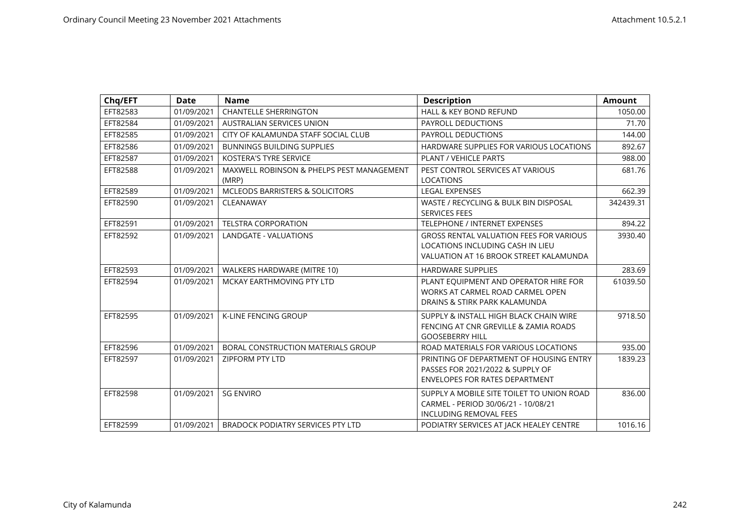| Chq/EFT | Date | Name | Description | Amount |
|---|---|---|---|---|
| EFT82583 | 01/09/2021 | CHANTELLE SHERRINGTON | HALL & KEY BOND REFUND | 1050.00 |
| EFT82584 | 01/09/2021 | AUSTRALIAN SERVICES UNION | PAYROLL DEDUCTIONS | 71.70 |
| EFT82585 | 01/09/2021 | CITY OF KALAMUNDA STAFF SOCIAL CLUB | PAYROLL DEDUCTIONS | 144.00 |
| EFT82586 | 01/09/2021 | BUNNINGS BUILDING SUPPLIES | HARDWARE SUPPLIES FOR VARIOUS LOCATIONS | 892.67 |
| EFT82587 | 01/09/2021 | KOSTERA'S TYRE SERVICE | PLANT / VEHICLE PARTS | 988.00 |
| EFT82588 | 01/09/2021 | MAXWELL ROBINSON & PHELPS PEST MANAGEMENT (MRP) | PEST CONTROL SERVICES AT VARIOUS LOCATIONS | 681.76 |
| EFT82589 | 01/09/2021 | MCLEODS BARRISTERS & SOLICITORS | LEGAL EXPENSES | 662.39 |
| EFT82590 | 01/09/2021 | CLEANAWAY | WASTE / RECYCLING & BULK BIN DISPOSAL SERVICES FEES | 342439.31 |
| EFT82591 | 01/09/2021 | TELSTRA CORPORATION | TELEPHONE / INTERNET EXPENSES | 894.22 |
| EFT82592 | 01/09/2021 | LANDGATE - VALUATIONS | GROSS RENTAL VALUATION FEES FOR VARIOUS LOCATIONS INCLUDING CASH IN LIEU VALUATION AT 16 BROOK STREET KALAMUNDA | 3930.40 |
| EFT82593 | 01/09/2021 | WALKERS HARDWARE (MITRE 10) | HARDWARE SUPPLIES | 283.69 |
| EFT82594 | 01/09/2021 | MCKAY EARTHMOVING PTY LTD | PLANT EQUIPMENT AND OPERATOR HIRE FOR WORKS AT CARMEL ROAD CARMEL OPEN DRAINS & STIRK PARK KALAMUNDA | 61039.50 |
| EFT82595 | 01/09/2021 | K-LINE FENCING GROUP | SUPPLY & INSTALL HIGH BLACK CHAIN WIRE FENCING AT CNR GREVILLE & ZAMIA ROADS GOOSEBERRY HILL | 9718.50 |
| EFT82596 | 01/09/2021 | BORAL CONSTRUCTION MATERIALS GROUP | ROAD MATERIALS FOR VARIOUS LOCATIONS | 935.00 |
| EFT82597 | 01/09/2021 | ZIPFORM PTY LTD | PRINTING OF DEPARTMENT OF HOUSING ENTRY PASSES FOR 2021/2022 & SUPPLY OF ENVELOPES FOR RATES DEPARTMENT | 1839.23 |
| EFT82598 | 01/09/2021 | SG ENVIRO | SUPPLY A MOBILE SITE TOILET TO UNION ROAD CARMEL - PERIOD 30/06/21 - 10/08/21 INCLUDING REMOVAL FEES | 836.00 |
| EFT82599 | 01/09/2021 | BRADOCK PODIATRY SERVICES PTY LTD | PODIATRY SERVICES AT JACK HEALEY CENTRE | 1016.16 |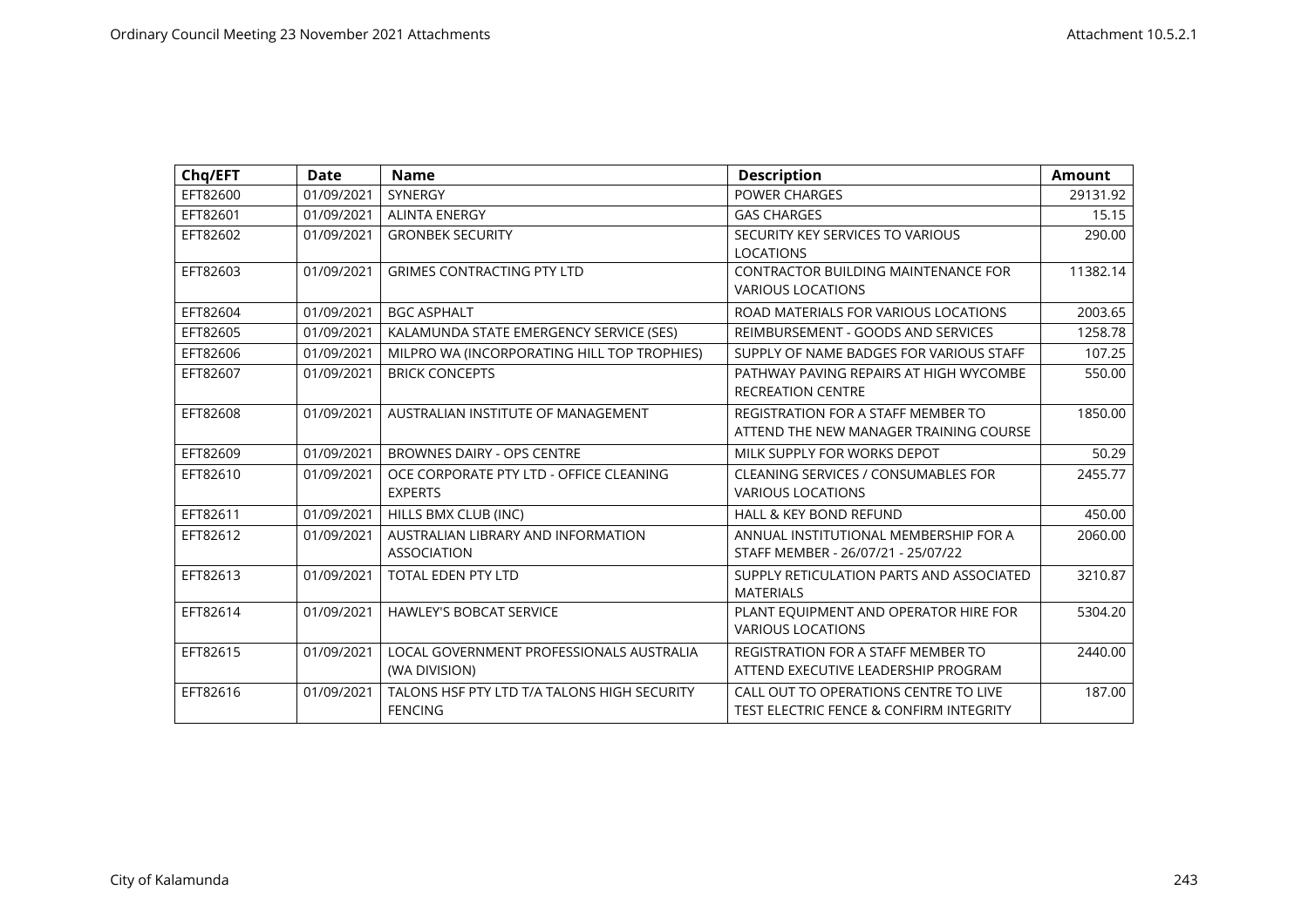| Chq/EFT | Date | Name | Description | Amount |
|---|---|---|---|---|
| EFT82600 | 01/09/2021 | SYNERGY | POWER CHARGES | 29131.92 |
| EFT82601 | 01/09/2021 | ALINTA ENERGY | GAS CHARGES | 15.15 |
| EFT82602 | 01/09/2021 | GRONBEK SECURITY | SECURITY KEY SERVICES TO VARIOUS LOCATIONS | 290.00 |
| EFT82603 | 01/09/2021 | GRIMES CONTRACTING PTY LTD | CONTRACTOR BUILDING MAINTENANCE FOR VARIOUS LOCATIONS | 11382.14 |
| EFT82604 | 01/09/2021 | BGC ASPHALT | ROAD MATERIALS FOR VARIOUS LOCATIONS | 2003.65 |
| EFT82605 | 01/09/2021 | KALAMUNDA STATE EMERGENCY SERVICE (SES) | REIMBURSEMENT - GOODS AND SERVICES | 1258.78 |
| EFT82606 | 01/09/2021 | MILPRO WA (INCORPORATING HILL TOP TROPHIES) | SUPPLY OF NAME BADGES FOR VARIOUS STAFF | 107.25 |
| EFT82607 | 01/09/2021 | BRICK CONCEPTS | PATHWAY PAVING REPAIRS AT HIGH WYCOMBE RECREATION CENTRE | 550.00 |
| EFT82608 | 01/09/2021 | AUSTRALIAN INSTITUTE OF MANAGEMENT | REGISTRATION FOR A STAFF MEMBER TO ATTEND THE NEW MANAGER TRAINING COURSE | 1850.00 |
| EFT82609 | 01/09/2021 | BROWNES DAIRY - OPS CENTRE | MILK SUPPLY FOR WORKS DEPOT | 50.29 |
| EFT82610 | 01/09/2021 | OCE CORPORATE PTY LTD - OFFICE CLEANING EXPERTS | CLEANING SERVICES / CONSUMABLES FOR VARIOUS LOCATIONS | 2455.77 |
| EFT82611 | 01/09/2021 | HILLS BMX CLUB (INC) | HALL & KEY BOND REFUND | 450.00 |
| EFT82612 | 01/09/2021 | AUSTRALIAN LIBRARY AND INFORMATION ASSOCIATION | ANNUAL INSTITUTIONAL MEMBERSHIP FOR A STAFF MEMBER - 26/07/21 - 25/07/22 | 2060.00 |
| EFT82613 | 01/09/2021 | TOTAL EDEN PTY LTD | SUPPLY RETICULATION PARTS AND ASSOCIATED MATERIALS | 3210.87 |
| EFT82614 | 01/09/2021 | HAWLEY'S BOBCAT SERVICE | PLANT EQUIPMENT AND OPERATOR HIRE FOR VARIOUS LOCATIONS | 5304.20 |
| EFT82615 | 01/09/2021 | LOCAL GOVERNMENT PROFESSIONALS AUSTRALIA (WA DIVISION) | REGISTRATION FOR A STAFF MEMBER TO ATTEND EXECUTIVE LEADERSHIP PROGRAM | 2440.00 |
| EFT82616 | 01/09/2021 | TALONS HSF PTY LTD T/A TALONS HIGH SECURITY FENCING | CALL OUT TO OPERATIONS CENTRE TO LIVE TEST ELECTRIC FENCE & CONFIRM INTEGRITY | 187.00 |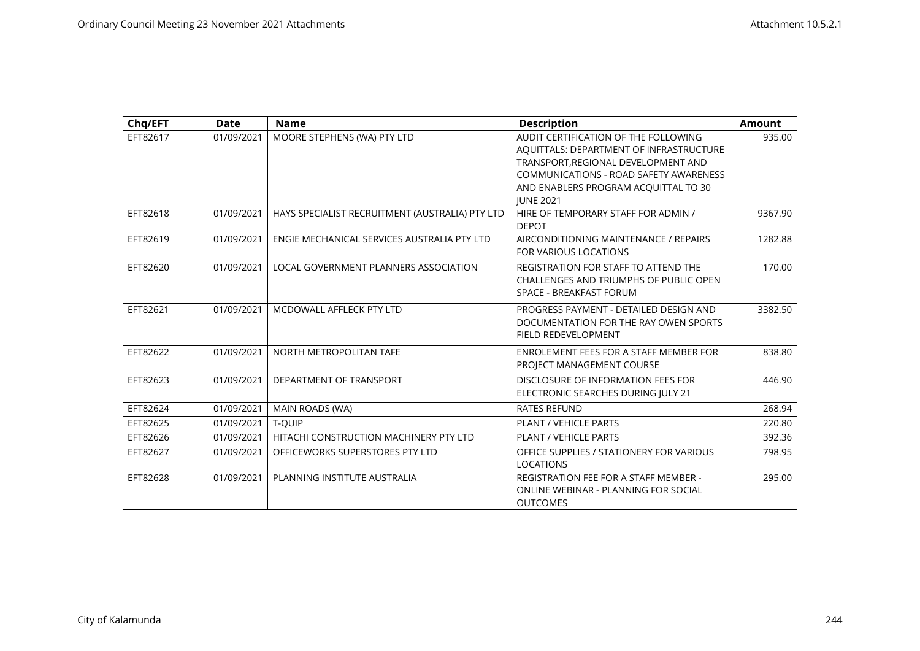| Chq/EFT | Date | Name | Description | Amount |
|---|---|---|---|---|
| EFT82617 | 01/09/2021 | MOORE STEPHENS (WA) PTY LTD | AUDIT CERTIFICATION OF THE FOLLOWING AQUITTALS: DEPARTMENT OF INFRASTRUCTURE TRANSPORT,REGIONAL DEVELOPMENT AND COMMUNICATIONS - ROAD SAFETY AWARENESS AND ENABLERS PROGRAM ACQUITTAL TO 30 JUNE 2021 | 935.00 |
| EFT82618 | 01/09/2021 | HAYS SPECIALIST RECRUITMENT (AUSTRALIA) PTY LTD | HIRE OF TEMPORARY STAFF FOR ADMIN / DEPOT | 9367.90 |
| EFT82619 | 01/09/2021 | ENGIE MECHANICAL SERVICES AUSTRALIA PTY LTD | AIRCONDITIONING MAINTENANCE / REPAIRS FOR VARIOUS LOCATIONS | 1282.88 |
| EFT82620 | 01/09/2021 | LOCAL GOVERNMENT PLANNERS ASSOCIATION | REGISTRATION FOR STAFF TO ATTEND THE CHALLENGES AND TRIUMPHS OF PUBLIC OPEN SPACE - BREAKFAST FORUM | 170.00 |
| EFT82621 | 01/09/2021 | MCDOWALL AFFLECK PTY LTD | PROGRESS PAYMENT - DETAILED DESIGN AND DOCUMENTATION FOR THE RAY OWEN SPORTS FIELD REDEVELOPMENT | 3382.50 |
| EFT82622 | 01/09/2021 | NORTH METROPOLITAN TAFE | ENROLEMENT FEES FOR A STAFF MEMBER FOR PROJECT MANAGEMENT COURSE | 838.80 |
| EFT82623 | 01/09/2021 | DEPARTMENT OF TRANSPORT | DISCLOSURE OF INFORMATION FEES FOR ELECTRONIC SEARCHES DURING JULY 21 | 446.90 |
| EFT82624 | 01/09/2021 | MAIN ROADS (WA) | RATES REFUND | 268.94 |
| EFT82625 | 01/09/2021 | T-QUIP | PLANT / VEHICLE PARTS | 220.80 |
| EFT82626 | 01/09/2021 | HITACHI CONSTRUCTION MACHINERY PTY LTD | PLANT / VEHICLE PARTS | 392.36 |
| EFT82627 | 01/09/2021 | OFFICEWORKS SUPERSTORES PTY LTD | OFFICE SUPPLIES / STATIONERY FOR VARIOUS LOCATIONS | 798.95 |
| EFT82628 | 01/09/2021 | PLANNING INSTITUTE AUSTRALIA | REGISTRATION FEE FOR A STAFF MEMBER - ONLINE WEBINAR - PLANNING FOR SOCIAL OUTCOMES | 295.00 |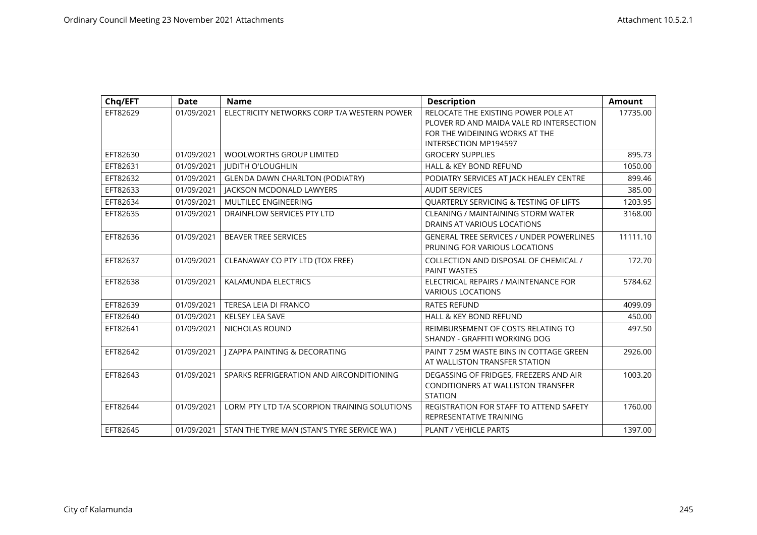| Chq/EFT | Date | Name | Description | Amount |
|---|---|---|---|---|
| EFT82629 | 01/09/2021 | ELECTRICITY NETWORKS CORP T/A WESTERN POWER | RELOCATE THE EXISTING POWER POLE AT PLOVER RD AND MAIDA VALE RD INTERSECTION FOR THE WIDEINING WORKS AT THE INTERSECTION MP194597 | 17735.00 |
| EFT82630 | 01/09/2021 | WOOLWORTHS GROUP LIMITED | GROCERY SUPPLIES | 895.73 |
| EFT82631 | 01/09/2021 | JUDITH O'LOUGHLIN | HALL & KEY BOND REFUND | 1050.00 |
| EFT82632 | 01/09/2021 | GLENDA DAWN CHARLTON (PODIATRY) | PODIATRY SERVICES AT JACK HEALEY CENTRE | 899.46 |
| EFT82633 | 01/09/2021 | JACKSON MCDONALD LAWYERS | AUDIT SERVICES | 385.00 |
| EFT82634 | 01/09/2021 | MULTILEC ENGINEERING | QUARTERLY SERVICING & TESTING OF LIFTS | 1203.95 |
| EFT82635 | 01/09/2021 | DRAINFLOW SERVICES PTY LTD | CLEANING / MAINTAINING STORM WATER DRAINS AT VARIOUS LOCATIONS | 3168.00 |
| EFT82636 | 01/09/2021 | BEAVER TREE SERVICES | GENERAL TREE SERVICES / UNDER POWERLINES PRUNING FOR VARIOUS LOCATIONS | 11111.10 |
| EFT82637 | 01/09/2021 | CLEANAWAY CO PTY LTD (TOX FREE) | COLLECTION AND DISPOSAL OF CHEMICAL / PAINT WASTES | 172.70 |
| EFT82638 | 01/09/2021 | KALAMUNDA ELECTRICS | ELECTRICAL REPAIRS / MAINTENANCE FOR VARIOUS LOCATIONS | 5784.62 |
| EFT82639 | 01/09/2021 | TERESA LEIA DI FRANCO | RATES REFUND | 4099.09 |
| EFT82640 | 01/09/2021 | KELSEY LEA SAVE | HALL & KEY BOND REFUND | 450.00 |
| EFT82641 | 01/09/2021 | NICHOLAS ROUND | REIMBURSEMENT OF COSTS RELATING TO SHANDY - GRAFFITI WORKING DOG | 497.50 |
| EFT82642 | 01/09/2021 | J ZAPPA PAINTING & DECORATING | PAINT 7 25M WASTE BINS IN COTTAGE GREEN AT WALLISTON TRANSFER STATION | 2926.00 |
| EFT82643 | 01/09/2021 | SPARKS REFRIGERATION AND AIRCONDITIONING | DEGASSING OF FRIDGES, FREEZERS AND AIR CONDITIONERS AT WALLISTON TRANSFER STATION | 1003.20 |
| EFT82644 | 01/09/2021 | LORM PTY LTD T/A SCORPION TRAINING SOLUTIONS | REGISTRATION FOR STAFF TO ATTEND SAFETY REPRESENTATIVE TRAINING | 1760.00 |
| EFT82645 | 01/09/2021 | STAN THE TYRE MAN (STAN'S TYRE SERVICE WA ) | PLANT / VEHICLE PARTS | 1397.00 |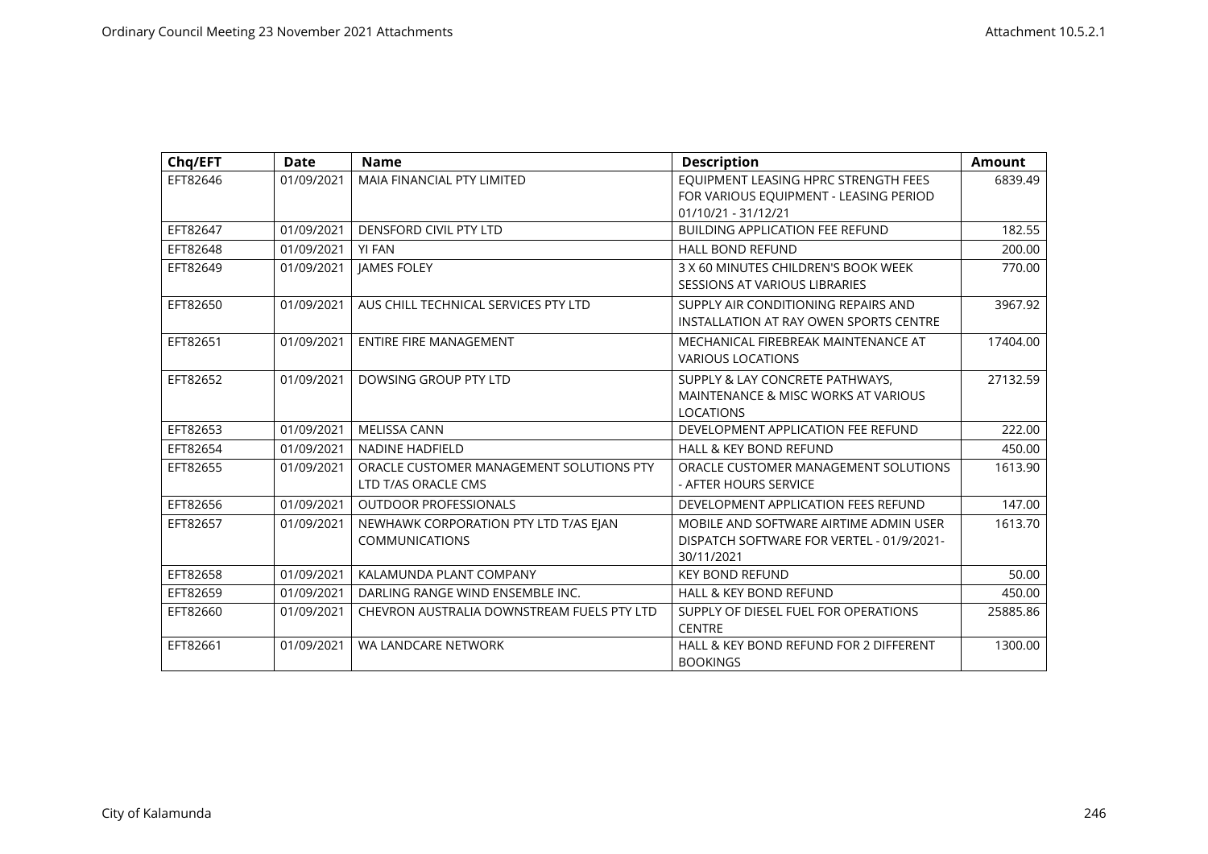| Chq/EFT | Date | Name | Description | Amount |
|---|---|---|---|---|
| EFT82646 | 01/09/2021 | MAIA FINANCIAL PTY LIMITED | EQUIPMENT LEASING HPRC STRENGTH FEES FOR VARIOUS EQUIPMENT - LEASING PERIOD 01/10/21 - 31/12/21 | 6839.49 |
| EFT82647 | 01/09/2021 | DENSFORD CIVIL PTY LTD | BUILDING APPLICATION FEE REFUND | 182.55 |
| EFT82648 | 01/09/2021 | YI FAN | HALL BOND REFUND | 200.00 |
| EFT82649 | 01/09/2021 | JAMES FOLEY | 3 X 60 MINUTES CHILDREN'S BOOK WEEK SESSIONS AT VARIOUS LIBRARIES | 770.00 |
| EFT82650 | 01/09/2021 | AUS CHILL TECHNICAL SERVICES PTY LTD | SUPPLY AIR CONDITIONING REPAIRS AND INSTALLATION AT RAY OWEN SPORTS CENTRE | 3967.92 |
| EFT82651 | 01/09/2021 | ENTIRE FIRE MANAGEMENT | MECHANICAL FIREBREAK MAINTENANCE AT VARIOUS LOCATIONS | 17404.00 |
| EFT82652 | 01/09/2021 | DOWSING GROUP PTY LTD | SUPPLY & LAY CONCRETE PATHWAYS, MAINTENANCE & MISC WORKS AT VARIOUS LOCATIONS | 27132.59 |
| EFT82653 | 01/09/2021 | MELISSA CANN | DEVELOPMENT APPLICATION FEE REFUND | 222.00 |
| EFT82654 | 01/09/2021 | NADINE HADFIELD | HALL & KEY BOND REFUND | 450.00 |
| EFT82655 | 01/09/2021 | ORACLE CUSTOMER MANAGEMENT SOLUTIONS PTY LTD T/AS ORACLE CMS | ORACLE CUSTOMER MANAGEMENT SOLUTIONS - AFTER HOURS SERVICE | 1613.90 |
| EFT82656 | 01/09/2021 | OUTDOOR PROFESSIONALS | DEVELOPMENT APPLICATION FEES REFUND | 147.00 |
| EFT82657 | 01/09/2021 | NEWHAWK CORPORATION PTY LTD T/AS EJAN COMMUNICATIONS | MOBILE AND SOFTWARE AIRTIME ADMIN USER DISPATCH SOFTWARE FOR VERTEL - 01/9/2021-30/11/2021 | 1613.70 |
| EFT82658 | 01/09/2021 | KALAMUNDA PLANT COMPANY | KEY BOND REFUND | 50.00 |
| EFT82659 | 01/09/2021 | DARLING RANGE WIND ENSEMBLE INC. | HALL & KEY BOND REFUND | 450.00 |
| EFT82660 | 01/09/2021 | CHEVRON AUSTRALIA DOWNSTREAM FUELS PTY LTD | SUPPLY OF DIESEL FUEL FOR OPERATIONS CENTRE | 25885.86 |
| EFT82661 | 01/09/2021 | WA LANDCARE NETWORK | HALL & KEY BOND REFUND FOR 2 DIFFERENT BOOKINGS | 1300.00 |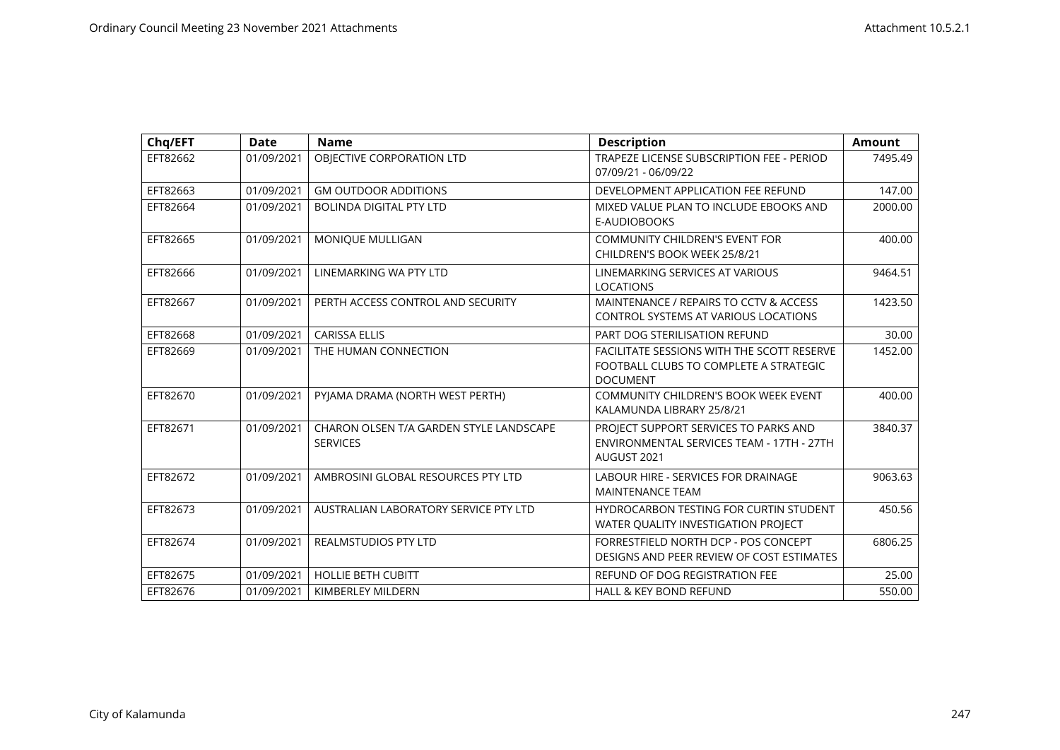| Chq/EFT | Date | Name | Description | Amount |
| --- | --- | --- | --- | --- |
| EFT82662 | 01/09/2021 | OBJECTIVE CORPORATION LTD | TRAPEZE LICENSE SUBSCRIPTION FEE - PERIOD 07/09/21 - 06/09/22 | 7495.49 |
| EFT82663 | 01/09/2021 | GM OUTDOOR ADDITIONS | DEVELOPMENT APPLICATION FEE REFUND | 147.00 |
| EFT82664 | 01/09/2021 | BOLINDA DIGITAL PTY LTD | MIXED VALUE PLAN TO INCLUDE EBOOKS AND E-AUDIOBOOKS | 2000.00 |
| EFT82665 | 01/09/2021 | MONIQUE MULLIGAN | COMMUNITY CHILDREN'S EVENT FOR CHILDREN'S BOOK WEEK 25/8/21 | 400.00 |
| EFT82666 | 01/09/2021 | LINEMARKING WA PTY LTD | LINEMARKING SERVICES AT VARIOUS LOCATIONS | 9464.51 |
| EFT82667 | 01/09/2021 | PERTH ACCESS CONTROL AND SECURITY | MAINTENANCE / REPAIRS TO CCTV & ACCESS CONTROL SYSTEMS AT VARIOUS LOCATIONS | 1423.50 |
| EFT82668 | 01/09/2021 | CARISSA ELLIS | PART DOG STERILISATION REFUND | 30.00 |
| EFT82669 | 01/09/2021 | THE HUMAN CONNECTION | FACILITATE SESSIONS WITH THE SCOTT RESERVE FOOTBALL CLUBS TO COMPLETE A STRATEGIC DOCUMENT | 1452.00 |
| EFT82670 | 01/09/2021 | PYJAMA DRAMA (NORTH WEST PERTH) | COMMUNITY CHILDREN'S BOOK WEEK EVENT KALAMUNDA LIBRARY 25/8/21 | 400.00 |
| EFT82671 | 01/09/2021 | CHARON OLSEN T/A GARDEN STYLE LANDSCAPE SERVICES | PROJECT SUPPORT SERVICES TO PARKS AND ENVIRONMENTAL SERVICES TEAM - 17TH - 27TH AUGUST 2021 | 3840.37 |
| EFT82672 | 01/09/2021 | AMBROSINI GLOBAL RESOURCES PTY LTD | LABOUR HIRE - SERVICES FOR DRAINAGE MAINTENANCE TEAM | 9063.63 |
| EFT82673 | 01/09/2021 | AUSTRALIAN LABORATORY SERVICE PTY LTD | HYDROCARBON TESTING FOR CURTIN STUDENT WATER QUALITY INVESTIGATION PROJECT | 450.56 |
| EFT82674 | 01/09/2021 | REALMSTUDIOS PTY LTD | FORRESTFIELD NORTH DCP - POS CONCEPT DESIGNS AND PEER REVIEW OF COST ESTIMATES | 6806.25 |
| EFT82675 | 01/09/2021 | HOLLIE BETH CUBITT | REFUND OF DOG REGISTRATION FEE | 25.00 |
| EFT82676 | 01/09/2021 | KIMBERLEY MILDERN | HALL & KEY BOND REFUND | 550.00 |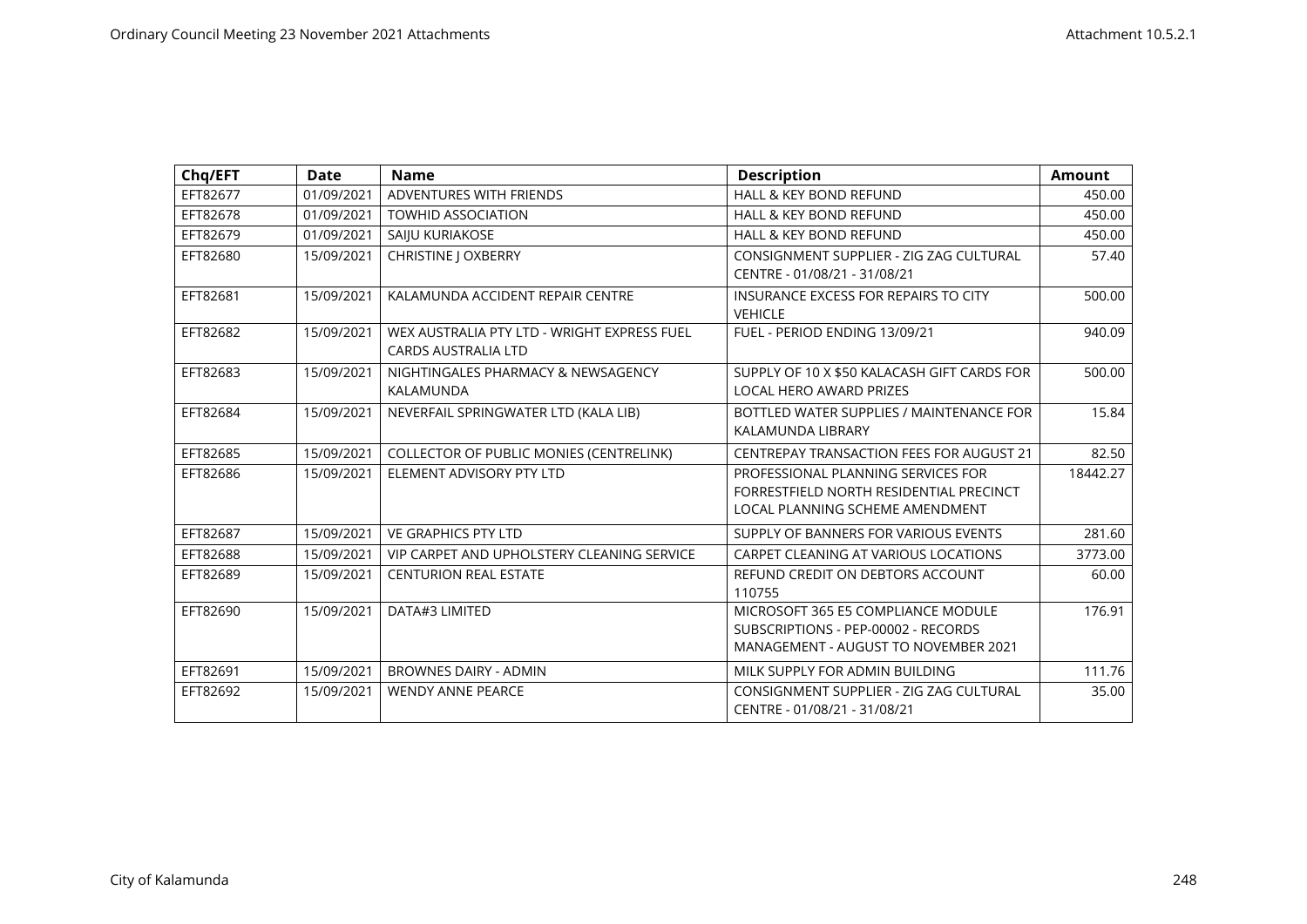| Chq/EFT | Date | Name | Description | Amount |
|---|---|---|---|---|
| EFT82677 | 01/09/2021 | ADVENTURES WITH FRIENDS | HALL & KEY BOND REFUND | 450.00 |
| EFT82678 | 01/09/2021 | TOWHID ASSOCIATION | HALL & KEY BOND REFUND | 450.00 |
| EFT82679 | 01/09/2021 | SAIJU KURIAKOSE | HALL & KEY BOND REFUND | 450.00 |
| EFT82680 | 15/09/2021 | CHRISTINE J OXBERRY | CONSIGNMENT SUPPLIER - ZIG ZAG CULTURAL CENTRE - 01/08/21 - 31/08/21 | 57.40 |
| EFT82681 | 15/09/2021 | KALAMUNDA ACCIDENT REPAIR CENTRE | INSURANCE EXCESS FOR REPAIRS TO CITY VEHICLE | 500.00 |
| EFT82682 | 15/09/2021 | WEX AUSTRALIA PTY LTD - WRIGHT EXPRESS FUEL CARDS AUSTRALIA LTD | FUEL - PERIOD ENDING 13/09/21 | 940.09 |
| EFT82683 | 15/09/2021 | NIGHTINGALES PHARMACY & NEWSAGENCY KALAMUNDA | SUPPLY OF 10 X $50 KALACASH GIFT CARDS FOR LOCAL HERO AWARD PRIZES | 500.00 |
| EFT82684 | 15/09/2021 | NEVERFAIL SPRINGWATER LTD (KALA LIB) | BOTTLED WATER SUPPLIES / MAINTENANCE FOR KALAMUNDA LIBRARY | 15.84 |
| EFT82685 | 15/09/2021 | COLLECTOR OF PUBLIC MONIES (CENTRELINK) | CENTREPAY TRANSACTION FEES FOR AUGUST 21 | 82.50 |
| EFT82686 | 15/09/2021 | ELEMENT ADVISORY PTY LTD | PROFESSIONAL PLANNING SERVICES FOR FORRESTFIELD NORTH RESIDENTIAL PRECINCT LOCAL PLANNING SCHEME AMENDMENT | 18442.27 |
| EFT82687 | 15/09/2021 | VE GRAPHICS PTY LTD | SUPPLY OF BANNERS FOR VARIOUS EVENTS | 281.60 |
| EFT82688 | 15/09/2021 | VIP CARPET AND UPHOLSTERY CLEANING SERVICE | CARPET CLEANING AT VARIOUS LOCATIONS | 3773.00 |
| EFT82689 | 15/09/2021 | CENTURION REAL ESTATE | REFUND CREDIT ON DEBTORS ACCOUNT 110755 | 60.00 |
| EFT82690 | 15/09/2021 | DATA#3 LIMITED | MICROSOFT 365 E5 COMPLIANCE MODULE SUBSCRIPTIONS - PEP-00002 - RECORDS MANAGEMENT - AUGUST TO NOVEMBER 2021 | 176.91 |
| EFT82691 | 15/09/2021 | BROWNES DAIRY - ADMIN | MILK SUPPLY FOR ADMIN BUILDING | 111.76 |
| EFT82692 | 15/09/2021 | WENDY ANNE PEARCE | CONSIGNMENT SUPPLIER - ZIG ZAG CULTURAL CENTRE - 01/08/21 - 31/08/21 | 35.00 |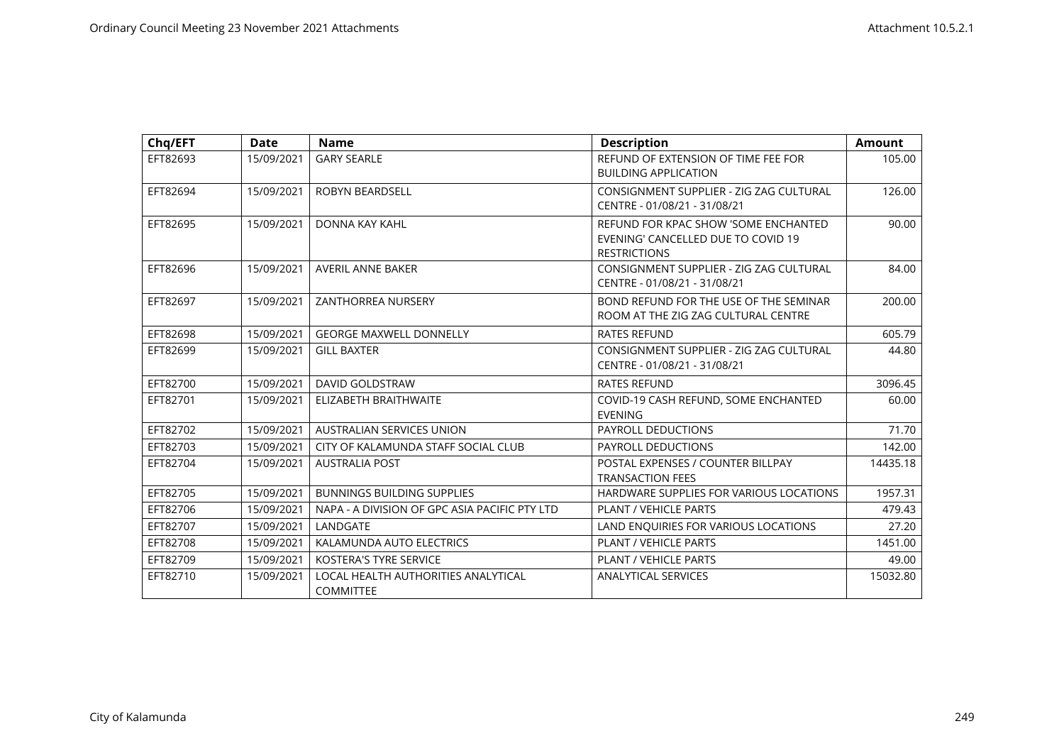| Chq/EFT | Date | Name | Description | Amount |
|---|---|---|---|---|
| EFT82693 | 15/09/2021 | GARY SEARLE | REFUND OF EXTENSION OF TIME FEE FOR BUILDING APPLICATION | 105.00 |
| EFT82694 | 15/09/2021 | ROBYN BEARDSELL | CONSIGNMENT SUPPLIER - ZIG ZAG CULTURAL CENTRE - 01/08/21 - 31/08/21 | 126.00 |
| EFT82695 | 15/09/2021 | DONNA KAY KAHL | REFUND FOR KPAC SHOW 'SOME ENCHANTED EVENING' CANCELLED DUE TO COVID 19 RESTRICTIONS | 90.00 |
| EFT82696 | 15/09/2021 | AVERIL ANNE BAKER | CONSIGNMENT SUPPLIER - ZIG ZAG CULTURAL CENTRE - 01/08/21 - 31/08/21 | 84.00 |
| EFT82697 | 15/09/2021 | ZANTHORREA NURSERY | BOND REFUND FOR THE USE OF THE SEMINAR ROOM AT THE ZIG ZAG CULTURAL CENTRE | 200.00 |
| EFT82698 | 15/09/2021 | GEORGE MAXWELL DONNELLY | RATES REFUND | 605.79 |
| EFT82699 | 15/09/2021 | GILL BAXTER | CONSIGNMENT SUPPLIER - ZIG ZAG CULTURAL CENTRE - 01/08/21 - 31/08/21 | 44.80 |
| EFT82700 | 15/09/2021 | DAVID GOLDSTRAW | RATES REFUND | 3096.45 |
| EFT82701 | 15/09/2021 | ELIZABETH BRAITHWAITE | COVID-19 CASH REFUND, SOME ENCHANTED EVENING | 60.00 |
| EFT82702 | 15/09/2021 | AUSTRALIAN SERVICES UNION | PAYROLL DEDUCTIONS | 71.70 |
| EFT82703 | 15/09/2021 | CITY OF KALAMUNDA STAFF SOCIAL CLUB | PAYROLL DEDUCTIONS | 142.00 |
| EFT82704 | 15/09/2021 | AUSTRALIA POST | POSTAL EXPENSES / COUNTER BILLPAY TRANSACTION FEES | 14435.18 |
| EFT82705 | 15/09/2021 | BUNNINGS BUILDING SUPPLIES | HARDWARE SUPPLIES FOR VARIOUS LOCATIONS | 1957.31 |
| EFT82706 | 15/09/2021 | NAPA - A DIVISION OF GPC ASIA PACIFIC PTY LTD | PLANT / VEHICLE PARTS | 479.43 |
| EFT82707 | 15/09/2021 | LANDGATE | LAND ENQUIRIES FOR VARIOUS LOCATIONS | 27.20 |
| EFT82708 | 15/09/2021 | KALAMUNDA AUTO ELECTRICS | PLANT / VEHICLE PARTS | 1451.00 |
| EFT82709 | 15/09/2021 | KOSTERA'S TYRE SERVICE | PLANT / VEHICLE PARTS | 49.00 |
| EFT82710 | 15/09/2021 | LOCAL HEALTH AUTHORITIES ANALYTICAL COMMITTEE | ANALYTICAL SERVICES | 15032.80 |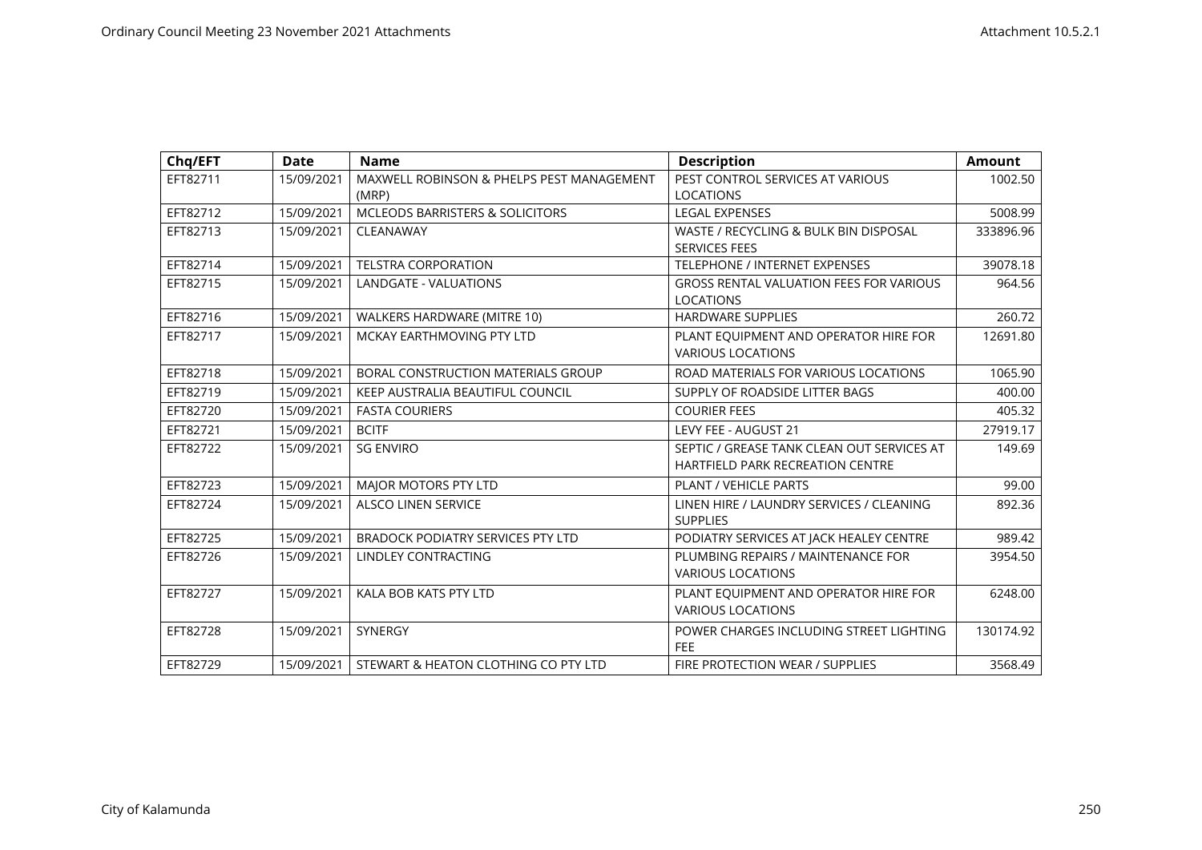| Chq/EFT | Date | Name | Description | Amount |
|---|---|---|---|---|
| EFT82711 | 15/09/2021 | MAXWELL ROBINSON & PHELPS PEST MANAGEMENT (MRP) | PEST CONTROL SERVICES AT VARIOUS LOCATIONS | 1002.50 |
| EFT82712 | 15/09/2021 | MCLEODS BARRISTERS & SOLICITORS | LEGAL EXPENSES | 5008.99 |
| EFT82713 | 15/09/2021 | CLEANAWAY | WASTE / RECYCLING & BULK BIN DISPOSAL SERVICES FEES | 333896.96 |
| EFT82714 | 15/09/2021 | TELSTRA CORPORATION | TELEPHONE / INTERNET EXPENSES | 39078.18 |
| EFT82715 | 15/09/2021 | LANDGATE - VALUATIONS | GROSS RENTAL VALUATION FEES FOR VARIOUS LOCATIONS | 964.56 |
| EFT82716 | 15/09/2021 | WALKERS HARDWARE (MITRE 10) | HARDWARE SUPPLIES | 260.72 |
| EFT82717 | 15/09/2021 | MCKAY EARTHMOVING PTY LTD | PLANT EQUIPMENT AND OPERATOR HIRE FOR VARIOUS LOCATIONS | 12691.80 |
| EFT82718 | 15/09/2021 | BORAL CONSTRUCTION MATERIALS GROUP | ROAD MATERIALS FOR VARIOUS LOCATIONS | 1065.90 |
| EFT82719 | 15/09/2021 | KEEP AUSTRALIA BEAUTIFUL COUNCIL | SUPPLY OF ROADSIDE LITTER BAGS | 400.00 |
| EFT82720 | 15/09/2021 | FASTA COURIERS | COURIER FEES | 405.32 |
| EFT82721 | 15/09/2021 | BCITF | LEVY FEE - AUGUST 21 | 27919.17 |
| EFT82722 | 15/09/2021 | SG ENVIRO | SEPTIC / GREASE TANK CLEAN OUT SERVICES AT HARTFIELD PARK RECREATION CENTRE | 149.69 |
| EFT82723 | 15/09/2021 | MAJOR MOTORS PTY LTD | PLANT / VEHICLE PARTS | 99.00 |
| EFT82724 | 15/09/2021 | ALSCO LINEN SERVICE | LINEN HIRE / LAUNDRY SERVICES / CLEANING SUPPLIES | 892.36 |
| EFT82725 | 15/09/2021 | BRADOCK PODIATRY SERVICES PTY LTD | PODIATRY SERVICES AT JACK HEALEY CENTRE | 989.42 |
| EFT82726 | 15/09/2021 | LINDLEY CONTRACTING | PLUMBING REPAIRS / MAINTENANCE FOR VARIOUS LOCATIONS | 3954.50 |
| EFT82727 | 15/09/2021 | KALA BOB KATS PTY LTD | PLANT EQUIPMENT AND OPERATOR HIRE FOR VARIOUS LOCATIONS | 6248.00 |
| EFT82728 | 15/09/2021 | SYNERGY | POWER CHARGES INCLUDING STREET LIGHTING FEE | 130174.92 |
| EFT82729 | 15/09/2021 | STEWART & HEATON CLOTHING CO PTY LTD | FIRE PROTECTION WEAR / SUPPLIES | 3568.49 |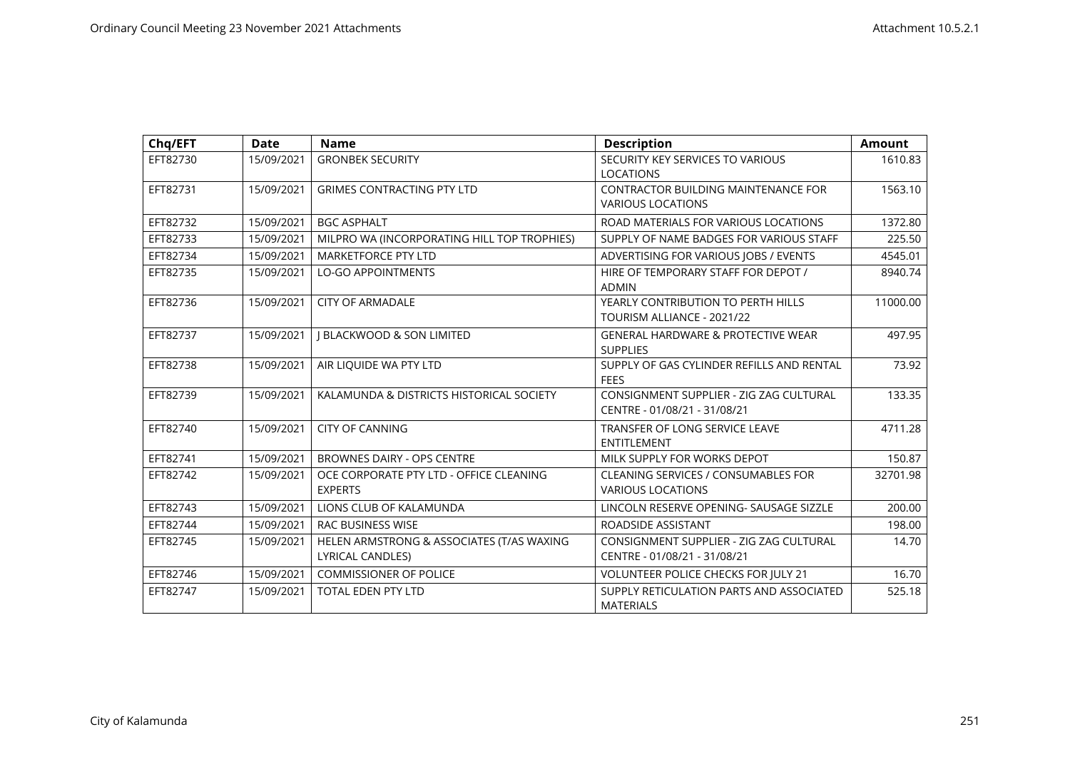| Chq/EFT | Date | Name | Description | Amount |
|---|---|---|---|---|
| EFT82730 | 15/09/2021 | GRONBEK SECURITY | SECURITY KEY SERVICES TO VARIOUS LOCATIONS | 1610.83 |
| EFT82731 | 15/09/2021 | GRIMES CONTRACTING PTY LTD | CONTRACTOR BUILDING MAINTENANCE FOR VARIOUS LOCATIONS | 1563.10 |
| EFT82732 | 15/09/2021 | BGC ASPHALT | ROAD MATERIALS FOR VARIOUS LOCATIONS | 1372.80 |
| EFT82733 | 15/09/2021 | MILPRO WA (INCORPORATING HILL TOP TROPHIES) | SUPPLY OF NAME BADGES FOR VARIOUS STAFF | 225.50 |
| EFT82734 | 15/09/2021 | MARKETFORCE PTY LTD | ADVERTISING FOR VARIOUS JOBS / EVENTS | 4545.01 |
| EFT82735 | 15/09/2021 | LO-GO APPOINTMENTS | HIRE OF TEMPORARY STAFF FOR DEPOT / ADMIN | 8940.74 |
| EFT82736 | 15/09/2021 | CITY OF ARMADALE | YEARLY CONTRIBUTION TO PERTH HILLS TOURISM ALLIANCE - 2021/22 | 11000.00 |
| EFT82737 | 15/09/2021 | J BLACKWOOD & SON LIMITED | GENERAL HARDWARE & PROTECTIVE WEAR SUPPLIES | 497.95 |
| EFT82738 | 15/09/2021 | AIR LIQUIDE WA PTY LTD | SUPPLY OF GAS CYLINDER REFILLS AND RENTAL FEES | 73.92 |
| EFT82739 | 15/09/2021 | KALAMUNDA & DISTRICTS HISTORICAL SOCIETY | CONSIGNMENT SUPPLIER - ZIG ZAG CULTURAL CENTRE - 01/08/21 - 31/08/21 | 133.35 |
| EFT82740 | 15/09/2021 | CITY OF CANNING | TRANSFER OF LONG SERVICE LEAVE ENTITLEMENT | 4711.28 |
| EFT82741 | 15/09/2021 | BROWNES DAIRY - OPS CENTRE | MILK SUPPLY FOR WORKS DEPOT | 150.87 |
| EFT82742 | 15/09/2021 | OCE CORPORATE PTY LTD - OFFICE CLEANING EXPERTS | CLEANING SERVICES / CONSUMABLES FOR VARIOUS LOCATIONS | 32701.98 |
| EFT82743 | 15/09/2021 | LIONS CLUB OF KALAMUNDA | LINCOLN RESERVE OPENING- SAUSAGE SIZZLE | 200.00 |
| EFT82744 | 15/09/2021 | RAC BUSINESS WISE | ROADSIDE ASSISTANT | 198.00 |
| EFT82745 | 15/09/2021 | HELEN ARMSTRONG & ASSOCIATES (T/AS WAXING LYRICAL CANDLES) | CONSIGNMENT SUPPLIER - ZIG ZAG CULTURAL CENTRE - 01/08/21 - 31/08/21 | 14.70 |
| EFT82746 | 15/09/2021 | COMMISSIONER OF POLICE | VOLUNTEER POLICE CHECKS FOR JULY 21 | 16.70 |
| EFT82747 | 15/09/2021 | TOTAL EDEN PTY LTD | SUPPLY RETICULATION PARTS AND ASSOCIATED MATERIALS | 525.18 |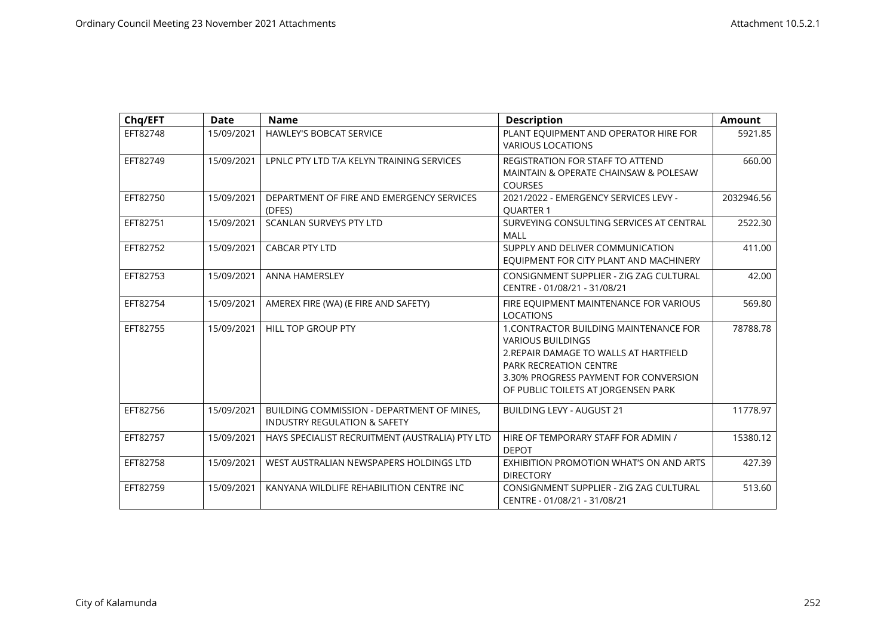| Chq/EFT | Date | Name | Description | Amount |
|---|---|---|---|---|
| EFT82748 | 15/09/2021 | HAWLEY'S BOBCAT SERVICE | PLANT EQUIPMENT AND OPERATOR HIRE FOR VARIOUS LOCATIONS | 5921.85 |
| EFT82749 | 15/09/2021 | LPNLC PTY LTD T/A KELYN TRAINING SERVICES | REGISTRATION FOR STAFF TO ATTEND MAINTAIN & OPERATE CHAINSAW & POLESAW COURSES | 660.00 |
| EFT82750 | 15/09/2021 | DEPARTMENT OF FIRE AND EMERGENCY SERVICES (DFES) | 2021/2022 - EMERGENCY SERVICES LEVY - QUARTER 1 | 2032946.56 |
| EFT82751 | 15/09/2021 | SCANLAN SURVEYS PTY LTD | SURVEYING CONSULTING SERVICES AT CENTRAL MALL | 2522.30 |
| EFT82752 | 15/09/2021 | CABCAR PTY LTD | SUPPLY AND DELIVER COMMUNICATION EQUIPMENT FOR CITY PLANT AND MACHINERY | 411.00 |
| EFT82753 | 15/09/2021 | ANNA HAMERSLEY | CONSIGNMENT SUPPLIER - ZIG ZAG CULTURAL CENTRE - 01/08/21 - 31/08/21 | 42.00 |
| EFT82754 | 15/09/2021 | AMEREX FIRE (WA) (E FIRE AND SAFETY) | FIRE EQUIPMENT MAINTENANCE FOR VARIOUS LOCATIONS | 569.80 |
| EFT82755 | 15/09/2021 | HILL TOP GROUP PTY | 1.CONTRACTOR BUILDING MAINTENANCE FOR VARIOUS BUILDINGS 2.REPAIR DAMAGE TO WALLS AT HARTFIELD PARK RECREATION CENTRE 3.30% PROGRESS PAYMENT FOR CONVERSION OF PUBLIC TOILETS AT JORGENSEN PARK | 78788.78 |
| EFT82756 | 15/09/2021 | BUILDING COMMISSION - DEPARTMENT OF MINES, INDUSTRY REGULATION & SAFETY | BUILDING LEVY - AUGUST 21 | 11778.97 |
| EFT82757 | 15/09/2021 | HAYS SPECIALIST RECRUITMENT (AUSTRALIA) PTY LTD | HIRE OF TEMPORARY STAFF FOR ADMIN / DEPOT | 15380.12 |
| EFT82758 | 15/09/2021 | WEST AUSTRALIAN NEWSPAPERS HOLDINGS LTD | EXHIBITION PROMOTION WHAT'S ON AND ARTS DIRECTORY | 427.39 |
| EFT82759 | 15/09/2021 | KANYANA WILDLIFE REHABILITION CENTRE INC | CONSIGNMENT SUPPLIER - ZIG ZAG CULTURAL CENTRE - 01/08/21 - 31/08/21 | 513.60 |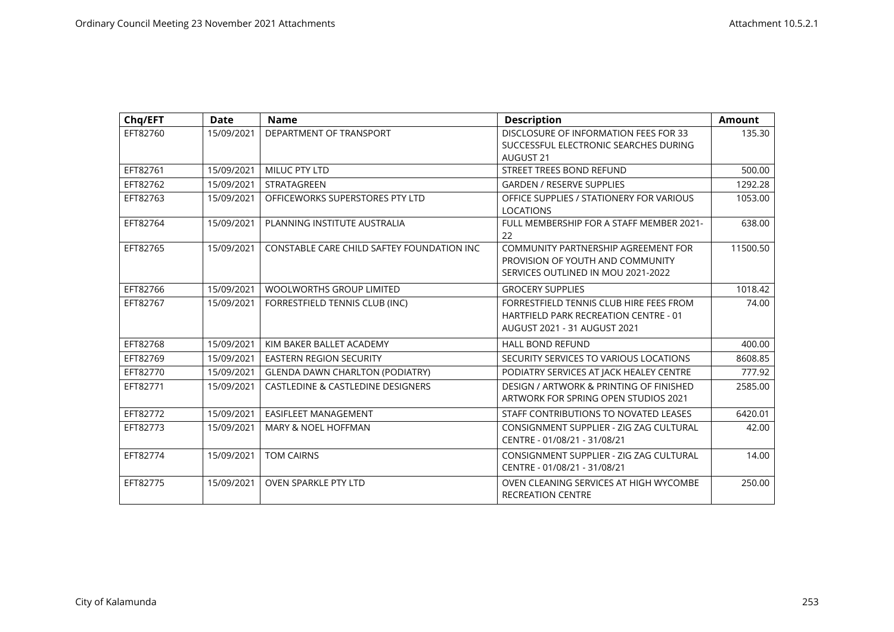| Chq/EFT | Date | Name | Description | Amount |
|---|---|---|---|---|
| EFT82760 | 15/09/2021 | DEPARTMENT OF TRANSPORT | DISCLOSURE OF INFORMATION FEES FOR 33 SUCCESSFUL ELECTRONIC SEARCHES DURING AUGUST 21 | 135.30 |
| EFT82761 | 15/09/2021 | MILUC PTY LTD | STREET TREES BOND REFUND | 500.00 |
| EFT82762 | 15/09/2021 | STRATAGREEN | GARDEN / RESERVE SUPPLIES | 1292.28 |
| EFT82763 | 15/09/2021 | OFFICEWORKS SUPERSTORES PTY LTD | OFFICE SUPPLIES / STATIONERY FOR VARIOUS LOCATIONS | 1053.00 |
| EFT82764 | 15/09/2021 | PLANNING INSTITUTE AUSTRALIA | FULL MEMBERSHIP FOR A STAFF MEMBER 2021-22 | 638.00 |
| EFT82765 | 15/09/2021 | CONSTABLE CARE CHILD SAFTEY FOUNDATION INC | COMMUNITY PARTNERSHIP AGREEMENT FOR PROVISION OF YOUTH AND COMMUNITY SERVICES OUTLINED IN MOU 2021-2022 | 11500.50 |
| EFT82766 | 15/09/2021 | WOOLWORTHS GROUP LIMITED | GROCERY SUPPLIES | 1018.42 |
| EFT82767 | 15/09/2021 | FORRESTFIELD TENNIS CLUB (INC) | FORRESTFIELD TENNIS CLUB HIRE FEES FROM HARTFIELD PARK RECREATION CENTRE - 01 AUGUST 2021 - 31 AUGUST 2021 | 74.00 |
| EFT82768 | 15/09/2021 | KIM BAKER BALLET ACADEMY | HALL BOND REFUND | 400.00 |
| EFT82769 | 15/09/2021 | EASTERN REGION SECURITY | SECURITY SERVICES TO VARIOUS LOCATIONS | 8608.85 |
| EFT82770 | 15/09/2021 | GLENDA DAWN CHARLTON (PODIATRY) | PODIATRY SERVICES AT JACK HEALEY CENTRE | 777.92 |
| EFT82771 | 15/09/2021 | CASTLEDINE & CASTLEDINE DESIGNERS | DESIGN / ARTWORK & PRINTING OF FINISHED ARTWORK FOR SPRING OPEN STUDIOS 2021 | 2585.00 |
| EFT82772 | 15/09/2021 | EASIFLEET MANAGEMENT | STAFF CONTRIBUTIONS TO NOVATED LEASES | 6420.01 |
| EFT82773 | 15/09/2021 | MARY & NOEL HOFFMAN | CONSIGNMENT SUPPLIER - ZIG ZAG CULTURAL CENTRE - 01/08/21 - 31/08/21 | 42.00 |
| EFT82774 | 15/09/2021 | TOM CAIRNS | CONSIGNMENT SUPPLIER - ZIG ZAG CULTURAL CENTRE - 01/08/21 - 31/08/21 | 14.00 |
| EFT82775 | 15/09/2021 | OVEN SPARKLE PTY LTD | OVEN CLEANING SERVICES AT HIGH WYCOMBE RECREATION CENTRE | 250.00 |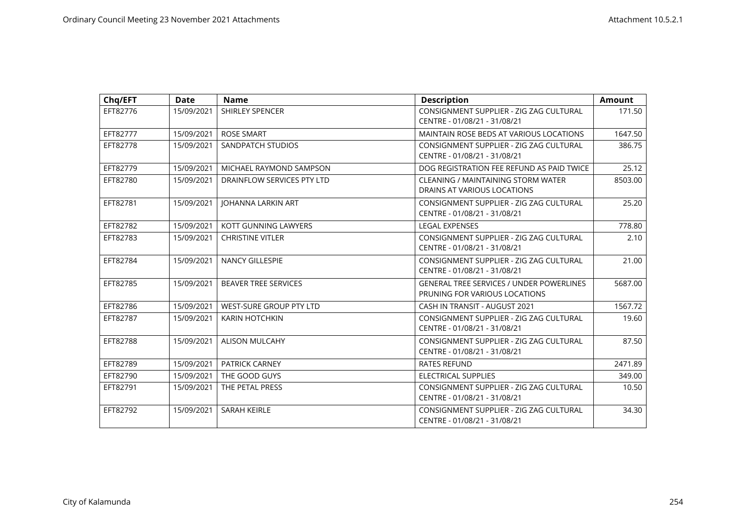| Chq/EFT | Date | Name | Description | Amount |
|---|---|---|---|---|
| EFT82776 | 15/09/2021 | SHIRLEY SPENCER | CONSIGNMENT SUPPLIER - ZIG ZAG CULTURAL CENTRE - 01/08/21 - 31/08/21 | 171.50 |
| EFT82777 | 15/09/2021 | ROSE SMART | MAINTAIN ROSE BEDS AT VARIOUS LOCATIONS | 1647.50 |
| EFT82778 | 15/09/2021 | SANDPATCH STUDIOS | CONSIGNMENT SUPPLIER - ZIG ZAG CULTURAL CENTRE - 01/08/21 - 31/08/21 | 386.75 |
| EFT82779 | 15/09/2021 | MICHAEL RAYMOND SAMPSON | DOG REGISTRATION FEE REFUND AS PAID TWICE | 25.12 |
| EFT82780 | 15/09/2021 | DRAINFLOW SERVICES PTY LTD | CLEANING / MAINTAINING STORM WATER DRAINS AT VARIOUS LOCATIONS | 8503.00 |
| EFT82781 | 15/09/2021 | JOHANNA LARKIN ART | CONSIGNMENT SUPPLIER - ZIG ZAG CULTURAL CENTRE - 01/08/21 - 31/08/21 | 25.20 |
| EFT82782 | 15/09/2021 | KOTT GUNNING LAWYERS | LEGAL EXPENSES | 778.80 |
| EFT82783 | 15/09/2021 | CHRISTINE VITLER | CONSIGNMENT SUPPLIER - ZIG ZAG CULTURAL CENTRE - 01/08/21 - 31/08/21 | 2.10 |
| EFT82784 | 15/09/2021 | NANCY GILLESPIE | CONSIGNMENT SUPPLIER - ZIG ZAG CULTURAL CENTRE - 01/08/21 - 31/08/21 | 21.00 |
| EFT82785 | 15/09/2021 | BEAVER TREE SERVICES | GENERAL TREE SERVICES / UNDER POWERLINES PRUNING FOR VARIOUS LOCATIONS | 5687.00 |
| EFT82786 | 15/09/2021 | WEST-SURE GROUP PTY LTD | CASH IN TRANSIT - AUGUST 2021 | 1567.72 |
| EFT82787 | 15/09/2021 | KARIN HOTCHKIN | CONSIGNMENT SUPPLIER - ZIG ZAG CULTURAL CENTRE - 01/08/21 - 31/08/21 | 19.60 |
| EFT82788 | 15/09/2021 | ALISON MULCAHY | CONSIGNMENT SUPPLIER - ZIG ZAG CULTURAL CENTRE - 01/08/21 - 31/08/21 | 87.50 |
| EFT82789 | 15/09/2021 | PATRICK CARNEY | RATES REFUND | 2471.89 |
| EFT82790 | 15/09/2021 | THE GOOD GUYS | ELECTRICAL SUPPLIES | 349.00 |
| EFT82791 | 15/09/2021 | THE PETAL PRESS | CONSIGNMENT SUPPLIER - ZIG ZAG CULTURAL CENTRE - 01/08/21 - 31/08/21 | 10.50 |
| EFT82792 | 15/09/2021 | SARAH KEIRLE | CONSIGNMENT SUPPLIER - ZIG ZAG CULTURAL CENTRE - 01/08/21 - 31/08/21 | 34.30 |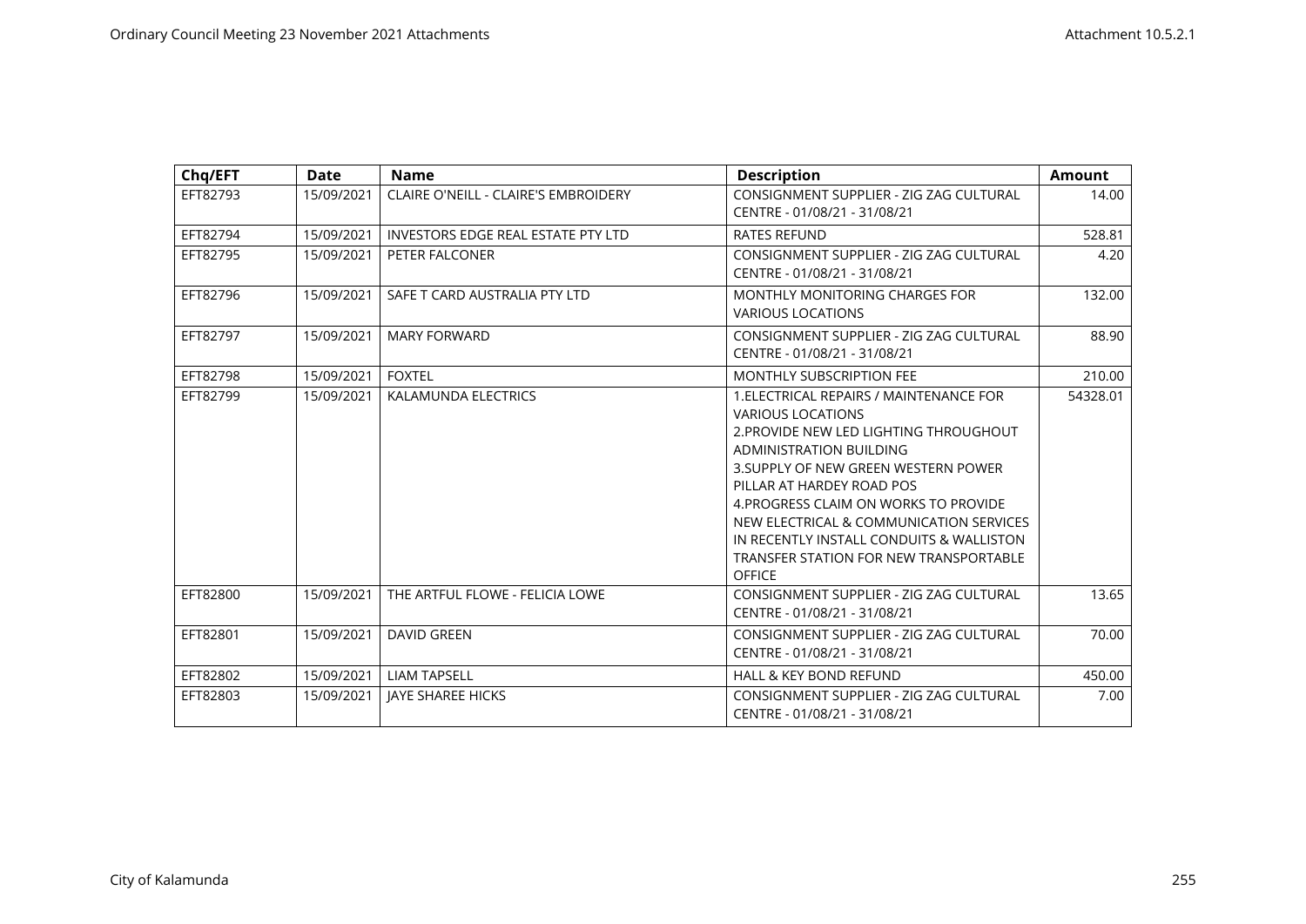| Chq/EFT | Date | Name | Description | Amount |
|---|---|---|---|---|
| EFT82793 | 15/09/2021 | CLAIRE O'NEILL - CLAIRE'S EMBROIDERY | CONSIGNMENT SUPPLIER - ZIG ZAG CULTURAL CENTRE - 01/08/21 - 31/08/21 | 14.00 |
| EFT82794 | 15/09/2021 | INVESTORS EDGE REAL ESTATE PTY LTD | RATES REFUND | 528.81 |
| EFT82795 | 15/09/2021 | PETER FALCONER | CONSIGNMENT SUPPLIER - ZIG ZAG CULTURAL CENTRE - 01/08/21 - 31/08/21 | 4.20 |
| EFT82796 | 15/09/2021 | SAFE T CARD AUSTRALIA PTY LTD | MONTHLY MONITORING CHARGES FOR VARIOUS LOCATIONS | 132.00 |
| EFT82797 | 15/09/2021 | MARY FORWARD | CONSIGNMENT SUPPLIER - ZIG ZAG CULTURAL CENTRE - 01/08/21 - 31/08/21 | 88.90 |
| EFT82798 | 15/09/2021 | FOXTEL | MONTHLY SUBSCRIPTION FEE | 210.00 |
| EFT82799 | 15/09/2021 | KALAMUNDA ELECTRICS | 1.ELECTRICAL REPAIRS / MAINTENANCE FOR VARIOUS LOCATIONS 2.PROVIDE NEW LED LIGHTING THROUGHOUT ADMINISTRATION BUILDING 3.SUPPLY OF NEW GREEN WESTERN POWER PILLAR AT HARDEY ROAD POS 4.PROGRESS CLAIM ON WORKS TO PROVIDE NEW ELECTRICAL & COMMUNICATION SERVICES IN RECENTLY INSTALL CONDUITS & WALLISTON TRANSFER STATION FOR NEW TRANSPORTABLE OFFICE | 54328.01 |
| EFT82800 | 15/09/2021 | THE ARTFUL FLOWE - FELICIA LOWE | CONSIGNMENT SUPPLIER - ZIG ZAG CULTURAL CENTRE - 01/08/21 - 31/08/21 | 13.65 |
| EFT82801 | 15/09/2021 | DAVID GREEN | CONSIGNMENT SUPPLIER - ZIG ZAG CULTURAL CENTRE - 01/08/21 - 31/08/21 | 70.00 |
| EFT82802 | 15/09/2021 | LIAM TAPSELL | HALL & KEY BOND REFUND | 450.00 |
| EFT82803 | 15/09/2021 | JAYE SHAREE HICKS | CONSIGNMENT SUPPLIER - ZIG ZAG CULTURAL CENTRE - 01/08/21 - 31/08/21 | 7.00 |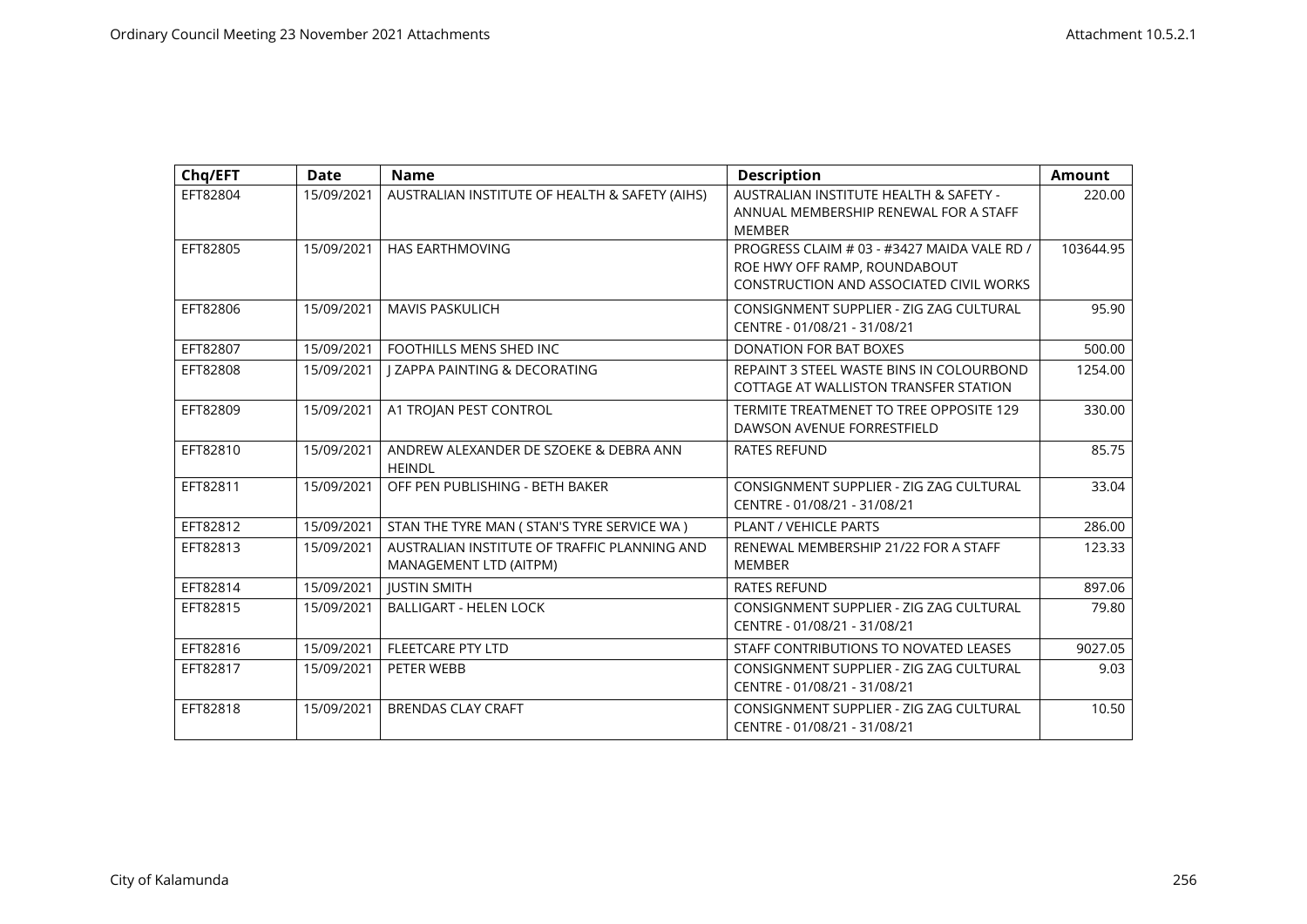| Chq/EFT | Date | Name | Description | Amount |
|---|---|---|---|---|
| EFT82804 | 15/09/2021 | AUSTRALIAN INSTITUTE OF HEALTH & SAFETY (AIHS) | AUSTRALIAN INSTITUTE HEALTH & SAFETY - ANNUAL MEMBERSHIP RENEWAL FOR A STAFF MEMBER | 220.00 |
| EFT82805 | 15/09/2021 | HAS EARTHMOVING | PROGRESS CLAIM # 03 - #3427 MAIDA VALE RD / ROE HWY OFF RAMP, ROUNDABOUT CONSTRUCTION AND ASSOCIATED CIVIL WORKS | 103644.95 |
| EFT82806 | 15/09/2021 | MAVIS PASKULICH | CONSIGNMENT SUPPLIER - ZIG ZAG CULTURAL CENTRE - 01/08/21 - 31/08/21 | 95.90 |
| EFT82807 | 15/09/2021 | FOOTHILLS MENS SHED INC | DONATION FOR BAT BOXES | 500.00 |
| EFT82808 | 15/09/2021 | J ZAPPA PAINTING & DECORATING | REPAINT 3 STEEL WASTE BINS IN COLOURBOND COTTAGE AT WALLISTON TRANSFER STATION | 1254.00 |
| EFT82809 | 15/09/2021 | A1 TROJAN PEST CONTROL | TERMITE TREATMENET TO TREE OPPOSITE 129 DAWSON AVENUE FORRESTFIELD | 330.00 |
| EFT82810 | 15/09/2021 | ANDREW ALEXANDER DE SZOEKE & DEBRA ANN HEINDL | RATES REFUND | 85.75 |
| EFT82811 | 15/09/2021 | OFF PEN PUBLISHING - BETH BAKER | CONSIGNMENT SUPPLIER - ZIG ZAG CULTURAL CENTRE - 01/08/21 - 31/08/21 | 33.04 |
| EFT82812 | 15/09/2021 | STAN THE TYRE MAN ( STAN'S TYRE SERVICE WA ) | PLANT / VEHICLE PARTS | 286.00 |
| EFT82813 | 15/09/2021 | AUSTRALIAN INSTITUTE OF TRAFFIC PLANNING AND MANAGEMENT LTD (AITPM) | RENEWAL MEMBERSHIP 21/22 FOR A STAFF MEMBER | 123.33 |
| EFT82814 | 15/09/2021 | JUSTIN SMITH | RATES REFUND | 897.06 |
| EFT82815 | 15/09/2021 | BALLIGART - HELEN LOCK | CONSIGNMENT SUPPLIER - ZIG ZAG CULTURAL CENTRE - 01/08/21 - 31/08/21 | 79.80 |
| EFT82816 | 15/09/2021 | FLEETCARE PTY LTD | STAFF CONTRIBUTIONS TO NOVATED LEASES | 9027.05 |
| EFT82817 | 15/09/2021 | PETER WEBB | CONSIGNMENT SUPPLIER - ZIG ZAG CULTURAL CENTRE - 01/08/21 - 31/08/21 | 9.03 |
| EFT82818 | 15/09/2021 | BRENDAS CLAY CRAFT | CONSIGNMENT SUPPLIER - ZIG ZAG CULTURAL CENTRE - 01/08/21 - 31/08/21 | 10.50 |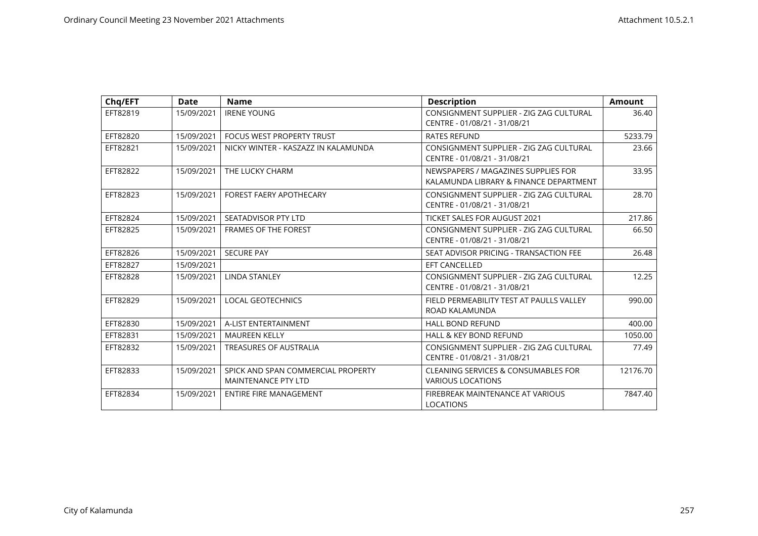| Chq/EFT | Date | Name | Description | Amount |
|---|---|---|---|---|
| EFT82819 | 15/09/2021 | IRENE YOUNG | CONSIGNMENT SUPPLIER - ZIG ZAG CULTURAL CENTRE - 01/08/21 - 31/08/21 | 36.40 |
| EFT82820 | 15/09/2021 | FOCUS WEST PROPERTY TRUST | RATES REFUND | 5233.79 |
| EFT82821 | 15/09/2021 | NICKY WINTER - KASZAZZ IN KALAMUNDA | CONSIGNMENT SUPPLIER - ZIG ZAG CULTURAL CENTRE - 01/08/21 - 31/08/21 | 23.66 |
| EFT82822 | 15/09/2021 | THE LUCKY CHARM | NEWSPAPERS / MAGAZINES SUPPLIES FOR KALAMUNDA LIBRARY & FINANCE DEPARTMENT | 33.95 |
| EFT82823 | 15/09/2021 | FOREST FAERY APOTHECARY | CONSIGNMENT SUPPLIER - ZIG ZAG CULTURAL CENTRE - 01/08/21 - 31/08/21 | 28.70 |
| EFT82824 | 15/09/2021 | SEATADVISOR PTY LTD | TICKET SALES FOR AUGUST 2021 | 217.86 |
| EFT82825 | 15/09/2021 | FRAMES OF THE FOREST | CONSIGNMENT SUPPLIER - ZIG ZAG CULTURAL CENTRE - 01/08/21 - 31/08/21 | 66.50 |
| EFT82826 | 15/09/2021 | SECURE PAY | SEAT ADVISOR PRICING - TRANSACTION FEE | 26.48 |
| EFT82827 | 15/09/2021 | | EFT CANCELLED | |
| EFT82828 | 15/09/2021 | LINDA STANLEY | CONSIGNMENT SUPPLIER - ZIG ZAG CULTURAL CENTRE - 01/08/21 - 31/08/21 | 12.25 |
| EFT82829 | 15/09/2021 | LOCAL GEOTECHNICS | FIELD PERMEABILITY TEST AT PAULLS VALLEY ROAD KALAMUNDA | 990.00 |
| EFT82830 | 15/09/2021 | A-LIST ENTERTAINMENT | HALL BOND REFUND | 400.00 |
| EFT82831 | 15/09/2021 | MAUREEN KELLY | HALL & KEY BOND REFUND | 1050.00 |
| EFT82832 | 15/09/2021 | TREASURES OF AUSTRALIA | CONSIGNMENT SUPPLIER - ZIG ZAG CULTURAL CENTRE - 01/08/21 - 31/08/21 | 77.49 |
| EFT82833 | 15/09/2021 | SPICK AND SPAN COMMERCIAL PROPERTY MAINTENANCE PTY LTD | CLEANING SERVICES & CONSUMABLES FOR VARIOUS LOCATIONS | 12176.70 |
| EFT82834 | 15/09/2021 | ENTIRE FIRE MANAGEMENT | FIREBREAK MAINTENANCE AT VARIOUS LOCATIONS | 7847.40 |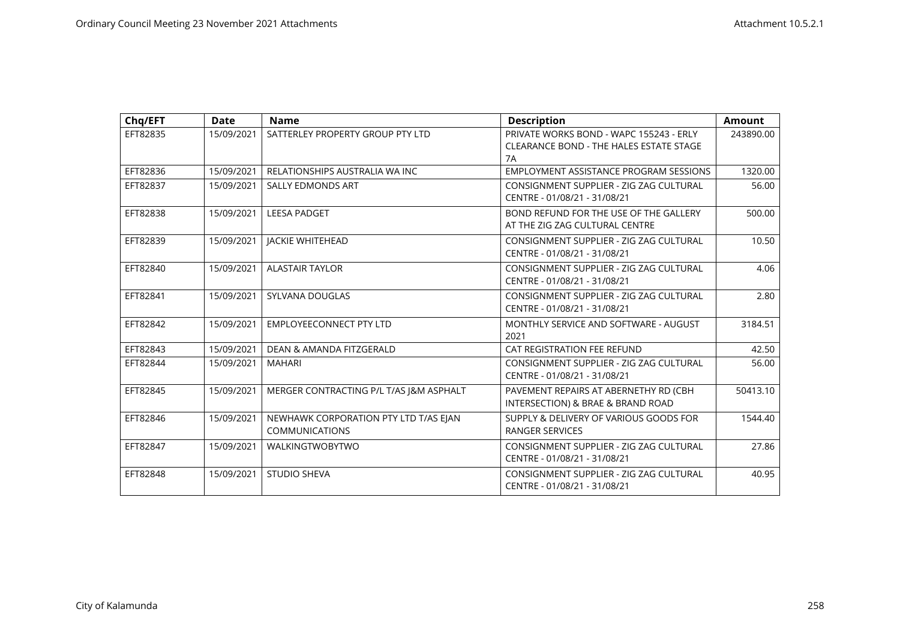| Chq/EFT | Date | Name | Description | Amount |
|---|---|---|---|---|
| EFT82835 | 15/09/2021 | SATTERLEY PROPERTY GROUP PTY LTD | PRIVATE WORKS BOND - WAPC 155243 - ERLY CLEARANCE BOND - THE HALES ESTATE STAGE 7A | 243890.00 |
| EFT82836 | 15/09/2021 | RELATIONSHIPS AUSTRALIA WA INC | EMPLOYMENT ASSISTANCE PROGRAM SESSIONS | 1320.00 |
| EFT82837 | 15/09/2021 | SALLY EDMONDS ART | CONSIGNMENT SUPPLIER - ZIG ZAG CULTURAL CENTRE - 01/08/21 - 31/08/21 | 56.00 |
| EFT82838 | 15/09/2021 | LEESA PADGET | BOND REFUND FOR THE USE OF THE GALLERY AT THE ZIG ZAG CULTURAL CENTRE | 500.00 |
| EFT82839 | 15/09/2021 | JACKIE WHITEHEAD | CONSIGNMENT SUPPLIER - ZIG ZAG CULTURAL CENTRE - 01/08/21 - 31/08/21 | 10.50 |
| EFT82840 | 15/09/2021 | ALASTAIR TAYLOR | CONSIGNMENT SUPPLIER - ZIG ZAG CULTURAL CENTRE - 01/08/21 - 31/08/21 | 4.06 |
| EFT82841 | 15/09/2021 | SYLVANA DOUGLAS | CONSIGNMENT SUPPLIER - ZIG ZAG CULTURAL CENTRE - 01/08/21 - 31/08/21 | 2.80 |
| EFT82842 | 15/09/2021 | EMPLOYEECONNECT PTY LTD | MONTHLY SERVICE AND SOFTWARE - AUGUST 2021 | 3184.51 |
| EFT82843 | 15/09/2021 | DEAN & AMANDA FITZGERALD | CAT REGISTRATION FEE REFUND | 42.50 |
| EFT82844 | 15/09/2021 | MAHARI | CONSIGNMENT SUPPLIER - ZIG ZAG CULTURAL CENTRE - 01/08/21 - 31/08/21 | 56.00 |
| EFT82845 | 15/09/2021 | MERGER CONTRACTING P/L T/AS J&M ASPHALT | PAVEMENT REPAIRS AT ABERNETHY RD (CBH INTERSECTION) & BRAE & BRAND ROAD | 50413.10 |
| EFT82846 | 15/09/2021 | NEWHAWK CORPORATION PTY LTD T/AS EJAN COMMUNICATIONS | SUPPLY & DELIVERY OF VARIOUS GOODS FOR RANGER SERVICES | 1544.40 |
| EFT82847 | 15/09/2021 | WALKINGTWOBYTWO | CONSIGNMENT SUPPLIER - ZIG ZAG CULTURAL CENTRE - 01/08/21 - 31/08/21 | 27.86 |
| EFT82848 | 15/09/2021 | STUDIO SHEVA | CONSIGNMENT SUPPLIER - ZIG ZAG CULTURAL CENTRE - 01/08/21 - 31/08/21 | 40.95 |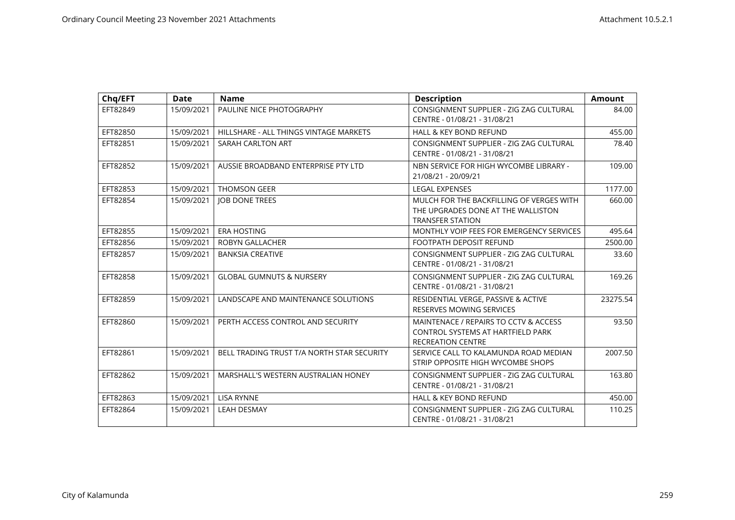| Chq/EFT | Date | Name | Description | Amount |
|---|---|---|---|---|
| EFT82849 | 15/09/2021 | PAULINE NICE PHOTOGRAPHY | CONSIGNMENT SUPPLIER - ZIG ZAG CULTURAL CENTRE - 01/08/21 - 31/08/21 | 84.00 |
| EFT82850 | 15/09/2021 | HILLSHARE - ALL THINGS VINTAGE MARKETS | HALL & KEY BOND REFUND | 455.00 |
| EFT82851 | 15/09/2021 | SARAH CARLTON ART | CONSIGNMENT SUPPLIER - ZIG ZAG CULTURAL CENTRE - 01/08/21 - 31/08/21 | 78.40 |
| EFT82852 | 15/09/2021 | AUSSIE BROADBAND ENTERPRISE PTY LTD | NBN SERVICE FOR HIGH WYCOMBE LIBRARY - 21/08/21 - 20/09/21 | 109.00 |
| EFT82853 | 15/09/2021 | THOMSON GEER | LEGAL EXPENSES | 1177.00 |
| EFT82854 | 15/09/2021 | JOB DONE TREES | MULCH FOR THE BACKFILLING OF VERGES WITH THE UPGRADES DONE AT THE WALLISTON TRANSFER STATION | 660.00 |
| EFT82855 | 15/09/2021 | ERA HOSTING | MONTHLY VOIP FEES FOR EMERGENCY SERVICES | 495.64 |
| EFT82856 | 15/09/2021 | ROBYN GALLACHER | FOOTPATH DEPOSIT REFUND | 2500.00 |
| EFT82857 | 15/09/2021 | BANKSIA CREATIVE | CONSIGNMENT SUPPLIER - ZIG ZAG CULTURAL CENTRE - 01/08/21 - 31/08/21 | 33.60 |
| EFT82858 | 15/09/2021 | GLOBAL GUMNUTS & NURSERY | CONSIGNMENT SUPPLIER - ZIG ZAG CULTURAL CENTRE - 01/08/21 - 31/08/21 | 169.26 |
| EFT82859 | 15/09/2021 | LANDSCAPE AND MAINTENANCE SOLUTIONS | RESIDENTIAL VERGE, PASSIVE & ACTIVE RESERVES MOWING SERVICES | 23275.54 |
| EFT82860 | 15/09/2021 | PERTH ACCESS CONTROL AND SECURITY | MAINTENACE / REPAIRS TO CCTV & ACCESS CONTROL SYSTEMS AT HARTFIELD PARK RECREATION CENTRE | 93.50 |
| EFT82861 | 15/09/2021 | BELL TRADING TRUST T/A NORTH STAR SECURITY | SERVICE CALL TO KALAMUNDA ROAD MEDIAN STRIP OPPOSITE HIGH WYCOMBE SHOPS | 2007.50 |
| EFT82862 | 15/09/2021 | MARSHALL'S WESTERN AUSTRALIAN HONEY | CONSIGNMENT SUPPLIER - ZIG ZAG CULTURAL CENTRE - 01/08/21 - 31/08/21 | 163.80 |
| EFT82863 | 15/09/2021 | LISA RYNNE | HALL & KEY BOND REFUND | 450.00 |
| EFT82864 | 15/09/2021 | LEAH DESMAY | CONSIGNMENT SUPPLIER - ZIG ZAG CULTURAL CENTRE - 01/08/21 - 31/08/21 | 110.25 |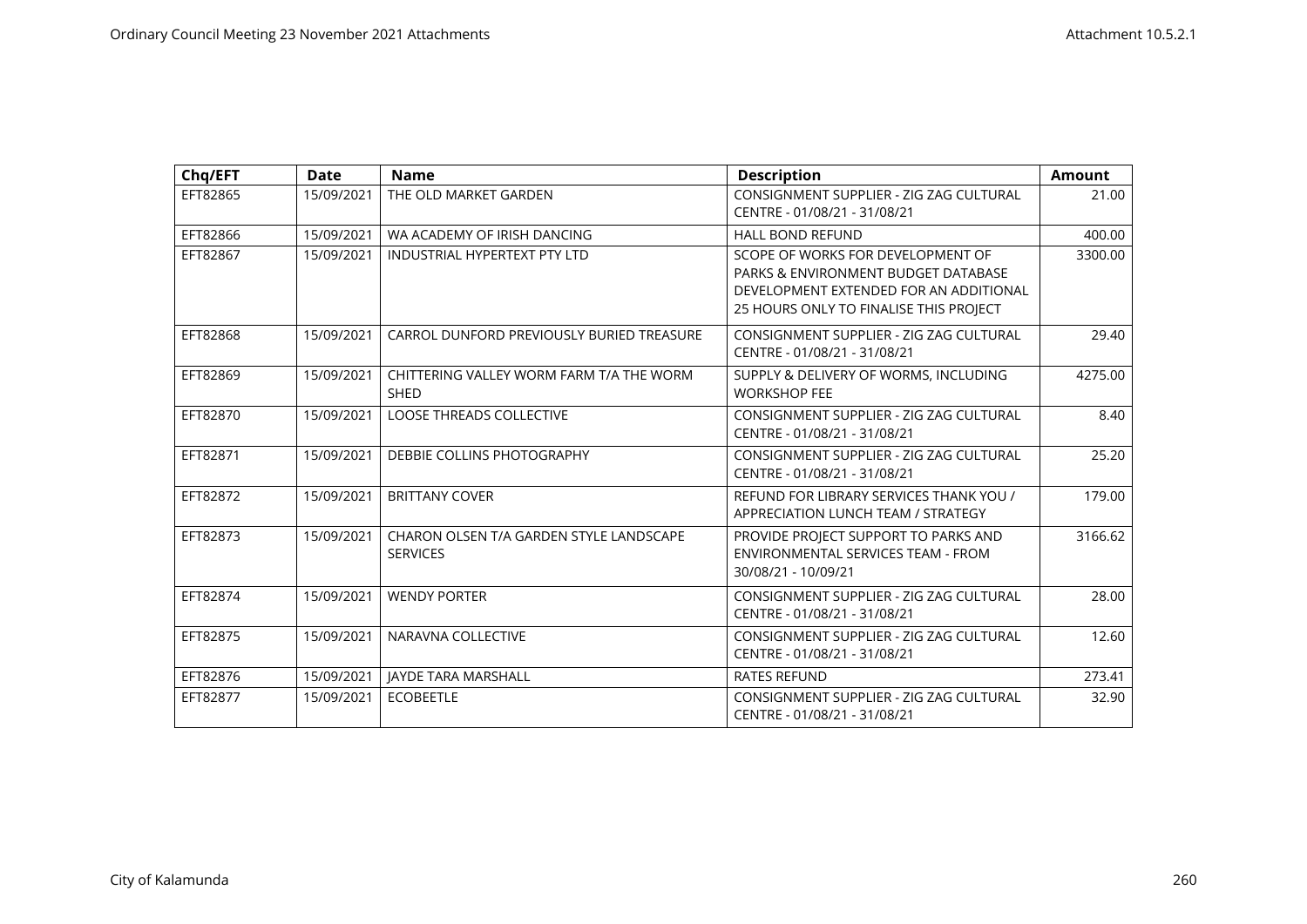| Chq/EFT | Date | Name | Description | Amount |
|---|---|---|---|---|
| EFT82865 | 15/09/2021 | THE OLD MARKET GARDEN | CONSIGNMENT SUPPLIER - ZIG ZAG CULTURAL CENTRE - 01/08/21 - 31/08/21 | 21.00 |
| EFT82866 | 15/09/2021 | WA ACADEMY OF IRISH DANCING | HALL BOND REFUND | 400.00 |
| EFT82867 | 15/09/2021 | INDUSTRIAL HYPERTEXT PTY LTD | SCOPE OF WORKS FOR DEVELOPMENT OF PARKS & ENVIRONMENT BUDGET DATABASE DEVELOPMENT EXTENDED FOR AN ADDITIONAL 25 HOURS ONLY TO FINALISE THIS PROJECT | 3300.00 |
| EFT82868 | 15/09/2021 | CARROL DUNFORD PREVIOUSLY BURIED TREASURE | CONSIGNMENT SUPPLIER - ZIG ZAG CULTURAL CENTRE - 01/08/21 - 31/08/21 | 29.40 |
| EFT82869 | 15/09/2021 | CHITTERING VALLEY WORM FARM T/A THE WORM SHED | SUPPLY & DELIVERY OF WORMS, INCLUDING WORKSHOP FEE | 4275.00 |
| EFT82870 | 15/09/2021 | LOOSE THREADS COLLECTIVE | CONSIGNMENT SUPPLIER - ZIG ZAG CULTURAL CENTRE - 01/08/21 - 31/08/21 | 8.40 |
| EFT82871 | 15/09/2021 | DEBBIE COLLINS PHOTOGRAPHY | CONSIGNMENT SUPPLIER - ZIG ZAG CULTURAL CENTRE - 01/08/21 - 31/08/21 | 25.20 |
| EFT82872 | 15/09/2021 | BRITTANY COVER | REFUND FOR LIBRARY SERVICES THANK YOU / APPRECIATION LUNCH TEAM / STRATEGY | 179.00 |
| EFT82873 | 15/09/2021 | CHARON OLSEN T/A GARDEN STYLE LANDSCAPE SERVICES | PROVIDE PROJECT SUPPORT TO PARKS AND ENVIRONMENTAL SERVICES TEAM - FROM 30/08/21 - 10/09/21 | 3166.62 |
| EFT82874 | 15/09/2021 | WENDY PORTER | CONSIGNMENT SUPPLIER - ZIG ZAG CULTURAL CENTRE - 01/08/21 - 31/08/21 | 28.00 |
| EFT82875 | 15/09/2021 | NARAVNA COLLECTIVE | CONSIGNMENT SUPPLIER - ZIG ZAG CULTURAL CENTRE - 01/08/21 - 31/08/21 | 12.60 |
| EFT82876 | 15/09/2021 | JAYDE TARA MARSHALL | RATES REFUND | 273.41 |
| EFT82877 | 15/09/2021 | ECOBEETLE | CONSIGNMENT SUPPLIER - ZIG ZAG CULTURAL CENTRE - 01/08/21 - 31/08/21 | 32.90 |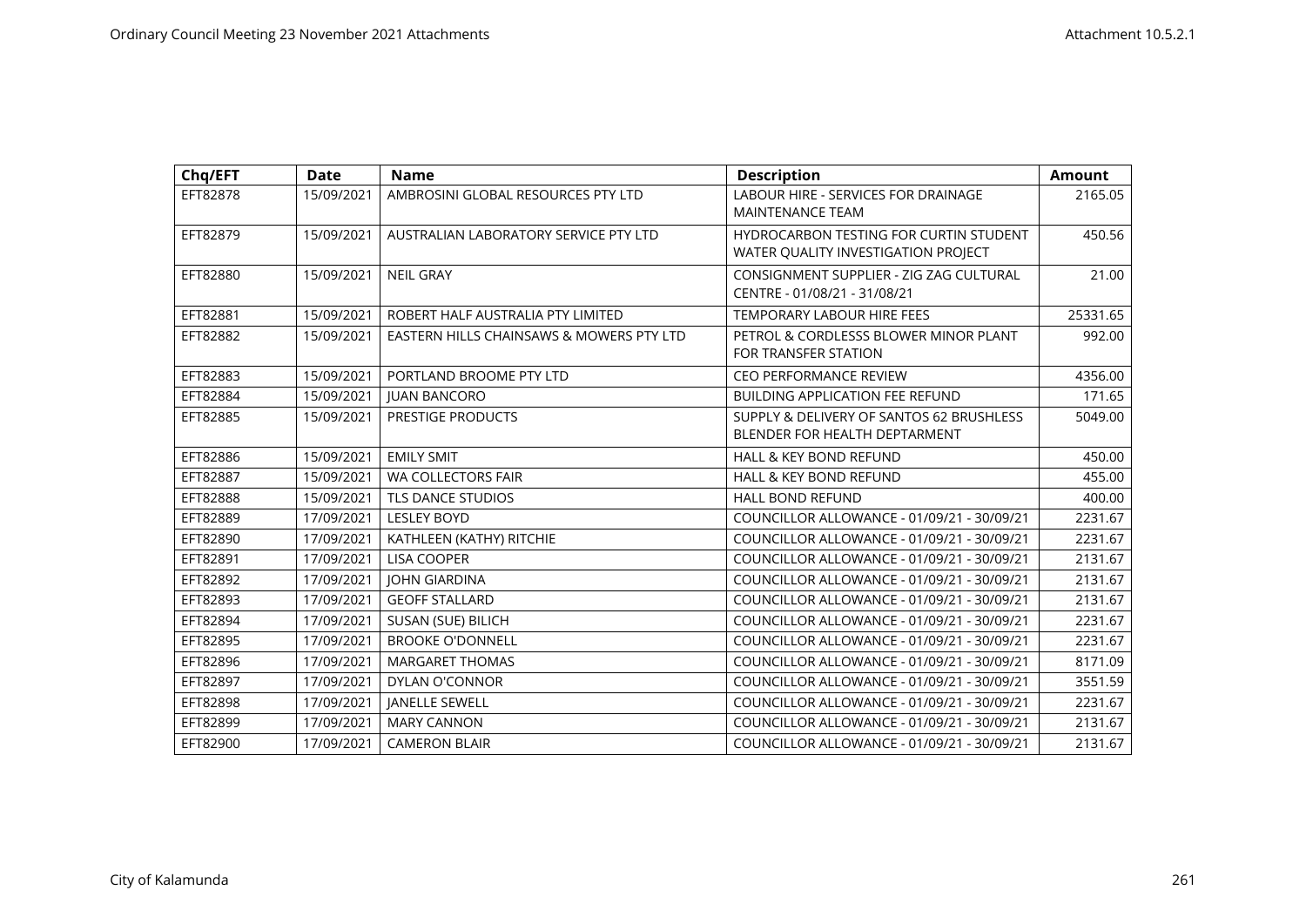| Chq/EFT | Date | Name | Description | Amount |
|---|---|---|---|---|
| EFT82878 | 15/09/2021 | AMBROSINI GLOBAL RESOURCES PTY LTD | LABOUR HIRE - SERVICES FOR DRAINAGE MAINTENANCE TEAM | 2165.05 |
| EFT82879 | 15/09/2021 | AUSTRALIAN LABORATORY SERVICE PTY LTD | HYDROCARBON TESTING FOR CURTIN STUDENT WATER QUALITY INVESTIGATION PROJECT | 450.56 |
| EFT82880 | 15/09/2021 | NEIL GRAY | CONSIGNMENT SUPPLIER - ZIG ZAG CULTURAL CENTRE - 01/08/21 - 31/08/21 | 21.00 |
| EFT82881 | 15/09/2021 | ROBERT HALF AUSTRALIA PTY LIMITED | TEMPORARY LABOUR HIRE FEES | 25331.65 |
| EFT82882 | 15/09/2021 | EASTERN HILLS CHAINSAWS & MOWERS PTY LTD | PETROL & CORDLESSS BLOWER MINOR PLANT FOR TRANSFER STATION | 992.00 |
| EFT82883 | 15/09/2021 | PORTLAND BROOME PTY LTD | CEO PERFORMANCE REVIEW | 4356.00 |
| EFT82884 | 15/09/2021 | JUAN BANCORO | BUILDING APPLICATION FEE REFUND | 171.65 |
| EFT82885 | 15/09/2021 | PRESTIGE PRODUCTS | SUPPLY & DELIVERY OF SANTOS 62 BRUSHLESS BLENDER FOR HEALTH DEPTARMENT | 5049.00 |
| EFT82886 | 15/09/2021 | EMILY SMIT | HALL & KEY BOND REFUND | 450.00 |
| EFT82887 | 15/09/2021 | WA COLLECTORS FAIR | HALL & KEY BOND REFUND | 455.00 |
| EFT82888 | 15/09/2021 | TLS DANCE STUDIOS | HALL BOND REFUND | 400.00 |
| EFT82889 | 17/09/2021 | LESLEY BOYD | COUNCILLOR ALLOWANCE - 01/09/21 - 30/09/21 | 2231.67 |
| EFT82890 | 17/09/2021 | KATHLEEN (KATHY) RITCHIE | COUNCILLOR ALLOWANCE - 01/09/21 - 30/09/21 | 2231.67 |
| EFT82891 | 17/09/2021 | LISA COOPER | COUNCILLOR ALLOWANCE - 01/09/21 - 30/09/21 | 2131.67 |
| EFT82892 | 17/09/2021 | JOHN GIARDINA | COUNCILLOR ALLOWANCE - 01/09/21 - 30/09/21 | 2131.67 |
| EFT82893 | 17/09/2021 | GEOFF STALLARD | COUNCILLOR ALLOWANCE - 01/09/21 - 30/09/21 | 2131.67 |
| EFT82894 | 17/09/2021 | SUSAN (SUE) BILICH | COUNCILLOR ALLOWANCE - 01/09/21 - 30/09/21 | 2231.67 |
| EFT82895 | 17/09/2021 | BROOKE O'DONNELL | COUNCILLOR ALLOWANCE - 01/09/21 - 30/09/21 | 2231.67 |
| EFT82896 | 17/09/2021 | MARGARET THOMAS | COUNCILLOR ALLOWANCE - 01/09/21 - 30/09/21 | 8171.09 |
| EFT82897 | 17/09/2021 | DYLAN O'CONNOR | COUNCILLOR ALLOWANCE - 01/09/21 - 30/09/21 | 3551.59 |
| EFT82898 | 17/09/2021 | JANELLE SEWELL | COUNCILLOR ALLOWANCE - 01/09/21 - 30/09/21 | 2231.67 |
| EFT82899 | 17/09/2021 | MARY CANNON | COUNCILLOR ALLOWANCE - 01/09/21 - 30/09/21 | 2131.67 |
| EFT82900 | 17/09/2021 | CAMERON BLAIR | COUNCILLOR ALLOWANCE - 01/09/21 - 30/09/21 | 2131.67 |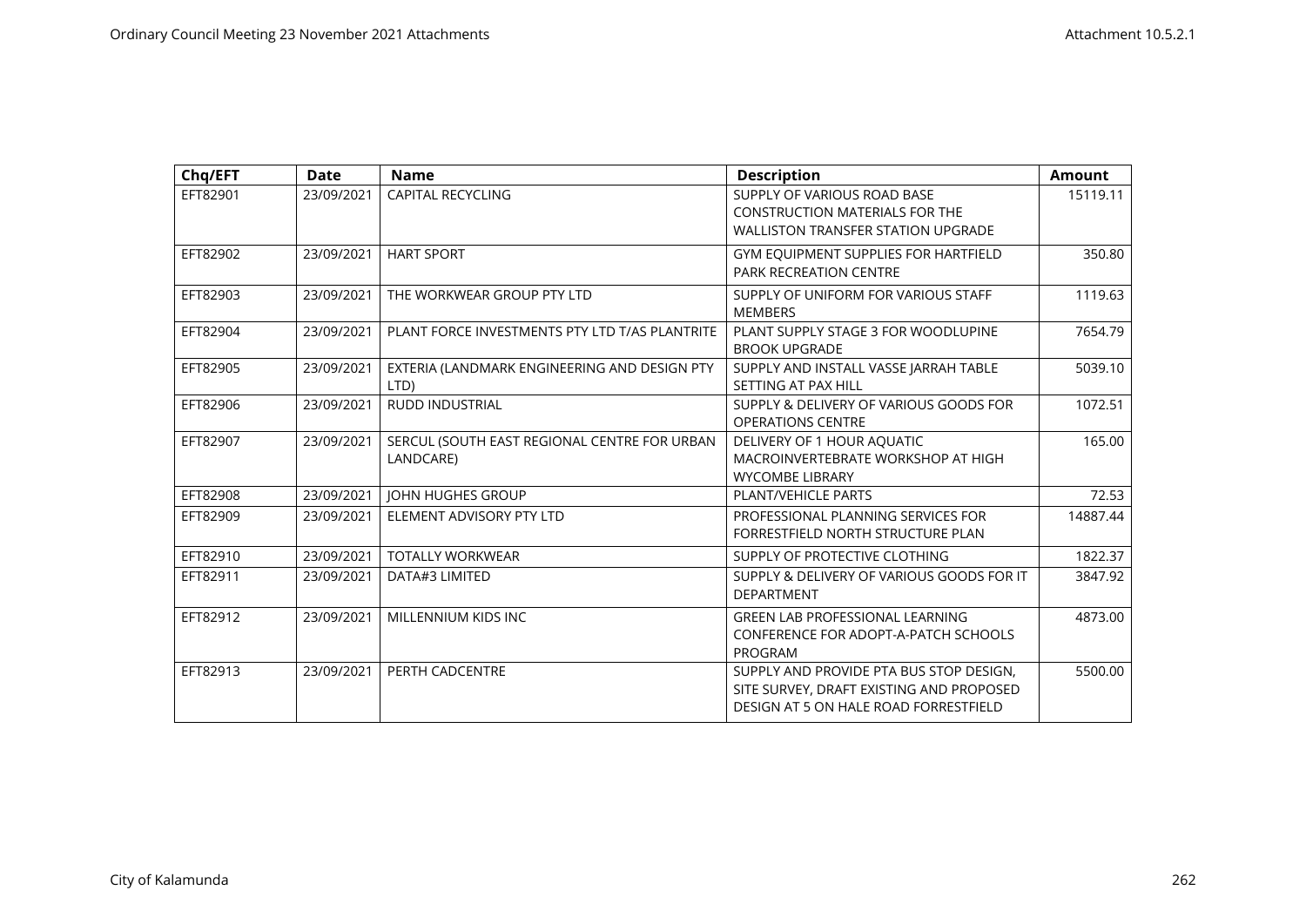| Chq/EFT | Date | Name | Description | Amount |
|---|---|---|---|---|
| EFT82901 | 23/09/2021 | CAPITAL RECYCLING | SUPPLY OF VARIOUS ROAD BASE CONSTRUCTION MATERIALS FOR THE WALLISTON TRANSFER STATION UPGRADE | 15119.11 |
| EFT82902 | 23/09/2021 | HART SPORT | GYM EQUIPMENT SUPPLIES FOR HARTFIELD PARK RECREATION CENTRE | 350.80 |
| EFT82903 | 23/09/2021 | THE WORKWEAR GROUP PTY LTD | SUPPLY OF UNIFORM FOR VARIOUS STAFF MEMBERS | 1119.63 |
| EFT82904 | 23/09/2021 | PLANT FORCE INVESTMENTS PTY LTD T/AS PLANTRITE | PLANT SUPPLY STAGE 3 FOR WOODLUPINE BROOK UPGRADE | 7654.79 |
| EFT82905 | 23/09/2021 | EXTERIA (LANDMARK ENGINEERING AND DESIGN PTY LTD) | SUPPLY AND INSTALL VASSE JARRAH TABLE SETTING AT PAX HILL | 5039.10 |
| EFT82906 | 23/09/2021 | RUDD INDUSTRIAL | SUPPLY & DELIVERY OF VARIOUS GOODS FOR OPERATIONS CENTRE | 1072.51 |
| EFT82907 | 23/09/2021 | SERCUL (SOUTH EAST REGIONAL CENTRE FOR URBAN LANDCARE) | DELIVERY OF 1 HOUR AQUATIC MACROINVERTEBRATE WORKSHOP AT HIGH WYCOMBE LIBRARY | 165.00 |
| EFT82908 | 23/09/2021 | JOHN HUGHES GROUP | PLANT/VEHICLE PARTS | 72.53 |
| EFT82909 | 23/09/2021 | ELEMENT ADVISORY PTY LTD | PROFESSIONAL PLANNING SERVICES FOR FORRESTFIELD NORTH STRUCTURE PLAN | 14887.44 |
| EFT82910 | 23/09/2021 | TOTALLY WORKWEAR | SUPPLY OF PROTECTIVE CLOTHING | 1822.37 |
| EFT82911 | 23/09/2021 | DATA#3 LIMITED | SUPPLY & DELIVERY OF VARIOUS GOODS FOR IT DEPARTMENT | 3847.92 |
| EFT82912 | 23/09/2021 | MILLENNIUM KIDS INC | GREEN LAB PROFESSIONAL LEARNING CONFERENCE FOR ADOPT-A-PATCH SCHOOLS PROGRAM | 4873.00 |
| EFT82913 | 23/09/2021 | PERTH CADCENTRE | SUPPLY AND PROVIDE PTA BUS STOP DESIGN, SITE SURVEY, DRAFT EXISTING AND PROPOSED DESIGN AT 5 ON HALE ROAD FORRESTFIELD | 5500.00 |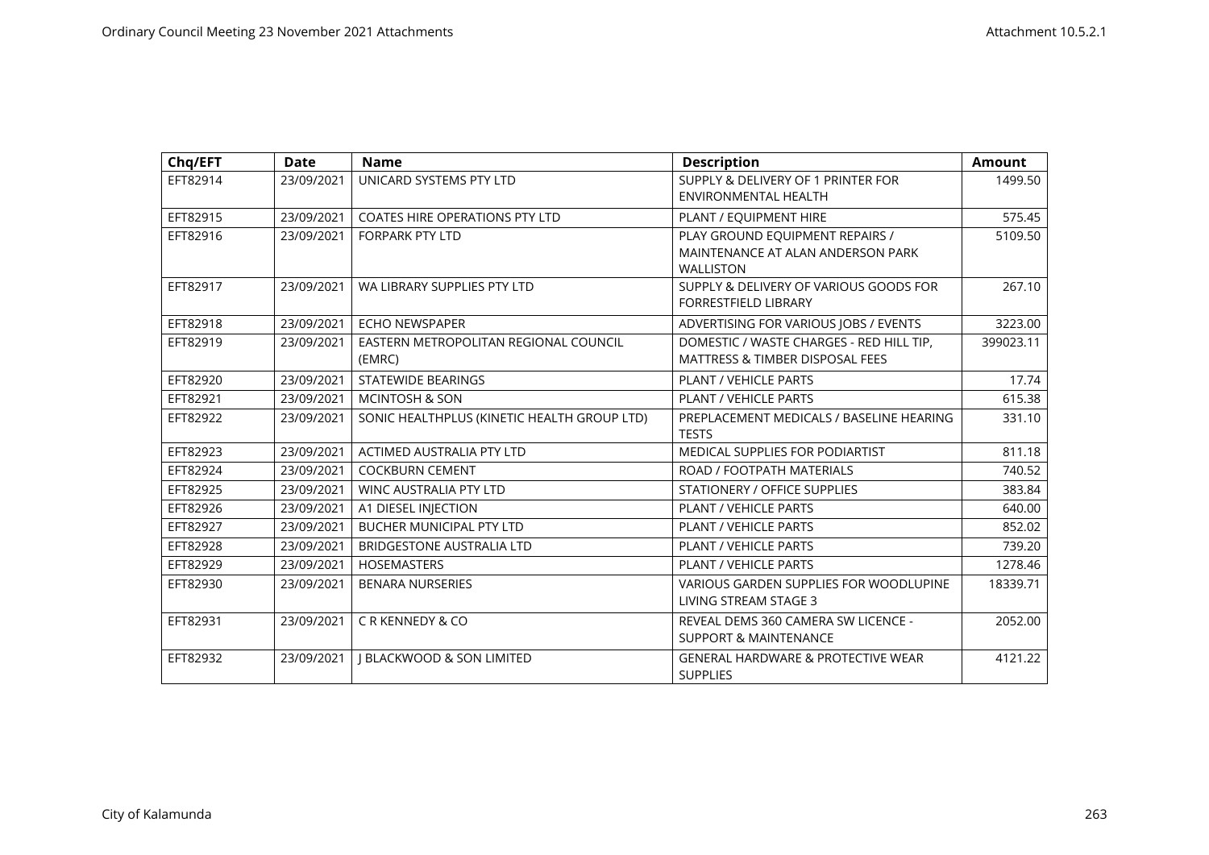| Chq/EFT | Date | Name | Description | Amount |
|---|---|---|---|---|
| EFT82914 | 23/09/2021 | UNICARD SYSTEMS PTY LTD | SUPPLY & DELIVERY OF 1 PRINTER FOR ENVIRONMENTAL HEALTH | 1499.50 |
| EFT82915 | 23/09/2021 | COATES HIRE OPERATIONS PTY LTD | PLANT / EQUIPMENT HIRE | 575.45 |
| EFT82916 | 23/09/2021 | FORPARK PTY LTD | PLAY GROUND EQUIPMENT REPAIRS / MAINTENANCE AT ALAN ANDERSON PARK WALLISTON | 5109.50 |
| EFT82917 | 23/09/2021 | WA LIBRARY SUPPLIES PTY LTD | SUPPLY & DELIVERY OF VARIOUS GOODS FOR FORRESTFIELD LIBRARY | 267.10 |
| EFT82918 | 23/09/2021 | ECHO NEWSPAPER | ADVERTISING FOR VARIOUS JOBS / EVENTS | 3223.00 |
| EFT82919 | 23/09/2021 | EASTERN METROPOLITAN REGIONAL COUNCIL (EMRC) | DOMESTIC / WASTE CHARGES - RED HILL TIP, MATTRESS & TIMBER DISPOSAL FEES | 399023.11 |
| EFT82920 | 23/09/2021 | STATEWIDE BEARINGS | PLANT / VEHICLE PARTS | 17.74 |
| EFT82921 | 23/09/2021 | MCINTOSH & SON | PLANT / VEHICLE PARTS | 615.38 |
| EFT82922 | 23/09/2021 | SONIC HEALTHPLUS (KINETIC HEALTH GROUP LTD) | PREPLACEMENT MEDICALS / BASELINE HEARING TESTS | 331.10 |
| EFT82923 | 23/09/2021 | ACTIMED AUSTRALIA PTY LTD | MEDICAL SUPPLIES FOR PODIARTIST | 811.18 |
| EFT82924 | 23/09/2021 | COCKBURN CEMENT | ROAD / FOOTPATH MATERIALS | 740.52 |
| EFT82925 | 23/09/2021 | WINC AUSTRALIA PTY LTD | STATIONERY / OFFICE SUPPLIES | 383.84 |
| EFT82926 | 23/09/2021 | A1 DIESEL INJECTION | PLANT / VEHICLE PARTS | 640.00 |
| EFT82927 | 23/09/2021 | BUCHER MUNICIPAL PTY LTD | PLANT / VEHICLE PARTS | 852.02 |
| EFT82928 | 23/09/2021 | BRIDGESTONE AUSTRALIA LTD | PLANT / VEHICLE PARTS | 739.20 |
| EFT82929 | 23/09/2021 | HOSEMASTERS | PLANT / VEHICLE PARTS | 1278.46 |
| EFT82930 | 23/09/2021 | BENARA NURSERIES | VARIOUS GARDEN SUPPLIES FOR WOODLUPINE LIVING STREAM STAGE 3 | 18339.71 |
| EFT82931 | 23/09/2021 | C R KENNEDY & CO | REVEAL DEMS 360 CAMERA SW LICENCE - SUPPORT & MAINTENANCE | 2052.00 |
| EFT82932 | 23/09/2021 | J BLACKWOOD & SON LIMITED | GENERAL HARDWARE & PROTECTIVE WEAR SUPPLIES | 4121.22 |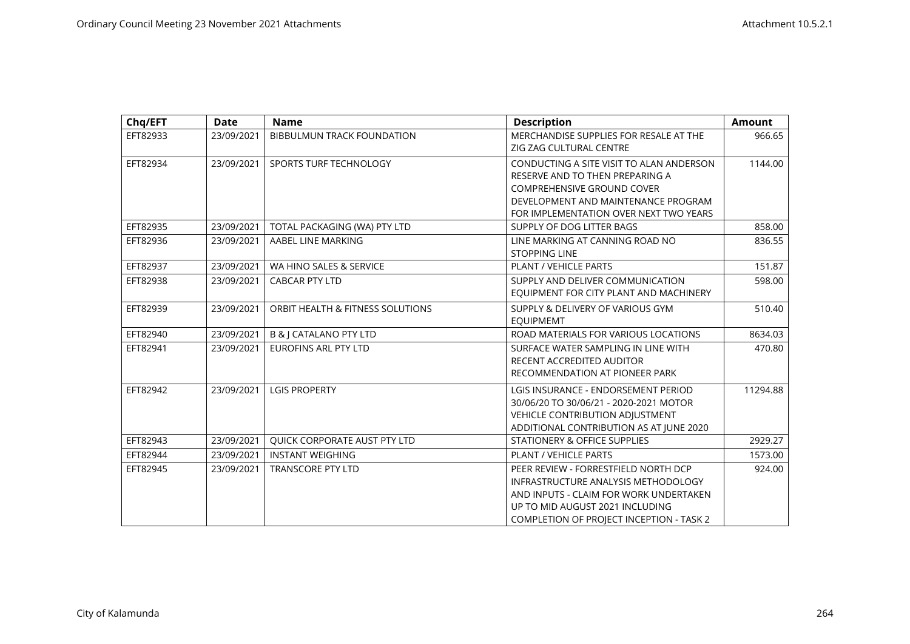| Chq/EFT | Date | Name | Description | Amount |
| --- | --- | --- | --- | --- |
| EFT82933 | 23/09/2021 | BIBBULMUN TRACK FOUNDATION | MERCHANDISE SUPPLIES FOR RESALE AT THE ZIG ZAG CULTURAL CENTRE | 966.65 |
| EFT82934 | 23/09/2021 | SPORTS TURF TECHNOLOGY | CONDUCTING A SITE VISIT TO ALAN ANDERSON RESERVE AND TO THEN PREPARING A COMPREHENSIVE GROUND COVER DEVELOPMENT AND MAINTENANCE PROGRAM FOR IMPLEMENTATION OVER NEXT TWO YEARS | 1144.00 |
| EFT82935 | 23/09/2021 | TOTAL PACKAGING (WA) PTY LTD | SUPPLY OF DOG LITTER BAGS | 858.00 |
| EFT82936 | 23/09/2021 | AABEL LINE MARKING | LINE MARKING AT CANNING ROAD NO STOPPING LINE | 836.55 |
| EFT82937 | 23/09/2021 | WA HINO SALES & SERVICE | PLANT / VEHICLE PARTS | 151.87 |
| EFT82938 | 23/09/2021 | CABCAR PTY LTD | SUPPLY AND DELIVER COMMUNICATION EQUIPMENT FOR CITY PLANT AND MACHINERY | 598.00 |
| EFT82939 | 23/09/2021 | ORBIT HEALTH & FITNESS SOLUTIONS | SUPPLY & DELIVERY OF VARIOUS GYM EQUIPMEMT | 510.40 |
| EFT82940 | 23/09/2021 | B & J CATALANO PTY LTD | ROAD MATERIALS FOR VARIOUS LOCATIONS | 8634.03 |
| EFT82941 | 23/09/2021 | EUROFINS ARL PTY LTD | SURFACE WATER SAMPLING IN LINE WITH RECENT ACCREDITED AUDITOR RECOMMENDATION AT PIONEER PARK | 470.80 |
| EFT82942 | 23/09/2021 | LGIS PROPERTY | LGIS INSURANCE - ENDORSEMENT PERIOD 30/06/20 TO 30/06/21 - 2020-2021 MOTOR VEHICLE CONTRIBUTION ADJUSTMENT ADDITIONAL CONTRIBUTION AS AT JUNE 2020 | 11294.88 |
| EFT82943 | 23/09/2021 | QUICK CORPORATE AUST PTY LTD | STATIONERY & OFFICE SUPPLIES | 2929.27 |
| EFT82944 | 23/09/2021 | INSTANT WEIGHING | PLANT / VEHICLE PARTS | 1573.00 |
| EFT82945 | 23/09/2021 | TRANSCORE PTY LTD | PEER REVIEW - FORRESTFIELD NORTH DCP INFRASTRUCTURE ANALYSIS METHODOLOGY AND INPUTS - CLAIM FOR WORK UNDERTAKEN UP TO MID AUGUST 2021 INCLUDING COMPLETION OF PROJECT INCEPTION - TASK 2 | 924.00 |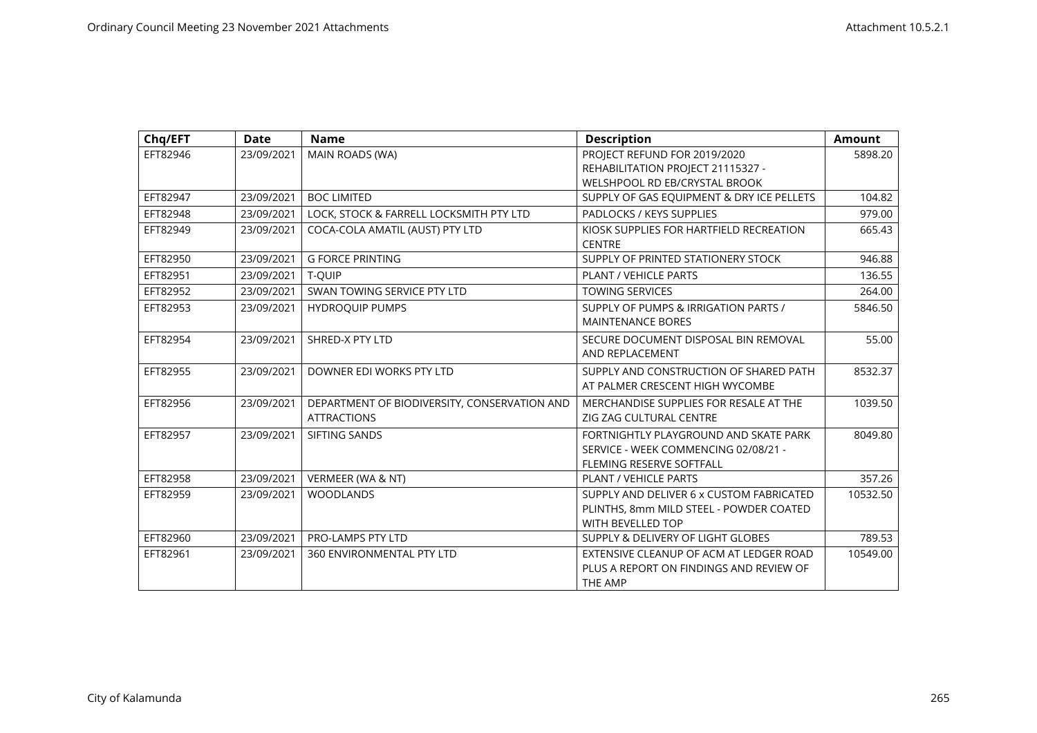| Chq/EFT | Date | Name | Description | Amount |
|---|---|---|---|---|
| EFT82946 | 23/09/2021 | MAIN ROADS (WA) | PROJECT REFUND FOR 2019/2020 REHABILITATION PROJECT 21115327 - WELSHPOOL RD EB/CRYSTAL BROOK | 5898.20 |
| EFT82947 | 23/09/2021 | BOC LIMITED | SUPPLY OF GAS EQUIPMENT & DRY ICE PELLETS | 104.82 |
| EFT82948 | 23/09/2021 | LOCK, STOCK & FARRELL LOCKSMITH PTY LTD | PADLOCKS / KEYS SUPPLIES | 979.00 |
| EFT82949 | 23/09/2021 | COCA-COLA AMATIL (AUST) PTY LTD | KIOSK SUPPLIES FOR HARTFIELD RECREATION CENTRE | 665.43 |
| EFT82950 | 23/09/2021 | G FORCE PRINTING | SUPPLY OF PRINTED STATIONERY STOCK | 946.88 |
| EFT82951 | 23/09/2021 | T-QUIP | PLANT / VEHICLE PARTS | 136.55 |
| EFT82952 | 23/09/2021 | SWAN TOWING SERVICE PTY LTD | TOWING SERVICES | 264.00 |
| EFT82953 | 23/09/2021 | HYDROQUIP PUMPS | SUPPLY OF PUMPS & IRRIGATION PARTS / MAINTENANCE BORES | 5846.50 |
| EFT82954 | 23/09/2021 | SHRED-X PTY LTD | SECURE DOCUMENT DISPOSAL BIN REMOVAL AND REPLACEMENT | 55.00 |
| EFT82955 | 23/09/2021 | DOWNER EDI WORKS PTY LTD | SUPPLY AND CONSTRUCTION OF SHARED PATH AT PALMER CRESCENT HIGH WYCOMBE | 8532.37 |
| EFT82956 | 23/09/2021 | DEPARTMENT OF BIODIVERSITY, CONSERVATION AND ATTRACTIONS | MERCHANDISE SUPPLIES FOR RESALE AT THE ZIG ZAG CULTURAL CENTRE | 1039.50 |
| EFT82957 | 23/09/2021 | SIFTING SANDS | FORTNIGHTLY PLAYGROUND AND SKATE PARK SERVICE - WEEK COMMENCING 02/08/21 - FLEMING RESERVE SOFTFALL | 8049.80 |
| EFT82958 | 23/09/2021 | VERMEER (WA & NT) | PLANT / VEHICLE PARTS | 357.26 |
| EFT82959 | 23/09/2021 | WOODLANDS | SUPPLY AND DELIVER 6 x CUSTOM FABRICATED PLINTHS, 8mm MILD STEEL - POWDER COATED WITH BEVELLED TOP | 10532.50 |
| EFT82960 | 23/09/2021 | PRO-LAMPS PTY LTD | SUPPLY & DELIVERY OF LIGHT GLOBES | 789.53 |
| EFT82961 | 23/09/2021 | 360 ENVIRONMENTAL PTY LTD | EXTENSIVE CLEANUP OF ACM AT LEDGER ROAD PLUS A REPORT ON FINDINGS AND REVIEW OF THE AMP | 10549.00 |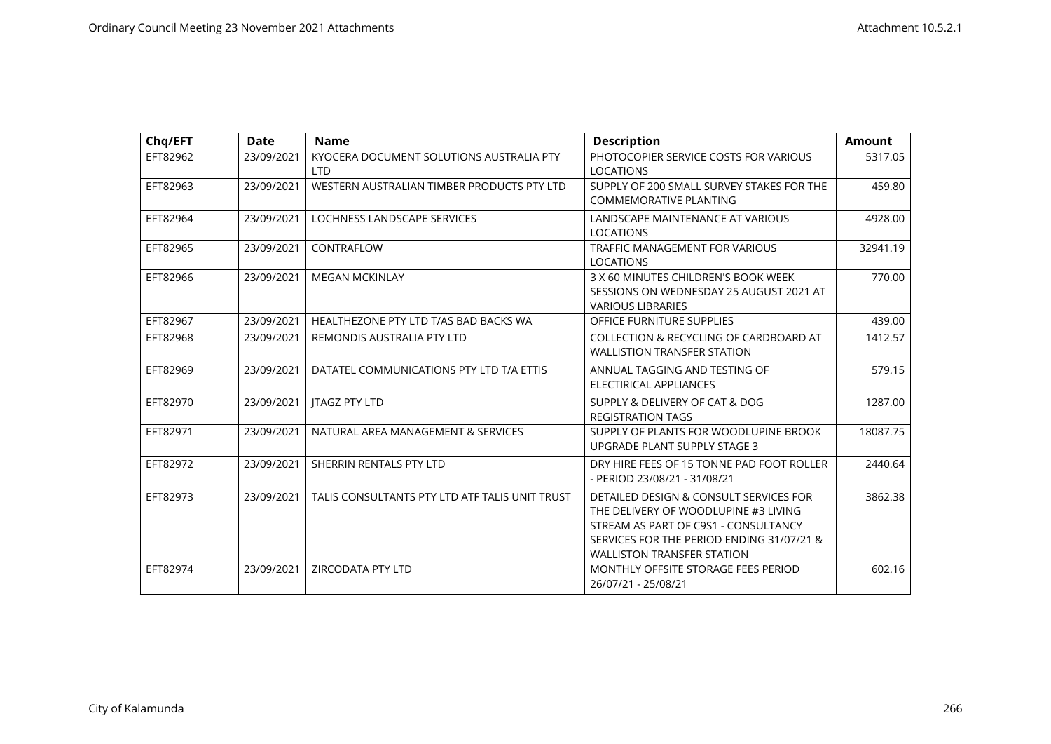| Chq/EFT | Date | Name | Description | Amount |
|---|---|---|---|---|
| EFT82962 | 23/09/2021 | KYOCERA DOCUMENT SOLUTIONS AUSTRALIA PTY LTD | PHOTOCOPIER SERVICE COSTS FOR VARIOUS LOCATIONS | 5317.05 |
| EFT82963 | 23/09/2021 | WESTERN AUSTRALIAN TIMBER PRODUCTS PTY LTD | SUPPLY OF 200 SMALL SURVEY STAKES FOR THE COMMEMORATIVE PLANTING | 459.80 |
| EFT82964 | 23/09/2021 | LOCHNESS LANDSCAPE SERVICES | LANDSCAPE MAINTENANCE AT VARIOUS LOCATIONS | 4928.00 |
| EFT82965 | 23/09/2021 | CONTRAFLOW | TRAFFIC MANAGEMENT FOR VARIOUS LOCATIONS | 32941.19 |
| EFT82966 | 23/09/2021 | MEGAN MCKINLAY | 3 X 60 MINUTES CHILDREN'S BOOK WEEK SESSIONS ON WEDNESDAY 25 AUGUST 2021 AT VARIOUS LIBRARIES | 770.00 |
| EFT82967 | 23/09/2021 | HEALTHEZONE PTY LTD T/AS BAD BACKS WA | OFFICE FURNITURE SUPPLIES | 439.00 |
| EFT82968 | 23/09/2021 | REMONDIS AUSTRALIA PTY LTD | COLLECTION & RECYCLING OF CARDBOARD AT WALLISTION TRANSFER STATION | 1412.57 |
| EFT82969 | 23/09/2021 | DATATEL COMMUNICATIONS PTY LTD T/A ETTIS | ANNUAL TAGGING AND TESTING OF ELECTIRICAL APPLIANCES | 579.15 |
| EFT82970 | 23/09/2021 | JTAGZ PTY LTD | SUPPLY & DELIVERY OF CAT & DOG REGISTRATION TAGS | 1287.00 |
| EFT82971 | 23/09/2021 | NATURAL AREA MANAGEMENT & SERVICES | SUPPLY OF PLANTS FOR WOODLUPINE BROOK UPGRADE PLANT SUPPLY STAGE 3 | 18087.75 |
| EFT82972 | 23/09/2021 | SHERRIN RENTALS PTY LTD | DRY HIRE FEES OF 15 TONNE PAD FOOT ROLLER - PERIOD 23/08/21 - 31/08/21 | 2440.64 |
| EFT82973 | 23/09/2021 | TALIS CONSULTANTS PTY LTD ATF TALIS UNIT TRUST | DETAILED DESIGN & CONSULT SERVICES FOR THE DELIVERY OF WOODLUPINE #3 LIVING STREAM AS PART OF C9S1 - CONSULTANCY SERVICES FOR THE PERIOD ENDING 31/07/21 & WALLISTON TRANSFER STATION | 3862.38 |
| EFT82974 | 23/09/2021 | ZIRCODATA PTY LTD | MONTHLY OFFSITE STORAGE FEES PERIOD 26/07/21 - 25/08/21 | 602.16 |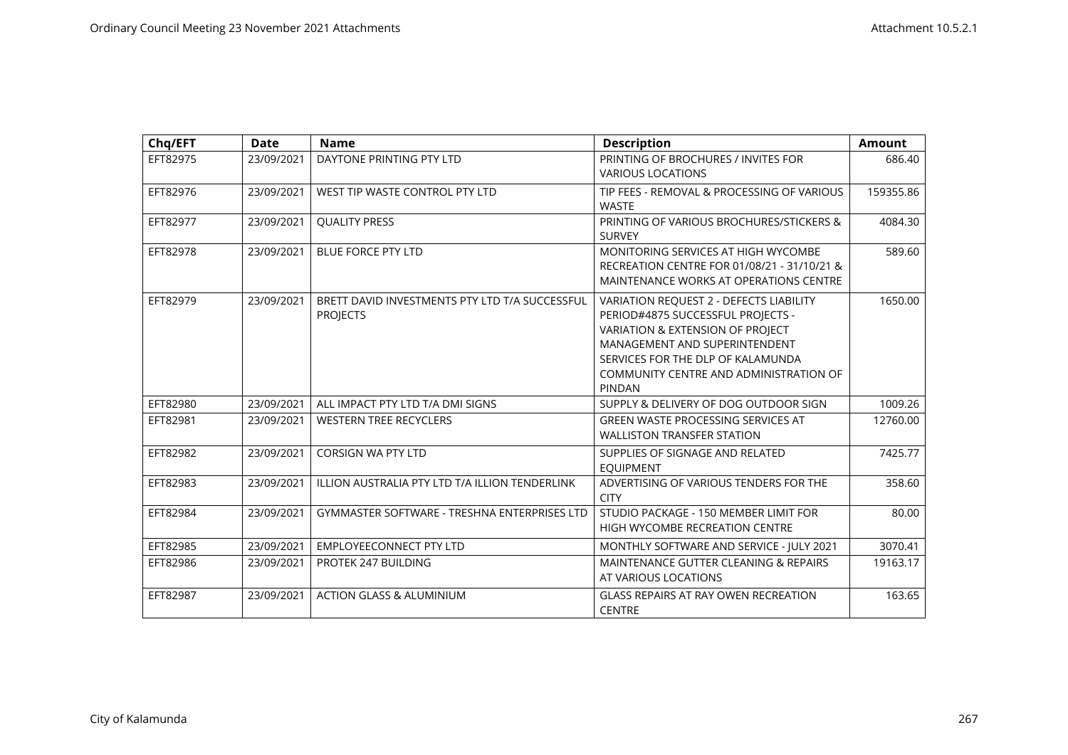| Chq/EFT | Date | Name | Description | Amount |
|---|---|---|---|---|
| EFT82975 | 23/09/2021 | DAYTONE PRINTING PTY LTD | PRINTING OF BROCHURES / INVITES FOR VARIOUS LOCATIONS | 686.40 |
| EFT82976 | 23/09/2021 | WEST TIP WASTE CONTROL PTY LTD | TIP FEES - REMOVAL & PROCESSING OF VARIOUS WASTE | 159355.86 |
| EFT82977 | 23/09/2021 | QUALITY PRESS | PRINTING OF VARIOUS BROCHURES/STICKERS & SURVEY | 4084.30 |
| EFT82978 | 23/09/2021 | BLUE FORCE PTY LTD | MONITORING SERVICES AT HIGH WYCOMBE RECREATION CENTRE FOR 01/08/21 - 31/10/21 & MAINTENANCE WORKS AT OPERATIONS CENTRE | 589.60 |
| EFT82979 | 23/09/2021 | BRETT DAVID INVESTMENTS PTY LTD T/A SUCCESSFUL PROJECTS | VARIATION REQUEST 2 - DEFECTS LIABILITY PERIOD#4875 SUCCESSFUL PROJECTS - VARIATION & EXTENSION OF PROJECT MANAGEMENT AND SUPERINTENDENT SERVICES FOR THE DLP OF KALAMUNDA COMMUNITY CENTRE AND ADMINISTRATION OF PINDAN | 1650.00 |
| EFT82980 | 23/09/2021 | ALL IMPACT PTY LTD T/A DMI SIGNS | SUPPLY & DELIVERY OF DOG OUTDOOR SIGN | 1009.26 |
| EFT82981 | 23/09/2021 | WESTERN TREE RECYCLERS | GREEN WASTE PROCESSING SERVICES AT WALLISTON TRANSFER STATION | 12760.00 |
| EFT82982 | 23/09/2021 | CORSIGN WA PTY LTD | SUPPLIES OF SIGNAGE AND RELATED EQUIPMENT | 7425.77 |
| EFT82983 | 23/09/2021 | ILLION AUSTRALIA PTY LTD T/A ILLION TENDERLINK | ADVERTISING OF VARIOUS TENDERS FOR THE CITY | 358.60 |
| EFT82984 | 23/09/2021 | GYMMASTER SOFTWARE - TRESHNA ENTERPRISES LTD | STUDIO PACKAGE - 150 MEMBER LIMIT FOR HIGH WYCOMBE RECREATION CENTRE | 80.00 |
| EFT82985 | 23/09/2021 | EMPLOYEECONNECT PTY LTD | MONTHLY SOFTWARE AND SERVICE - JULY 2021 | 3070.41 |
| EFT82986 | 23/09/2021 | PROTEK 247 BUILDING | MAINTENANCE GUTTER CLEANING & REPAIRS AT VARIOUS LOCATIONS | 19163.17 |
| EFT82987 | 23/09/2021 | ACTION GLASS & ALUMINIUM | GLASS REPAIRS AT RAY OWEN RECREATION CENTRE | 163.65 |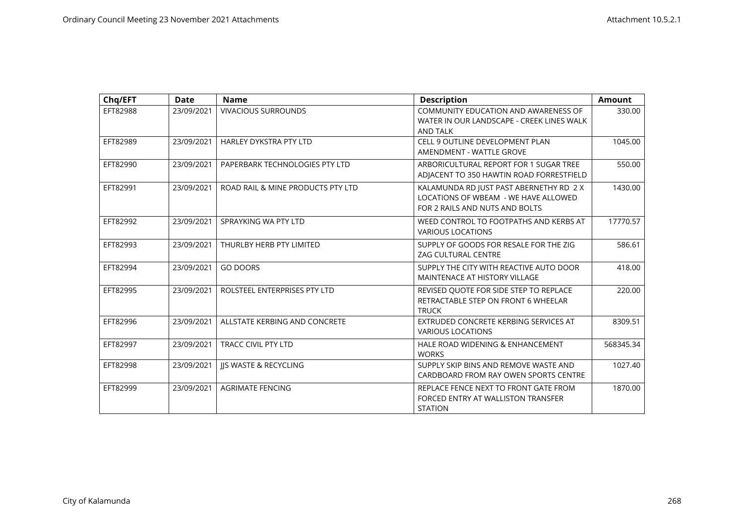| Chq/EFT | Date | Name | Description | Amount |
|---|---|---|---|---|
| EFT82988 | 23/09/2021 | VIVACIOUS SURROUNDS | COMMUNITY EDUCATION AND AWARENESS OF WATER IN OUR LANDSCAPE - CREEK LINES WALK AND TALK | 330.00 |
| EFT82989 | 23/09/2021 | HARLEY DYKSTRA PTY LTD | CELL 9 OUTLINE DEVELOPMENT PLAN AMENDMENT - WATTLE GROVE | 1045.00 |
| EFT82990 | 23/09/2021 | PAPERBARK TECHNOLOGIES PTY LTD | ARBORICULTURAL REPORT FOR 1 SUGAR TREE ADJACENT TO 350 HAWTIN ROAD FORRESTFIELD | 550.00 |
| EFT82991 | 23/09/2021 | ROAD RAIL & MINE PRODUCTS PTY LTD | KALAMUNDA RD JUST PAST ABERNETHY RD 2 X LOCATIONS OF WBEAM - WE HAVE ALLOWED FOR 2 RAILS AND NUTS AND BOLTS | 1430.00 |
| EFT82992 | 23/09/2021 | SPRAYKING WA PTY LTD | WEED CONTROL TO FOOTPATHS AND KERBS AT VARIOUS LOCATIONS | 17770.57 |
| EFT82993 | 23/09/2021 | THURLBY HERB PTY LIMITED | SUPPLY OF GOODS FOR RESALE FOR THE ZIG ZAG CULTURAL CENTRE | 586.61 |
| EFT82994 | 23/09/2021 | GO DOORS | SUPPLY THE CITY WITH REACTIVE AUTO DOOR MAINTENACE AT HISTORY VILLAGE | 418.00 |
| EFT82995 | 23/09/2021 | ROLSTEEL ENTERPRISES PTY LTD | REVISED QUOTE FOR SIDE STEP TO REPLACE RETRACTABLE STEP ON FRONT 6 WHEELAR TRUCK | 220.00 |
| EFT82996 | 23/09/2021 | ALLSTATE KERBING AND CONCRETE | EXTRUDED CONCRETE KERBING SERVICES AT VARIOUS LOCATIONS | 8309.51 |
| EFT82997 | 23/09/2021 | TRACC CIVIL PTY LTD | HALE ROAD WIDENING & ENHANCEMENT WORKS | 568345.34 |
| EFT82998 | 23/09/2021 | JJS WASTE & RECYCLING | SUPPLY SKIP BINS AND REMOVE WASTE AND CARDBOARD FROM RAY OWEN SPORTS CENTRE | 1027.40 |
| EFT82999 | 23/09/2021 | AGRIMATE FENCING | REPLACE FENCE NEXT TO FRONT GATE FROM FORCED ENTRY AT WALLISTON TRANSFER STATION | 1870.00 |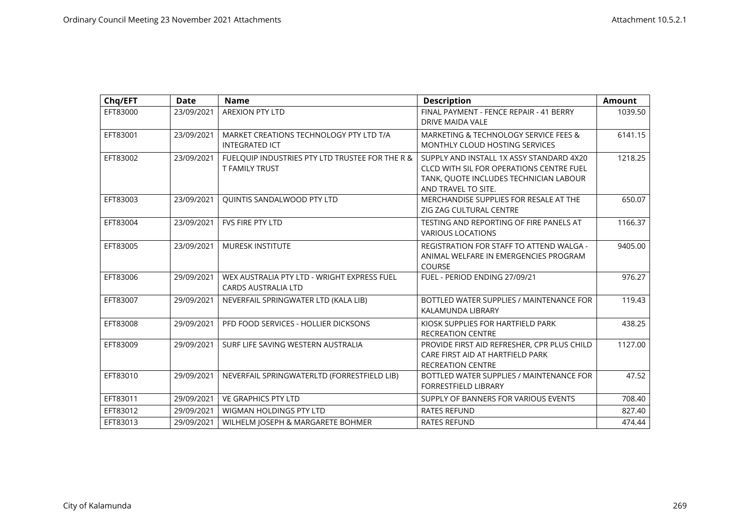| Chq/EFT | Date | Name | Description | Amount |
|---|---|---|---|---|
| EFT83000 | 23/09/2021 | AREXION PTY LTD | FINAL PAYMENT - FENCE REPAIR - 41 BERRY DRIVE MAIDA VALE | 1039.50 |
| EFT83001 | 23/09/2021 | MARKET CREATIONS TECHNOLOGY PTY LTD T/A INTEGRATED ICT | MARKETING & TECHNOLOGY SERVICE FEES & MONTHLY CLOUD HOSTING SERVICES | 6141.15 |
| EFT83002 | 23/09/2021 | FUELQUIP INDUSTRIES PTY LTD TRUSTEE FOR THE R & T FAMILY TRUST | SUPPLY AND INSTALL 1X ASSY STANDARD 4X20 CLCD WITH SIL FOR OPERATIONS CENTRE FUEL TANK, QUOTE INCLUDES TECHNICIAN LABOUR AND TRAVEL TO SITE. | 1218.25 |
| EFT83003 | 23/09/2021 | QUINTIS SANDALWOOD PTY LTD | MERCHANDISE SUPPLIES FOR RESALE AT THE ZIG ZAG CULTURAL CENTRE | 650.07 |
| EFT83004 | 23/09/2021 | FVS FIRE PTY LTD | TESTING AND REPORTING OF FIRE PANELS AT VARIOUS LOCATIONS | 1166.37 |
| EFT83005 | 23/09/2021 | MURESK INSTITUTE | REGISTRATION FOR STAFF TO ATTEND WALGA - ANIMAL WELFARE IN EMERGENCIES PROGRAM COURSE | 9405.00 |
| EFT83006 | 29/09/2021 | WEX AUSTRALIA PTY LTD - WRIGHT EXPRESS FUEL CARDS AUSTRALIA LTD | FUEL - PERIOD ENDING 27/09/21 | 976.27 |
| EFT83007 | 29/09/2021 | NEVERFAIL SPRINGWATER LTD (KALA LIB) | BOTTLED WATER SUPPLIES / MAINTENANCE FOR KALAMUNDA LIBRARY | 119.43 |
| EFT83008 | 29/09/2021 | PFD FOOD SERVICES - HOLLIER DICKSONS | KIOSK SUPPLIES FOR HARTFIELD PARK RECREATION CENTRE | 438.25 |
| EFT83009 | 29/09/2021 | SURF LIFE SAVING WESTERN AUSTRALIA | PROVIDE FIRST AID REFRESHER, CPR PLUS CHILD CARE FIRST AID AT HARTFIELD PARK RECREATION CENTRE | 1127.00 |
| EFT83010 | 29/09/2021 | NEVERFAIL SPRINGWATERLTD (FORRESTFIELD LIB) | BOTTLED WATER SUPPLIES / MAINTENANCE FOR FORRESTFIELD LIBRARY | 47.52 |
| EFT83011 | 29/09/2021 | VE GRAPHICS PTY LTD | SUPPLY OF BANNERS FOR VARIOUS EVENTS | 708.40 |
| EFT83012 | 29/09/2021 | WIGMAN HOLDINGS PTY LTD | RATES REFUND | 827.40 |
| EFT83013 | 29/09/2021 | WILHELM JOSEPH & MARGARETE BOHMER | RATES REFUND | 474.44 |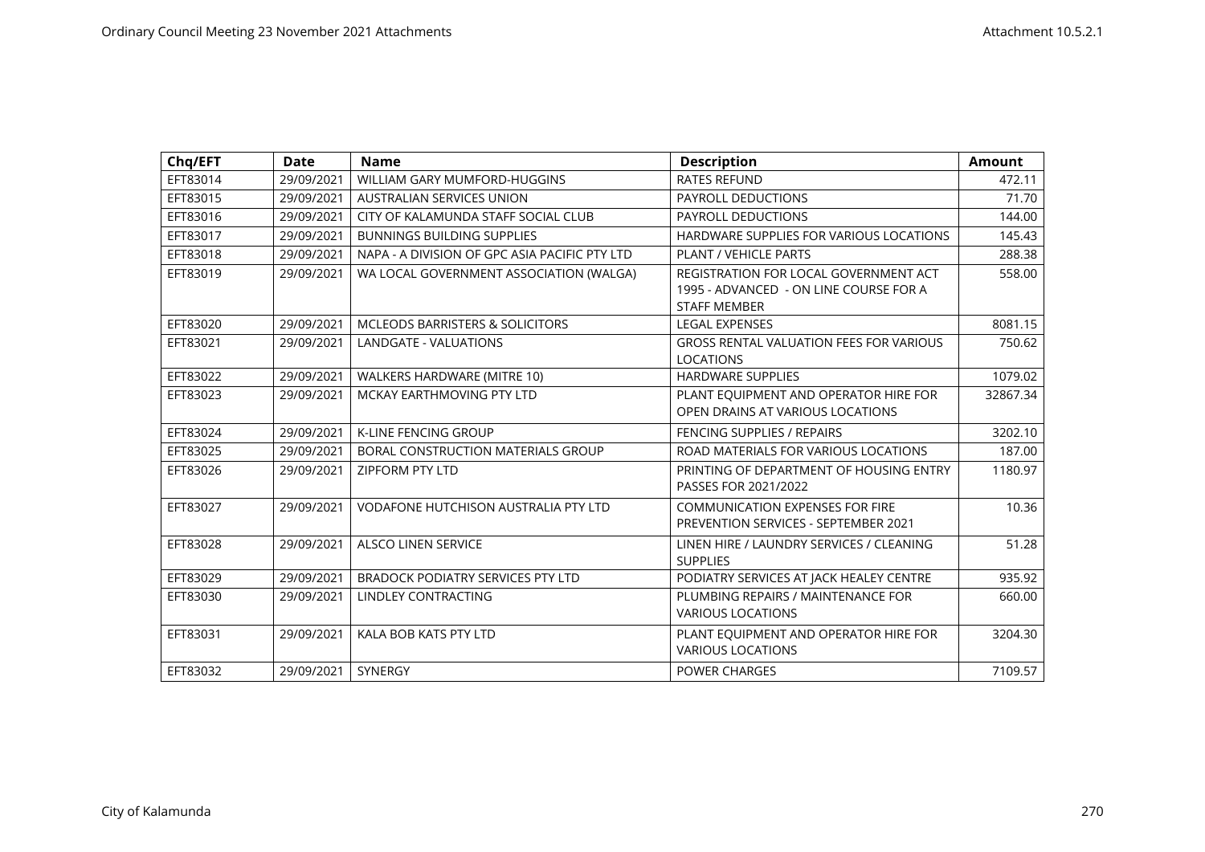| Chq/EFT | Date | Name | Description | Amount |
|---|---|---|---|---|
| EFT83014 | 29/09/2021 | WILLIAM GARY MUMFORD-HUGGINS | RATES REFUND | 472.11 |
| EFT83015 | 29/09/2021 | AUSTRALIAN SERVICES UNION | PAYROLL DEDUCTIONS | 71.70 |
| EFT83016 | 29/09/2021 | CITY OF KALAMUNDA STAFF SOCIAL CLUB | PAYROLL DEDUCTIONS | 144.00 |
| EFT83017 | 29/09/2021 | BUNNINGS BUILDING SUPPLIES | HARDWARE SUPPLIES FOR VARIOUS LOCATIONS | 145.43 |
| EFT83018 | 29/09/2021 | NAPA - A DIVISION OF GPC ASIA PACIFIC PTY LTD | PLANT / VEHICLE PARTS | 288.38 |
| EFT83019 | 29/09/2021 | WA LOCAL GOVERNMENT ASSOCIATION (WALGA) | REGISTRATION FOR LOCAL GOVERNMENT ACT 1995 - ADVANCED - ON LINE COURSE FOR A STAFF MEMBER | 558.00 |
| EFT83020 | 29/09/2021 | MCLEODS BARRISTERS & SOLICITORS | LEGAL EXPENSES | 8081.15 |
| EFT83021 | 29/09/2021 | LANDGATE - VALUATIONS | GROSS RENTAL VALUATION FEES FOR VARIOUS LOCATIONS | 750.62 |
| EFT83022 | 29/09/2021 | WALKERS HARDWARE (MITRE 10) | HARDWARE SUPPLIES | 1079.02 |
| EFT83023 | 29/09/2021 | MCKAY EARTHMOVING PTY LTD | PLANT EQUIPMENT AND OPERATOR HIRE FOR OPEN DRAINS AT VARIOUS LOCATIONS | 32867.34 |
| EFT83024 | 29/09/2021 | K-LINE FENCING GROUP | FENCING SUPPLIES / REPAIRS | 3202.10 |
| EFT83025 | 29/09/2021 | BORAL CONSTRUCTION MATERIALS GROUP | ROAD MATERIALS FOR VARIOUS LOCATIONS | 187.00 |
| EFT83026 | 29/09/2021 | ZIPFORM PTY LTD | PRINTING OF DEPARTMENT OF HOUSING ENTRY PASSES FOR 2021/2022 | 1180.97 |
| EFT83027 | 29/09/2021 | VODAFONE HUTCHISON AUSTRALIA PTY LTD | COMMUNICATION EXPENSES FOR FIRE PREVENTION SERVICES - SEPTEMBER 2021 | 10.36 |
| EFT83028 | 29/09/2021 | ALSCO LINEN SERVICE | LINEN HIRE / LAUNDRY SERVICES / CLEANING SUPPLIES | 51.28 |
| EFT83029 | 29/09/2021 | BRADOCK PODIATRY SERVICES PTY LTD | PODIATRY SERVICES AT JACK HEALEY CENTRE | 935.92 |
| EFT83030 | 29/09/2021 | LINDLEY CONTRACTING | PLUMBING REPAIRS / MAINTENANCE FOR VARIOUS LOCATIONS | 660.00 |
| EFT83031 | 29/09/2021 | KALA BOB KATS PTY LTD | PLANT EQUIPMENT AND OPERATOR HIRE FOR VARIOUS LOCATIONS | 3204.30 |
| EFT83032 | 29/09/2021 | SYNERGY | POWER CHARGES | 7109.57 |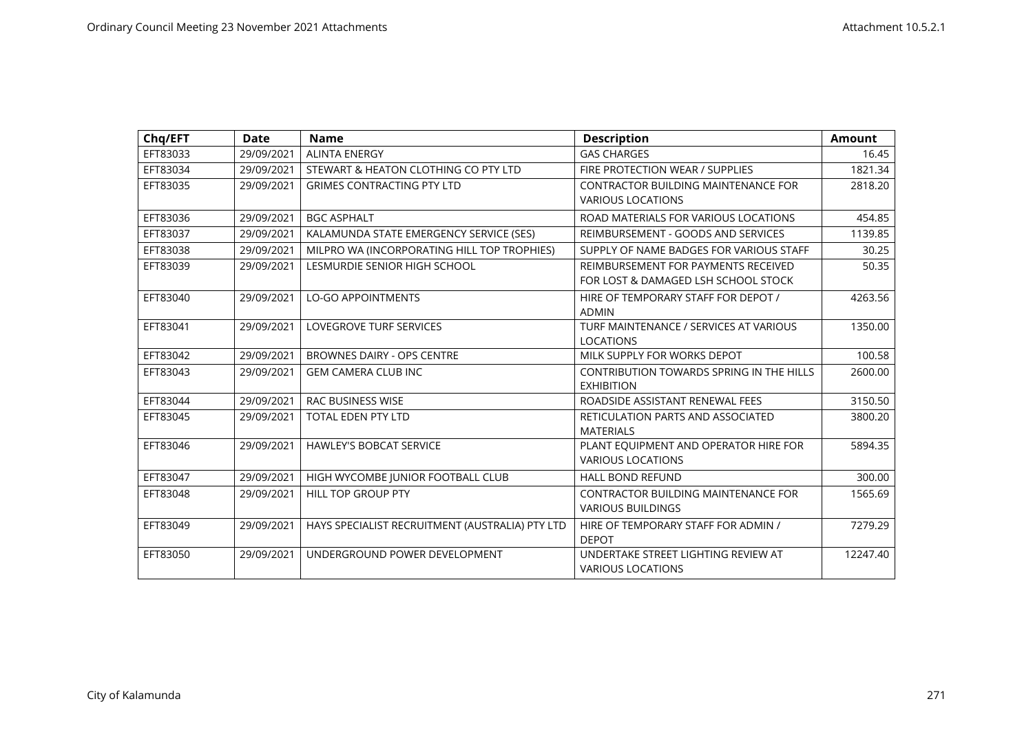| Chq/EFT | Date | Name | Description | Amount |
|---|---|---|---|---|
| EFT83033 | 29/09/2021 | ALINTA ENERGY | GAS CHARGES | 16.45 |
| EFT83034 | 29/09/2021 | STEWART & HEATON CLOTHING CO PTY LTD | FIRE PROTECTION WEAR / SUPPLIES | 1821.34 |
| EFT83035 | 29/09/2021 | GRIMES CONTRACTING PTY LTD | CONTRACTOR BUILDING MAINTENANCE FOR VARIOUS LOCATIONS | 2818.20 |
| EFT83036 | 29/09/2021 | BGC ASPHALT | ROAD MATERIALS FOR VARIOUS LOCATIONS | 454.85 |
| EFT83037 | 29/09/2021 | KALAMUNDA STATE EMERGENCY SERVICE (SES) | REIMBURSEMENT - GOODS AND SERVICES | 1139.85 |
| EFT83038 | 29/09/2021 | MILPRO WA (INCORPORATING HILL TOP TROPHIES) | SUPPLY OF NAME BADGES FOR VARIOUS STAFF | 30.25 |
| EFT83039 | 29/09/2021 | LESMURDIE SENIOR HIGH SCHOOL | REIMBURSEMENT FOR PAYMENTS RECEIVED FOR LOST & DAMAGED LSH SCHOOL STOCK | 50.35 |
| EFT83040 | 29/09/2021 | LO-GO APPOINTMENTS | HIRE OF TEMPORARY STAFF FOR DEPOT / ADMIN | 4263.56 |
| EFT83041 | 29/09/2021 | LOVEGROVE TURF SERVICES | TURF MAINTENANCE / SERVICES AT VARIOUS LOCATIONS | 1350.00 |
| EFT83042 | 29/09/2021 | BROWNES DAIRY - OPS CENTRE | MILK SUPPLY FOR WORKS DEPOT | 100.58 |
| EFT83043 | 29/09/2021 | GEM CAMERA CLUB INC | CONTRIBUTION TOWARDS SPRING IN THE HILLS EXHIBITION | 2600.00 |
| EFT83044 | 29/09/2021 | RAC BUSINESS WISE | ROADSIDE ASSISTANT RENEWAL FEES | 3150.50 |
| EFT83045 | 29/09/2021 | TOTAL EDEN PTY LTD | RETICULATION PARTS AND ASSOCIATED MATERIALS | 3800.20 |
| EFT83046 | 29/09/2021 | HAWLEY'S BOBCAT SERVICE | PLANT EQUIPMENT AND OPERATOR HIRE FOR VARIOUS LOCATIONS | 5894.35 |
| EFT83047 | 29/09/2021 | HIGH WYCOMBE JUNIOR FOOTBALL CLUB | HALL BOND REFUND | 300.00 |
| EFT83048 | 29/09/2021 | HILL TOP GROUP PTY | CONTRACTOR BUILDING MAINTENANCE FOR VARIOUS BUILDINGS | 1565.69 |
| EFT83049 | 29/09/2021 | HAYS SPECIALIST RECRUITMENT (AUSTRALIA) PTY LTD | HIRE OF TEMPORARY STAFF FOR ADMIN / DEPOT | 7279.29 |
| EFT83050 | 29/09/2021 | UNDERGROUND POWER DEVELOPMENT | UNDERTAKE STREET LIGHTING REVIEW AT VARIOUS LOCATIONS | 12247.40 |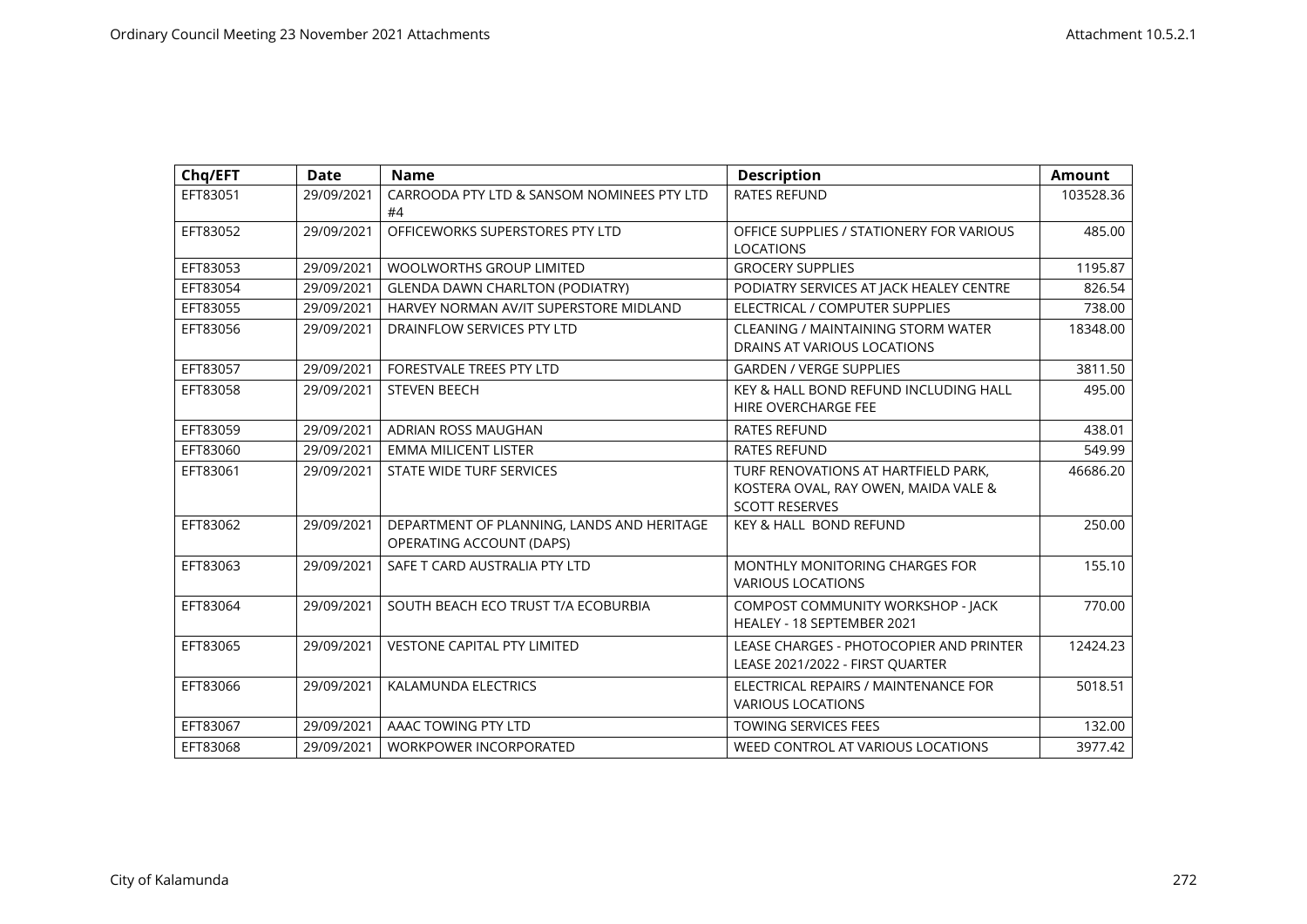| Chq/EFT | Date | Name | Description | Amount |
|---|---|---|---|---|
| EFT83051 | 29/09/2021 | CARROODA PTY LTD & SANSOM NOMINEES PTY LTD #4 | RATES REFUND | 103528.36 |
| EFT83052 | 29/09/2021 | OFFICEWORKS SUPERSTORES PTY LTD | OFFICE SUPPLIES / STATIONERY FOR VARIOUS LOCATIONS | 485.00 |
| EFT83053 | 29/09/2021 | WOOLWORTHS GROUP LIMITED | GROCERY SUPPLIES | 1195.87 |
| EFT83054 | 29/09/2021 | GLENDA DAWN CHARLTON (PODIATRY) | PODIATRY SERVICES AT JACK HEALEY CENTRE | 826.54 |
| EFT83055 | 29/09/2021 | HARVEY NORMAN AV/IT SUPERSTORE MIDLAND | ELECTRICAL / COMPUTER SUPPLIES | 738.00 |
| EFT83056 | 29/09/2021 | DRAINFLOW SERVICES PTY LTD | CLEANING / MAINTAINING STORM WATER DRAINS AT VARIOUS LOCATIONS | 18348.00 |
| EFT83057 | 29/09/2021 | FORESTVALE TREES PTY LTD | GARDEN / VERGE SUPPLIES | 3811.50 |
| EFT83058 | 29/09/2021 | STEVEN BEECH | KEY & HALL BOND REFUND INCLUDING HALL HIRE OVERCHARGE FEE | 495.00 |
| EFT83059 | 29/09/2021 | ADRIAN ROSS MAUGHAN | RATES REFUND | 438.01 |
| EFT83060 | 29/09/2021 | EMMA MILICENT LISTER | RATES REFUND | 549.99 |
| EFT83061 | 29/09/2021 | STATE WIDE TURF SERVICES | TURF RENOVATIONS AT HARTFIELD PARK, KOSTERA OVAL, RAY OWEN, MAIDA VALE & SCOTT RESERVES | 46686.20 |
| EFT83062 | 29/09/2021 | DEPARTMENT OF PLANNING, LANDS AND HERITAGE OPERATING ACCOUNT (DAPS) | KEY & HALL BOND REFUND | 250.00 |
| EFT83063 | 29/09/2021 | SAFE T CARD AUSTRALIA PTY LTD | MONTHLY MONITORING CHARGES FOR VARIOUS LOCATIONS | 155.10 |
| EFT83064 | 29/09/2021 | SOUTH BEACH ECO TRUST T/A ECOBURBIA | COMPOST COMMUNITY WORKSHOP - JACK HEALEY - 18 SEPTEMBER 2021 | 770.00 |
| EFT83065 | 29/09/2021 | VESTONE CAPITAL PTY LIMITED | LEASE CHARGES - PHOTOCOPIER AND PRINTER LEASE 2021/2022 - FIRST QUARTER | 12424.23 |
| EFT83066 | 29/09/2021 | KALAMUNDA ELECTRICS | ELECTRICAL REPAIRS / MAINTENANCE FOR VARIOUS LOCATIONS | 5018.51 |
| EFT83067 | 29/09/2021 | AAAC TOWING PTY LTD | TOWING SERVICES FEES | 132.00 |
| EFT83068 | 29/09/2021 | WORKPOWER INCORPORATED | WEED CONTROL AT VARIOUS LOCATIONS | 3977.42 |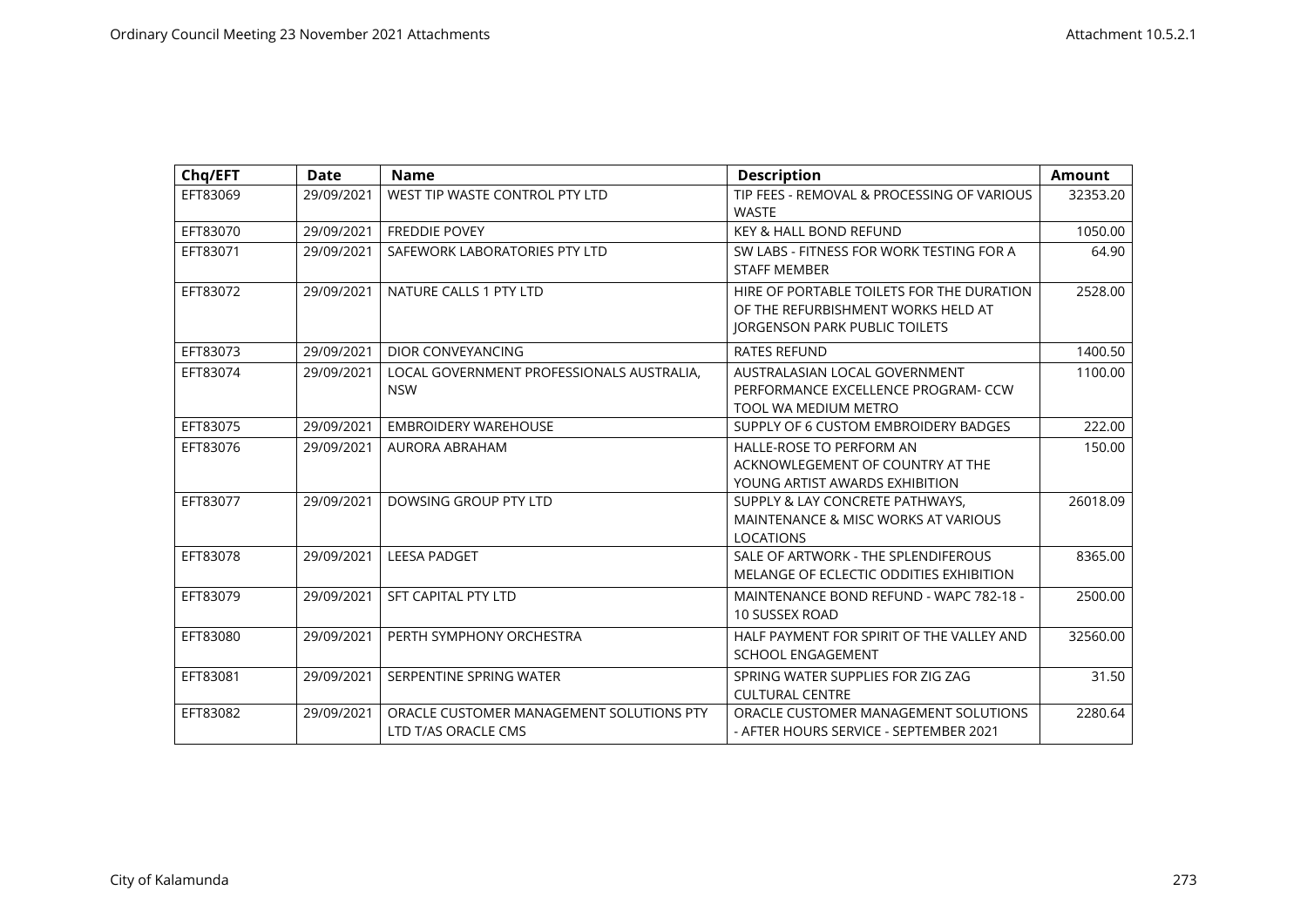| Chq/EFT | Date | Name | Description | Amount |
|---|---|---|---|---|
| EFT83069 | 29/09/2021 | WEST TIP WASTE CONTROL PTY LTD | TIP FEES - REMOVAL & PROCESSING OF VARIOUS WASTE | 32353.20 |
| EFT83070 | 29/09/2021 | FREDDIE POVEY | KEY & HALL BOND REFUND | 1050.00 |
| EFT83071 | 29/09/2021 | SAFEWORK LABORATORIES PTY LTD | SW LABS - FITNESS FOR WORK TESTING FOR A STAFF MEMBER | 64.90 |
| EFT83072 | 29/09/2021 | NATURE CALLS 1 PTY LTD | HIRE OF PORTABLE TOILETS FOR THE DURATION OF THE REFURBISHMENT WORKS HELD AT JORGENSON PARK PUBLIC TOILETS | 2528.00 |
| EFT83073 | 29/09/2021 | DIOR CONVEYANCING | RATES REFUND | 1400.50 |
| EFT83074 | 29/09/2021 | LOCAL GOVERNMENT PROFESSIONALS AUSTRALIA, NSW | AUSTRALASIAN LOCAL GOVERNMENT PERFORMANCE EXCELLENCE PROGRAM- CCW TOOL WA MEDIUM METRO | 1100.00 |
| EFT83075 | 29/09/2021 | EMBROIDERY WAREHOUSE | SUPPLY OF 6 CUSTOM EMBROIDERY BADGES | 222.00 |
| EFT83076 | 29/09/2021 | AURORA ABRAHAM | HALLE-ROSE TO PERFORM AN ACKNOWLEGEMENT OF COUNTRY AT THE YOUNG ARTIST AWARDS EXHIBITION | 150.00 |
| EFT83077 | 29/09/2021 | DOWSING GROUP PTY LTD | SUPPLY & LAY CONCRETE PATHWAYS, MAINTENANCE & MISC WORKS AT VARIOUS LOCATIONS | 26018.09 |
| EFT83078 | 29/09/2021 | LEESA PADGET | SALE OF ARTWORK - THE SPLENDIFEROUS MELANGE OF ECLECTIC ODDITIES EXHIBITION | 8365.00 |
| EFT83079 | 29/09/2021 | SFT CAPITAL PTY LTD | MAINTENANCE BOND REFUND - WAPC 782-18 - 10 SUSSEX ROAD | 2500.00 |
| EFT83080 | 29/09/2021 | PERTH SYMPHONY ORCHESTRA | HALF PAYMENT FOR SPIRIT OF THE VALLEY AND SCHOOL ENGAGEMENT | 32560.00 |
| EFT83081 | 29/09/2021 | SERPENTINE SPRING WATER | SPRING WATER SUPPLIES FOR ZIG ZAG CULTURAL CENTRE | 31.50 |
| EFT83082 | 29/09/2021 | ORACLE CUSTOMER MANAGEMENT SOLUTIONS PTY LTD T/AS ORACLE CMS | ORACLE CUSTOMER MANAGEMENT SOLUTIONS - AFTER HOURS SERVICE - SEPTEMBER 2021 | 2280.64 |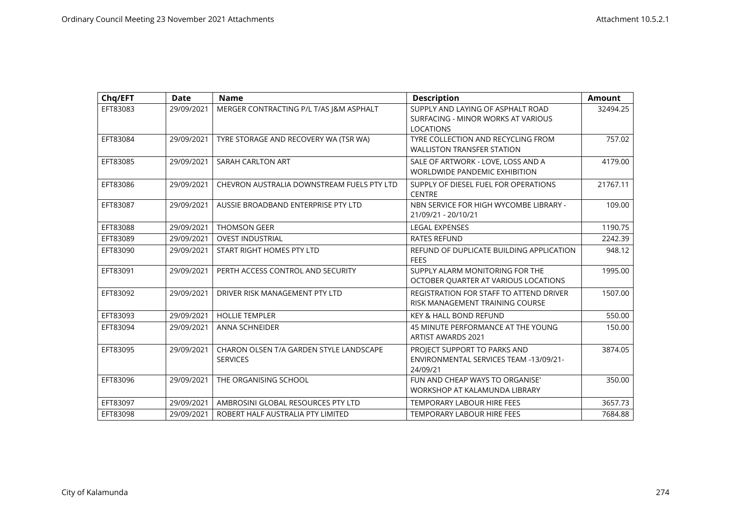| Chq/EFT | Date | Name | Description | Amount |
|---|---|---|---|---|
| EFT83083 | 29/09/2021 | MERGER CONTRACTING P/L T/AS J&M ASPHALT | SUPPLY AND LAYING OF ASPHALT ROAD SURFACING - MINOR WORKS AT VARIOUS LOCATIONS | 32494.25 |
| EFT83084 | 29/09/2021 | TYRE STORAGE AND RECOVERY WA (TSR WA) | TYRE COLLECTION AND RECYCLING FROM WALLISTON TRANSFER STATION | 757.02 |
| EFT83085 | 29/09/2021 | SARAH CARLTON ART | SALE OF ARTWORK - LOVE, LOSS AND A WORLDWIDE PANDEMIC EXHIBITION | 4179.00 |
| EFT83086 | 29/09/2021 | CHEVRON AUSTRALIA DOWNSTREAM FUELS PTY LTD | SUPPLY OF DIESEL FUEL FOR OPERATIONS CENTRE | 21767.11 |
| EFT83087 | 29/09/2021 | AUSSIE BROADBAND ENTERPRISE PTY LTD | NBN SERVICE FOR HIGH WYCOMBE LIBRARY - 21/09/21 - 20/10/21 | 109.00 |
| EFT83088 | 29/09/2021 | THOMSON GEER | LEGAL EXPENSES | 1190.75 |
| EFT83089 | 29/09/2021 | OVEST INDUSTRIAL | RATES REFUND | 2242.39 |
| EFT83090 | 29/09/2021 | START RIGHT HOMES PTY LTD | REFUND OF DUPLICATE BUILDING APPLICATION FEES | 948.12 |
| EFT83091 | 29/09/2021 | PERTH ACCESS CONTROL AND SECURITY | SUPPLY ALARM MONITORING FOR THE OCTOBER QUARTER AT VARIOUS LOCATIONS | 1995.00 |
| EFT83092 | 29/09/2021 | DRIVER RISK MANAGEMENT PTY LTD | REGISTRATION FOR STAFF TO ATTEND DRIVER RISK MANAGEMENT TRAINING COURSE | 1507.00 |
| EFT83093 | 29/09/2021 | HOLLIE TEMPLER | KEY & HALL BOND REFUND | 550.00 |
| EFT83094 | 29/09/2021 | ANNA SCHNEIDER | 45 MINUTE PERFORMANCE AT THE YOUNG ARTIST AWARDS 2021 | 150.00 |
| EFT83095 | 29/09/2021 | CHARON OLSEN T/A GARDEN STYLE LANDSCAPE SERVICES | PROJECT SUPPORT TO PARKS AND ENVIRONMENTAL SERVICES TEAM -13/09/21-24/09/21 | 3874.05 |
| EFT83096 | 29/09/2021 | THE ORGANISING SCHOOL | FUN AND CHEAP WAYS TO ORGANISE' WORKSHOP AT KALAMUNDA LIBRARY | 350.00 |
| EFT83097 | 29/09/2021 | AMBROSINI GLOBAL RESOURCES PTY LTD | TEMPORARY LABOUR HIRE FEES | 3657.73 |
| EFT83098 | 29/09/2021 | ROBERT HALF AUSTRALIA PTY LIMITED | TEMPORARY LABOUR HIRE FEES | 7684.88 |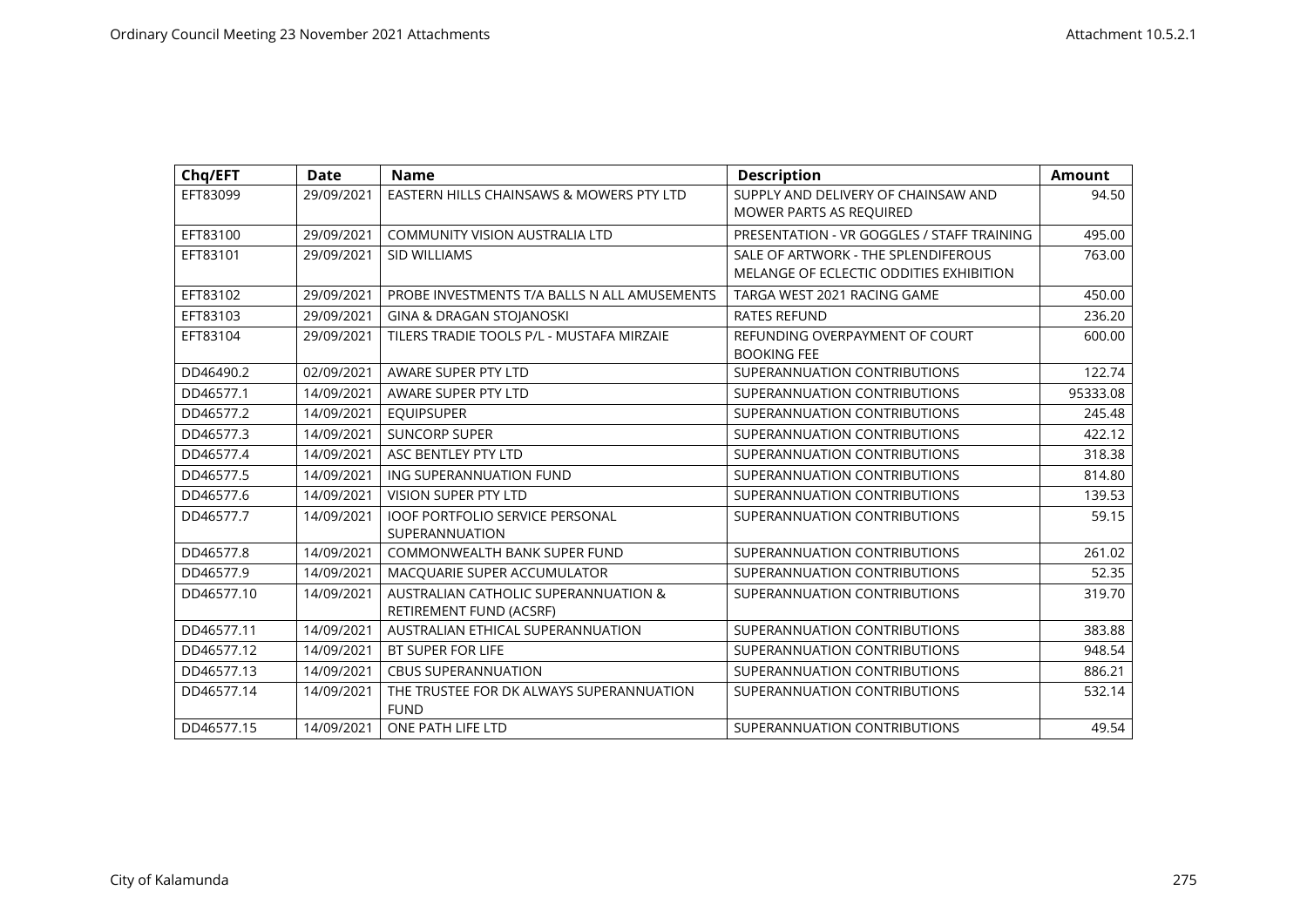| Chq/EFT | Date | Name | Description | Amount |
|---|---|---|---|---|
| EFT83099 | 29/09/2021 | EASTERN HILLS CHAINSAWS & MOWERS PTY LTD | SUPPLY AND DELIVERY OF CHAINSAW AND MOWER PARTS AS REQUIRED | 94.50 |
| EFT83100 | 29/09/2021 | COMMUNITY VISION AUSTRALIA LTD | PRESENTATION - VR GOGGLES / STAFF TRAINING | 495.00 |
| EFT83101 | 29/09/2021 | SID WILLIAMS | SALE OF ARTWORK - THE SPLENDIFEROUS MELANGE OF ECLECTIC ODDITIES EXHIBITION | 763.00 |
| EFT83102 | 29/09/2021 | PROBE INVESTMENTS T/A BALLS N ALL AMUSEMENTS | TARGA WEST 2021 RACING GAME | 450.00 |
| EFT83103 | 29/09/2021 | GINA & DRAGAN STOJANOSKI | RATES REFUND | 236.20 |
| EFT83104 | 29/09/2021 | TILERS TRADIE TOOLS P/L - MUSTAFA MIRZAIE | REFUNDING OVERPAYMENT OF COURT BOOKING FEE | 600.00 |
| DD46490.2 | 02/09/2021 | AWARE SUPER PTY LTD | SUPERANNUATION CONTRIBUTIONS | 122.74 |
| DD46577.1 | 14/09/2021 | AWARE SUPER PTY LTD | SUPERANNUATION CONTRIBUTIONS | 95333.08 |
| DD46577.2 | 14/09/2021 | EQUIPSUPER | SUPERANNUATION CONTRIBUTIONS | 245.48 |
| DD46577.3 | 14/09/2021 | SUNCORP SUPER | SUPERANNUATION CONTRIBUTIONS | 422.12 |
| DD46577.4 | 14/09/2021 | ASC BENTLEY PTY LTD | SUPERANNUATION CONTRIBUTIONS | 318.38 |
| DD46577.5 | 14/09/2021 | ING SUPERANNUATION FUND | SUPERANNUATION CONTRIBUTIONS | 814.80 |
| DD46577.6 | 14/09/2021 | VISION SUPER PTY LTD | SUPERANNUATION CONTRIBUTIONS | 139.53 |
| DD46577.7 | 14/09/2021 | IOOF PORTFOLIO SERVICE PERSONAL SUPERANNUATION | SUPERANNUATION CONTRIBUTIONS | 59.15 |
| DD46577.8 | 14/09/2021 | COMMONWEALTH BANK SUPER FUND | SUPERANNUATION CONTRIBUTIONS | 261.02 |
| DD46577.9 | 14/09/2021 | MACQUARIE SUPER ACCUMULATOR | SUPERANNUATION CONTRIBUTIONS | 52.35 |
| DD46577.10 | 14/09/2021 | AUSTRALIAN CATHOLIC SUPERANNUATION & RETIREMENT FUND (ACSRF) | SUPERANNUATION CONTRIBUTIONS | 319.70 |
| DD46577.11 | 14/09/2021 | AUSTRALIAN ETHICAL SUPERANNUATION | SUPERANNUATION CONTRIBUTIONS | 383.88 |
| DD46577.12 | 14/09/2021 | BT SUPER FOR LIFE | SUPERANNUATION CONTRIBUTIONS | 948.54 |
| DD46577.13 | 14/09/2021 | CBUS SUPERANNUATION | SUPERANNUATION CONTRIBUTIONS | 886.21 |
| DD46577.14 | 14/09/2021 | THE TRUSTEE FOR DK ALWAYS SUPERANNUATION FUND | SUPERANNUATION CONTRIBUTIONS | 532.14 |
| DD46577.15 | 14/09/2021 | ONE PATH LIFE LTD | SUPERANNUATION CONTRIBUTIONS | 49.54 |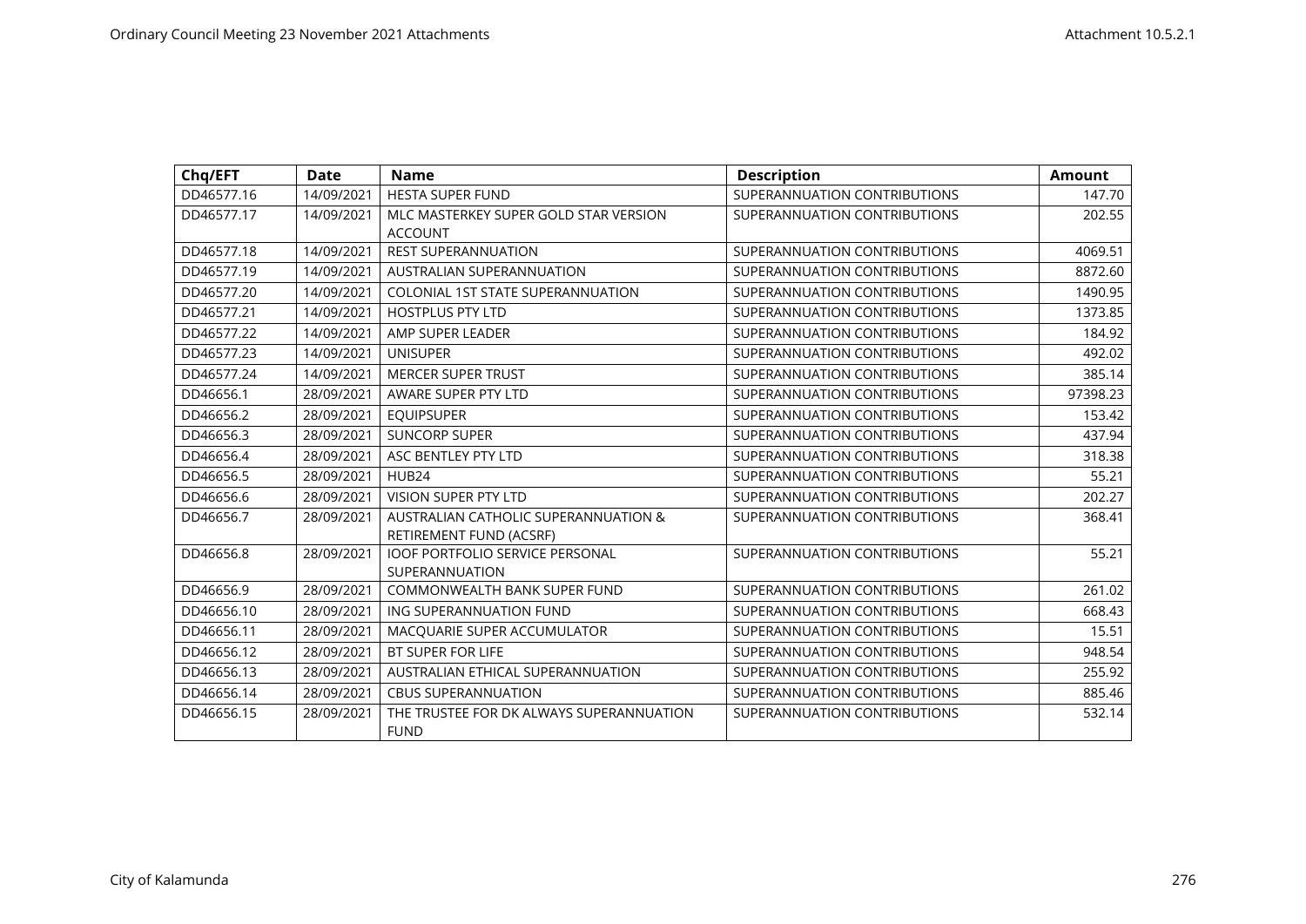| Chq/EFT | Date | Name | Description | Amount |
|---|---|---|---|---|
| DD46577.16 | 14/09/2021 | HESTA SUPER FUND | SUPERANNUATION CONTRIBUTIONS | 147.70 |
| DD46577.17 | 14/09/2021 | MLC MASTERKEY SUPER GOLD STAR VERSION ACCOUNT | SUPERANNUATION CONTRIBUTIONS | 202.55 |
| DD46577.18 | 14/09/2021 | REST SUPERANNUATION | SUPERANNUATION CONTRIBUTIONS | 4069.51 |
| DD46577.19 | 14/09/2021 | AUSTRALIAN SUPERANNUATION | SUPERANNUATION CONTRIBUTIONS | 8872.60 |
| DD46577.20 | 14/09/2021 | COLONIAL 1ST STATE SUPERANNUATION | SUPERANNUATION CONTRIBUTIONS | 1490.95 |
| DD46577.21 | 14/09/2021 | HOSTPLUS PTY LTD | SUPERANNUATION CONTRIBUTIONS | 1373.85 |
| DD46577.22 | 14/09/2021 | AMP SUPER LEADER | SUPERANNUATION CONTRIBUTIONS | 184.92 |
| DD46577.23 | 14/09/2021 | UNISUPER | SUPERANNUATION CONTRIBUTIONS | 492.02 |
| DD46577.24 | 14/09/2021 | MERCER SUPER TRUST | SUPERANNUATION CONTRIBUTIONS | 385.14 |
| DD46656.1 | 28/09/2021 | AWARE SUPER PTY LTD | SUPERANNUATION CONTRIBUTIONS | 97398.23 |
| DD46656.2 | 28/09/2021 | EQUIPSUPER | SUPERANNUATION CONTRIBUTIONS | 153.42 |
| DD46656.3 | 28/09/2021 | SUNCORP SUPER | SUPERANNUATION CONTRIBUTIONS | 437.94 |
| DD46656.4 | 28/09/2021 | ASC BENTLEY PTY LTD | SUPERANNUATION CONTRIBUTIONS | 318.38 |
| DD46656.5 | 28/09/2021 | HUB24 | SUPERANNUATION CONTRIBUTIONS | 55.21 |
| DD46656.6 | 28/09/2021 | VISION SUPER PTY LTD | SUPERANNUATION CONTRIBUTIONS | 202.27 |
| DD46656.7 | 28/09/2021 | AUSTRALIAN CATHOLIC SUPERANNUATION & RETIREMENT FUND (ACSRF) | SUPERANNUATION CONTRIBUTIONS | 368.41 |
| DD46656.8 | 28/09/2021 | IOOF PORTFOLIO SERVICE PERSONAL SUPERANNUATION | SUPERANNUATION CONTRIBUTIONS | 55.21 |
| DD46656.9 | 28/09/2021 | COMMONWEALTH BANK SUPER FUND | SUPERANNUATION CONTRIBUTIONS | 261.02 |
| DD46656.10 | 28/09/2021 | ING SUPERANNUATION FUND | SUPERANNUATION CONTRIBUTIONS | 668.43 |
| DD46656.11 | 28/09/2021 | MACQUARIE SUPER ACCUMULATOR | SUPERANNUATION CONTRIBUTIONS | 15.51 |
| DD46656.12 | 28/09/2021 | BT SUPER FOR LIFE | SUPERANNUATION CONTRIBUTIONS | 948.54 |
| DD46656.13 | 28/09/2021 | AUSTRALIAN ETHICAL SUPERANNUATION | SUPERANNUATION CONTRIBUTIONS | 255.92 |
| DD46656.14 | 28/09/2021 | CBUS SUPERANNUATION | SUPERANNUATION CONTRIBUTIONS | 885.46 |
| DD46656.15 | 28/09/2021 | THE TRUSTEE FOR DK ALWAYS SUPERANNUATION FUND | SUPERANNUATION CONTRIBUTIONS | 532.14 |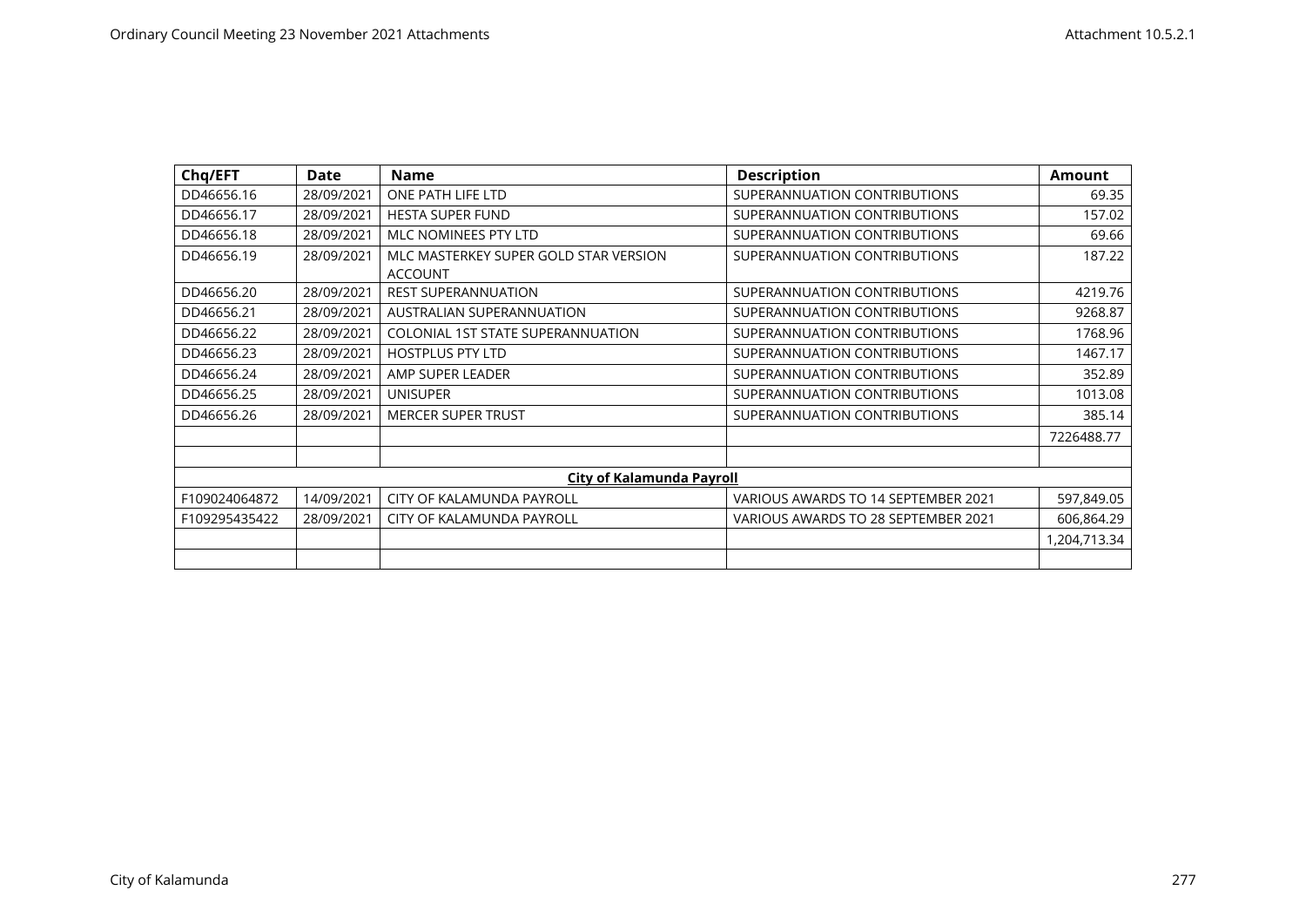| Chq/EFT | Date | Name | Description | Amount |
|---|---|---|---|---|
| DD46656.16 | 28/09/2021 | ONE PATH LIFE LTD | SUPERANNUATION CONTRIBUTIONS | 69.35 |
| DD46656.17 | 28/09/2021 | HESTA SUPER FUND | SUPERANNUATION CONTRIBUTIONS | 157.02 |
| DD46656.18 | 28/09/2021 | MLC NOMINEES PTY LTD | SUPERANNUATION CONTRIBUTIONS | 69.66 |
| DD46656.19 | 28/09/2021 | MLC MASTERKEY SUPER GOLD STAR VERSION ACCOUNT | SUPERANNUATION CONTRIBUTIONS | 187.22 |
| DD46656.20 | 28/09/2021 | REST SUPERANNUATION | SUPERANNUATION CONTRIBUTIONS | 4219.76 |
| DD46656.21 | 28/09/2021 | AUSTRALIAN SUPERANNUATION | SUPERANNUATION CONTRIBUTIONS | 9268.87 |
| DD46656.22 | 28/09/2021 | COLONIAL 1ST STATE SUPERANNUATION | SUPERANNUATION CONTRIBUTIONS | 1768.96 |
| DD46656.23 | 28/09/2021 | HOSTPLUS PTY LTD | SUPERANNUATION CONTRIBUTIONS | 1467.17 |
| DD46656.24 | 28/09/2021 | AMP SUPER LEADER | SUPERANNUATION CONTRIBUTIONS | 352.89 |
| DD46656.25 | 28/09/2021 | UNISUPER | SUPERANNUATION CONTRIBUTIONS | 1013.08 |
| DD46656.26 | 28/09/2021 | MERCER SUPER TRUST | SUPERANNUATION CONTRIBUTIONS | 385.14 |
| | | | | 7226488.77 |
| | | | | |
| | | **City of Kalamunda Payroll** | | |
| F109024064872 | 14/09/2021 | CITY OF KALAMUNDA PAYROLL | VARIOUS AWARDS TO 14 SEPTEMBER 2021 | 597,849.05 |
| F109295435422 | 28/09/2021 | CITY OF KALAMUNDA PAYROLL | VARIOUS AWARDS TO 28 SEPTEMBER 2021 | 606,864.29 |
| | | | | 1,204,713.34 |
| | | | | |